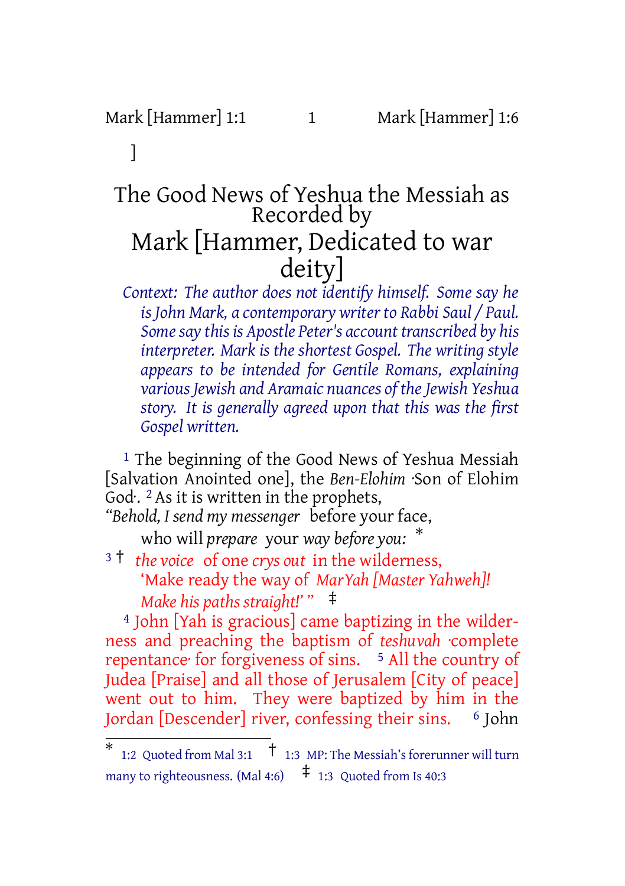]

# The Good News of Yeshua the Messiah as Recorded by

# Mark [Hammer, Dedicated to war deity]

*Context: The author does not identify himself. Some say he is John Mark, a contemporary writer to Rabbi Saul / Paul. Some say this is Apostle Peter's account transcribed by his interpreter. Mark is the shortest Gospel. The writing style appears to be intended for Gentile Romans, explaining various Jewish and Aramaic nuances of the Jewish Yeshua story. It is generally agreed upon that this was the first Gospel written.*

[1] The beginning of the Good News of Yeshua Messiah [Salvation Anointed one], the *Ben-Elohim* ·Son of Elohim God·. [2] As it is written in the prophets,

*"Behold, I send my messenger* before your face,
who will *prepare* your *way before you:* *

[3] † *the voice* of one *crys out* in the wilderness,
'Make ready the way of *MarYah [Master Yahweh]! Make his paths straight!'* " ‡

[4] John [Yah is gracious] came baptizing in the wilderness and preaching the baptism of *teshuvah* ·complete repentance· for forgiveness of sins. [5] All the country of Judea [Praise] and all those of Jerusalem [City of peace] went out to him. They were baptized by him in the Jordan [Descender] river, confessing their sins. [6] John

---

\* 1:2 Quoted from Mal 3:1 † 1:3 MP: The Messiah's forerunner will turn many to righteousness. (Mal 4:6) ‡ 1:3 Quoted from Is 40:3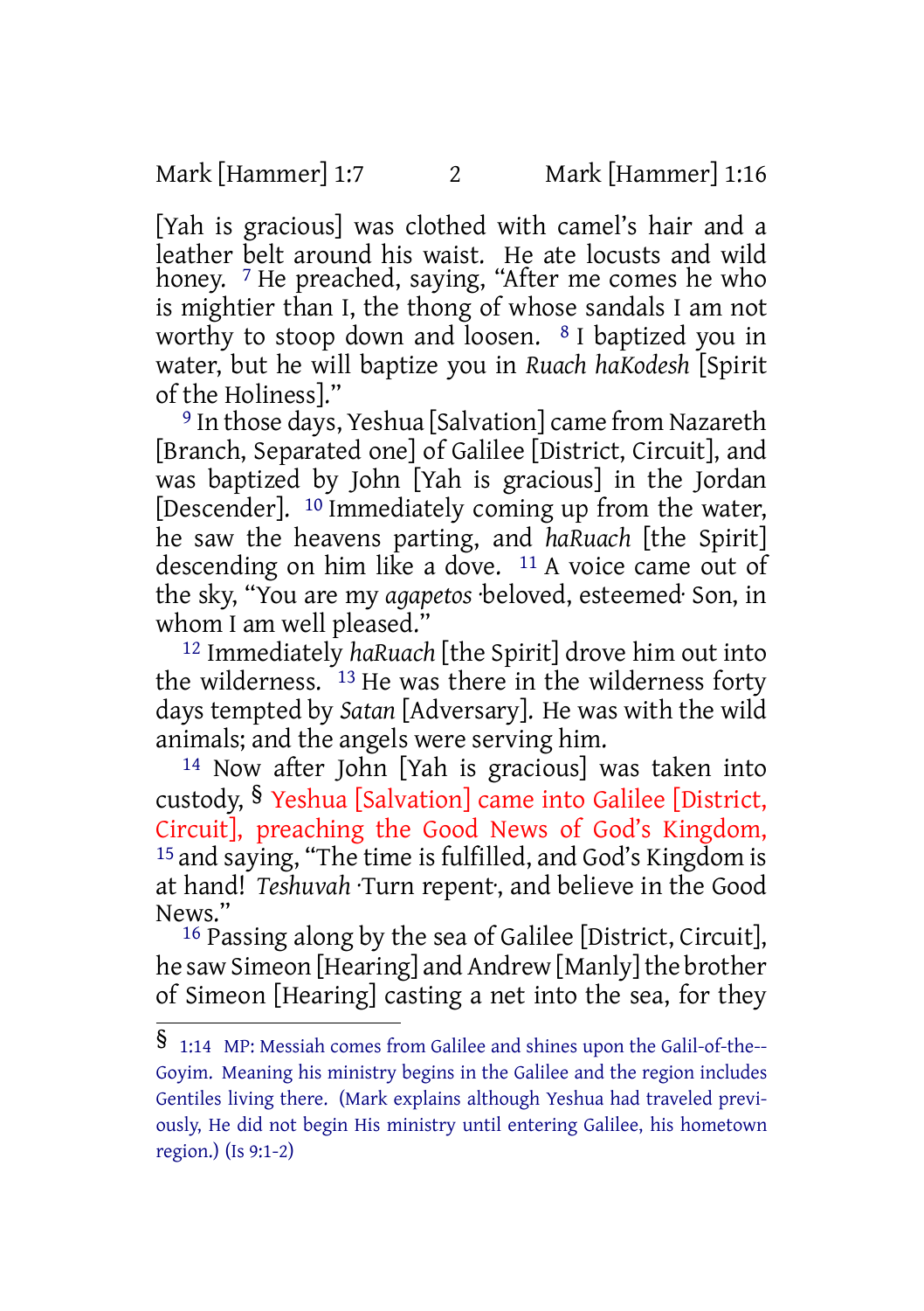[Yah is gracious] was clothed with camel's hair and a leather belt around his waist. He ate locusts and wild honey. [7] He preached, saying, "After me comes he who is mightier than I, the thong of whose sandals I am not worthy to stoop down and loosen. [8] I baptized you in water, but he will baptize you in *Ruach haKodesh* [Spirit of the Holiness]."

[9] In those days, Yeshua [Salvation] came from Nazareth [Branch, Separated one] of Galilee [District, Circuit], and was baptized by John [Yah is gracious] in the Jordan [Descender]. [10] Immediately coming up from the water, he saw the heavens parting, and *haRuach* [the Spirit] descending on him like a dove. [11] A voice came out of the sky, "You are my *agapetos* ·beloved, esteemed· Son, in whom I am well pleased."

[12] Immediately *haRuach* [the Spirit] drove him out into the wilderness. [13] He was there in the wilderness forty days tempted by *Satan* [Adversary]. He was with the wild animals; and the angels were serving him.

[14] Now after John [Yah is gracious] was taken into custody, § Yeshua [Salvation] came into Galilee [District, Circuit], preaching the Good News of God's Kingdom, [15] and saying, "The time is fulfilled, and God's Kingdom is at hand! *Teshuvah* ·Turn repent·, and believe in the Good News."

[16] Passing along by the sea of Galilee [District, Circuit], he saw Simeon [Hearing] and Andrew [Manly] the brother of Simeon [Hearing] casting a net into the sea, for they

---

§ 1:14 MP: Messiah comes from Galilee and shines upon the Galil-of-the--Goyim. Meaning his ministry begins in the Galilee and the region includes Gentiles living there. (Mark explains although Yeshua had traveled previously, He did not begin His ministry until entering Galilee, his hometown region.) (Is 9:1-2)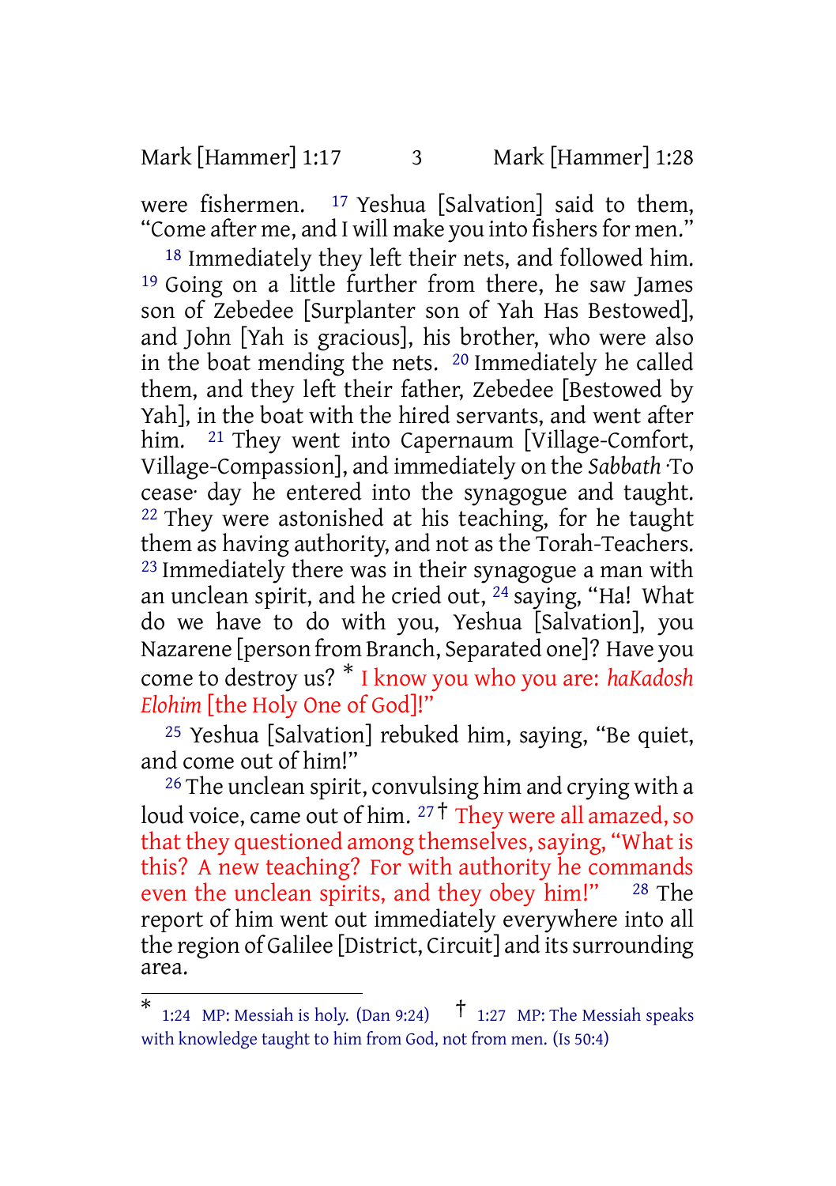were fishermen. [17] Yeshua [Salvation] said to them, "Come after me, and I will make you into fishers for men."

[18] Immediately they left their nets, and followed him. [19] Going on a little further from there, he saw James son of Zebedee [Surplanter son of Yah Has Bestowed], and John [Yah is gracious], his brother, who were also in the boat mending the nets. [20] Immediately he called them, and they left their father, Zebedee [Bestowed by Yah], in the boat with the hired servants, and went after him. [21] They went into Capernaum [Village-Comfort, Village-Compassion], and immediately on the *Sabbath* ·To cease· day he entered into the synagogue and taught. [22] They were astonished at his teaching, for he taught them as having authority, and not as the Torah-Teachers. [23] Immediately there was in their synagogue a man with an unclean spirit, and he cried out, [24] saying, "Ha! What do we have to do with you, Yeshua [Salvation], you Nazarene [person from Branch, Separated one]? Have you come to destroy us? * I know you who you are: *haKadosh Elohim* [the Holy One of God]!"

[25] Yeshua [Salvation] rebuked him, saying, "Be quiet, and come out of him!"

[26] The unclean spirit, convulsing him and crying with a loud voice, came out of him. [27] † They were all amazed, so that they questioned among themselves, saying, "What is this? A new teaching? For with authority he commands even the unclean spirits, and they obey him!" [28] The report of him went out immediately everywhere into all the region of Galilee [District, Circuit] and its surrounding area.

---

* 1:24 MP: Messiah is holy. (Dan 9:24) † 1:27 MP: The Messiah speaks with knowledge taught to him from God, not from men. (Is 50:4)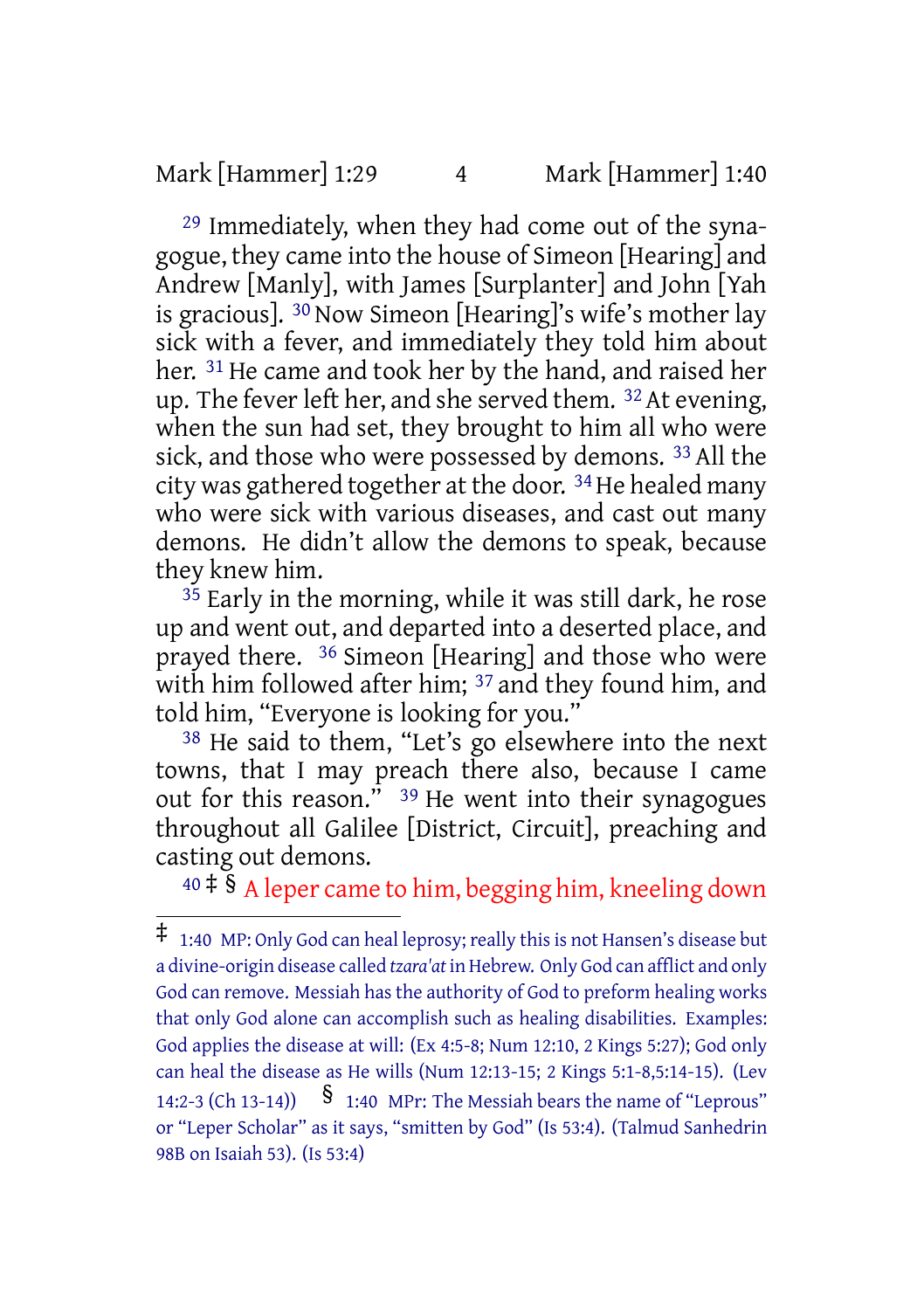[29] Immediately, when they had come out of the synagogue, they came into the house of Simeon [Hearing] and Andrew [Manly], with James [Surplanter] and John [Yah is gracious]. [30] Now Simeon [Hearing]'s wife's mother lay sick with a fever, and immediately they told him about her. [31] He came and took her by the hand, and raised her up. The fever left her, and she served them. [32] At evening, when the sun had set, they brought to him all who were sick, and those who were possessed by demons. [33] All the city was gathered together at the door. [34] He healed many who were sick with various diseases, and cast out many demons. He didn't allow the demons to speak, because they knew him.

[35] Early in the morning, while it was still dark, he rose up and went out, and departed into a deserted place, and prayed there. [36] Simeon [Hearing] and those who were with him followed after him; [37] and they found him, and told him, "Everyone is looking for you."

[38] He said to them, "Let's go elsewhere into the next towns, that I may preach there also, because I came out for this reason." [39] He went into their synagogues throughout all Galilee [District, Circuit], preaching and casting out demons.

[40] ‡ § A leper came to him, begging him, kneeling down

---

‡ 1:40 MP: Only God can heal leprosy; really this is not Hansen's disease but a divine-origin disease called *tzara'at* in Hebrew. Only God can afflict and only God can remove. Messiah has the authority of God to preform healing works that only God alone can accomplish such as healing disabilities. Examples: God applies the disease at will: (Ex 4:5-8; Num 12:10, 2 Kings 5:27); God only can heal the disease as He wills (Num 12:13-15; 2 Kings 5:1-8,5:14-15). (Lev 14:2-3 (Ch 13-14)) § 1:40 MPr: The Messiah bears the name of "Leprous" or "Leper Scholar" as it says, "smitten by God" (Is 53:4). (Talmud Sanhedrin 98B on Isaiah 53). (Is 53:4)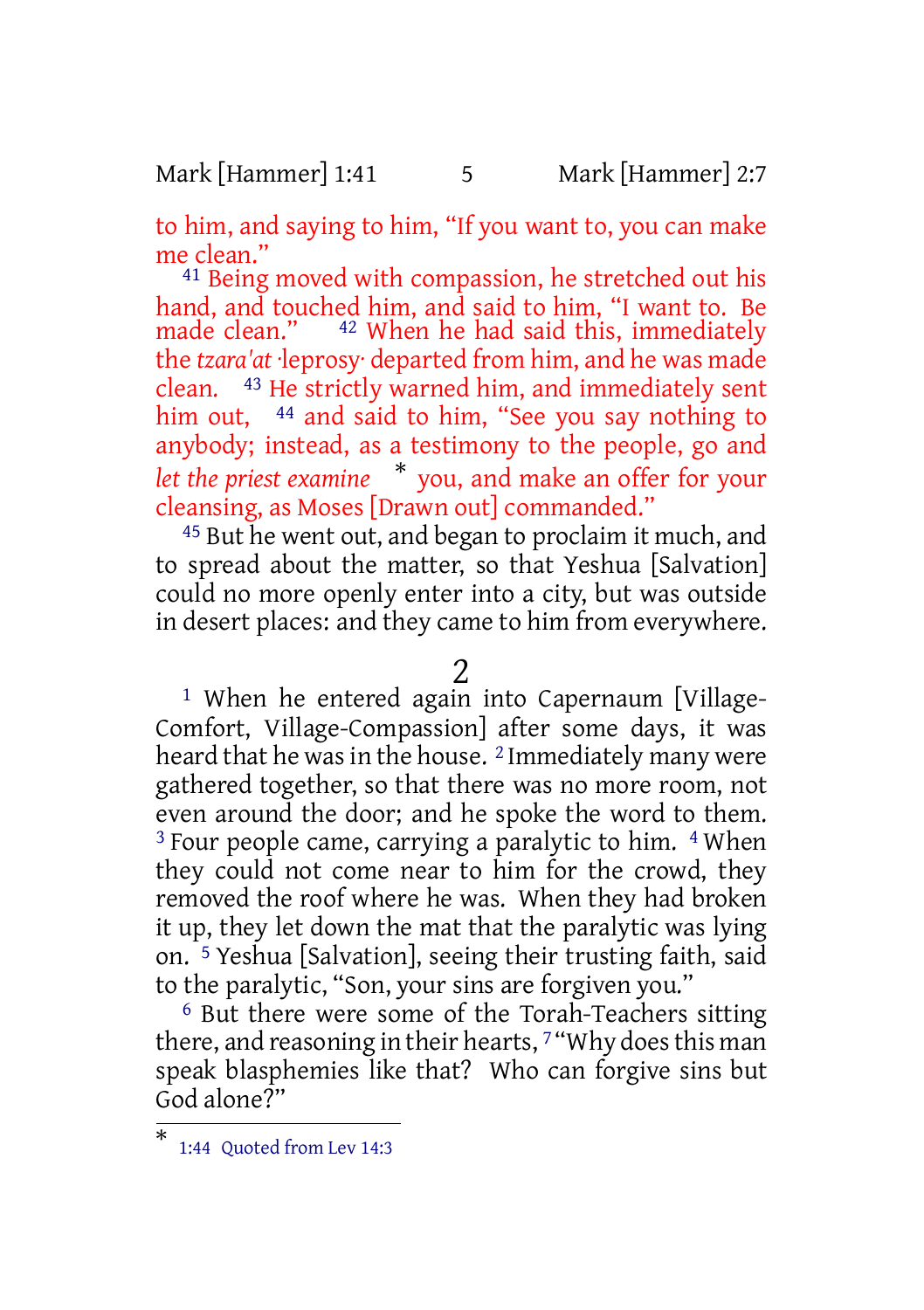to him, and saying to him, "If you want to, you can make me clean."

[41] Being moved with compassion, he stretched out his hand, and touched him, and said to him, "I want to. Be made clean." [42] When he had said this, immediately the *tzara'at* ·leprosy· departed from him, and he was made clean. [43] He strictly warned him, and immediately sent him out, [44] and said to him, "See you say nothing to anybody; instead, as a testimony to the people, go and *let the priest examine* * you, and make an offer for your cleansing, as Moses [Drawn out] commanded."

[45] But he went out, and began to proclaim it much, and to spread about the matter, so that Yeshua [Salvation] could no more openly enter into a city, but was outside in desert places: and they came to him from everywhere.

## 2

[1] When he entered again into Capernaum [Village-Comfort, Village-Compassion] after some days, it was heard that he was in the house. [2] Immediately many were gathered together, so that there was no more room, not even around the door; and he spoke the word to them. [3] Four people came, carrying a paralytic to him. [4] When they could not come near to him for the crowd, they removed the roof where he was. When they had broken it up, they let down the mat that the paralytic was lying on. [5] Yeshua [Salvation], seeing their trusting faith, said to the paralytic, "Son, your sins are forgiven you."

[6] But there were some of the Torah-Teachers sitting there, and reasoning in their hearts, [7] "Why does this man speak blasphemies like that? Who can forgive sins but God alone?"

---

* 1:44 Quoted from Lev 14:3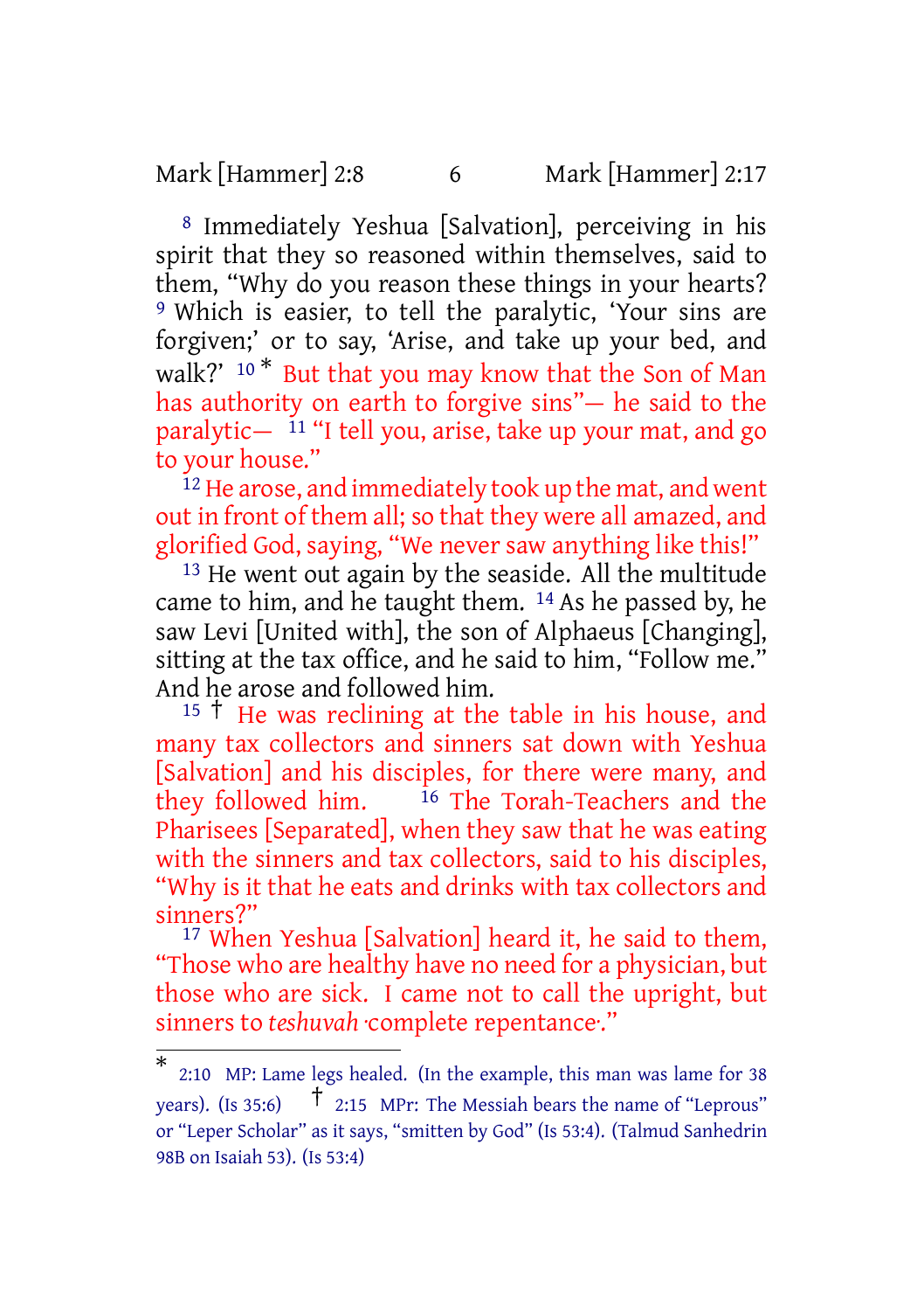[8] Immediately Yeshua [Salvation], perceiving in his spirit that they so reasoned within themselves, said to them, “Why do you reason these things in your hearts? [9] Which is easier, to tell the paralytic, ‘Your sins are forgiven;’ or to say, ‘Arise, and take up your bed, and walk?’ [10] * But that you may know that the Son of Man has authority on earth to forgive sins”— he said to the paralytic— [11] “I tell you, arise, take up your mat, and go to your house.”

[12] He arose, and immediately took up the mat, and went out in front of them all; so that they were all amazed, and glorified God, saying, “We never saw anything like this!”

[13] He went out again by the seaside. All the multitude came to him, and he taught them. [14] As he passed by, he saw Levi [United with], the son of Alphaeus [Changing], sitting at the tax office, and he said to him, “Follow me.” And he arose and followed him.

[15] † He was reclining at the table in his house, and many tax collectors and sinners sat down with Yeshua [Salvation] and his disciples, for there were many, and they followed him. [16] The Torah-Teachers and the Pharisees [Separated], when they saw that he was eating with the sinners and tax collectors, said to his disciples, “Why is it that he eats and drinks with tax collectors and sinners?”

[17] When Yeshua [Salvation] heard it, he said to them, “Those who are healthy have no need for a physician, but those who are sick. I came not to call the upright, but sinners to *teshuvah* ·complete repentance·.”

---

* 2:10 MP: Lame legs healed. (In the example, this man was lame for 38 years). (Is 35:6) † 2:15 MPr: The Messiah bears the name of “Leprous” or “Leper Scholar” as it says, “smitten by God” (Is 53:4). (Talmud Sanhedrin 98B on Isaiah 53). (Is 53:4)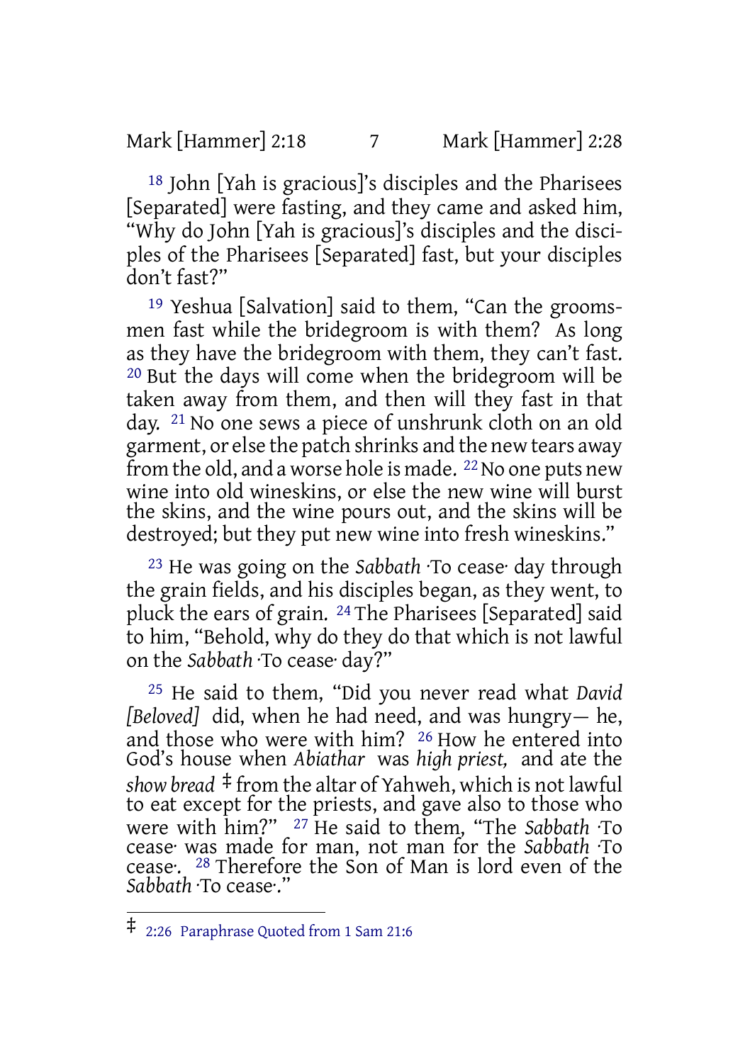[18] John [Yah is gracious]'s disciples and the Pharisees [Separated] were fasting, and they came and asked him, "Why do John [Yah is gracious]'s disciples and the disciples of the Pharisees [Separated] fast, but your disciples don't fast?"

[19] Yeshua [Salvation] said to them, "Can the groomsmen fast while the bridegroom is with them? As long as they have the bridegroom with them, they can't fast. [20] But the days will come when the bridegroom will be taken away from them, and then will they fast in that day. [21] No one sews a piece of unshrunk cloth on an old garment, or else the patch shrinks and the new tears away from the old, and a worse hole is made. [22] No one puts new wine into old wineskins, or else the new wine will burst the skins, and the wine pours out, and the skins will be destroyed; but they put new wine into fresh wineskins."

[23] He was going on the *Sabbath* ·To cease· day through the grain fields, and his disciples began, as they went, to pluck the ears of grain. [24] The Pharisees [Separated] said to him, "Behold, why do they do that which is not lawful on the *Sabbath* ·To cease· day?"

[25] He said to them, "Did you never read what *David [Beloved]* did, when he had need, and was hungry— he, and those who were with him? [26] How he entered into God's house when *Abiathar* was *high priest,* and ate the *show bread* ‡ from the altar of Yahweh, which is not lawful to eat except for the priests, and gave also to those who were with him?" [27] He said to them, "The *Sabbath* ·To cease· was made for man, not man for the *Sabbath* ·To cease·. [28] Therefore the Son of Man is lord even of the *Sabbath* ·To cease·."

---

‡ 2:26 Paraphrase Quoted from 1 Sam 21:6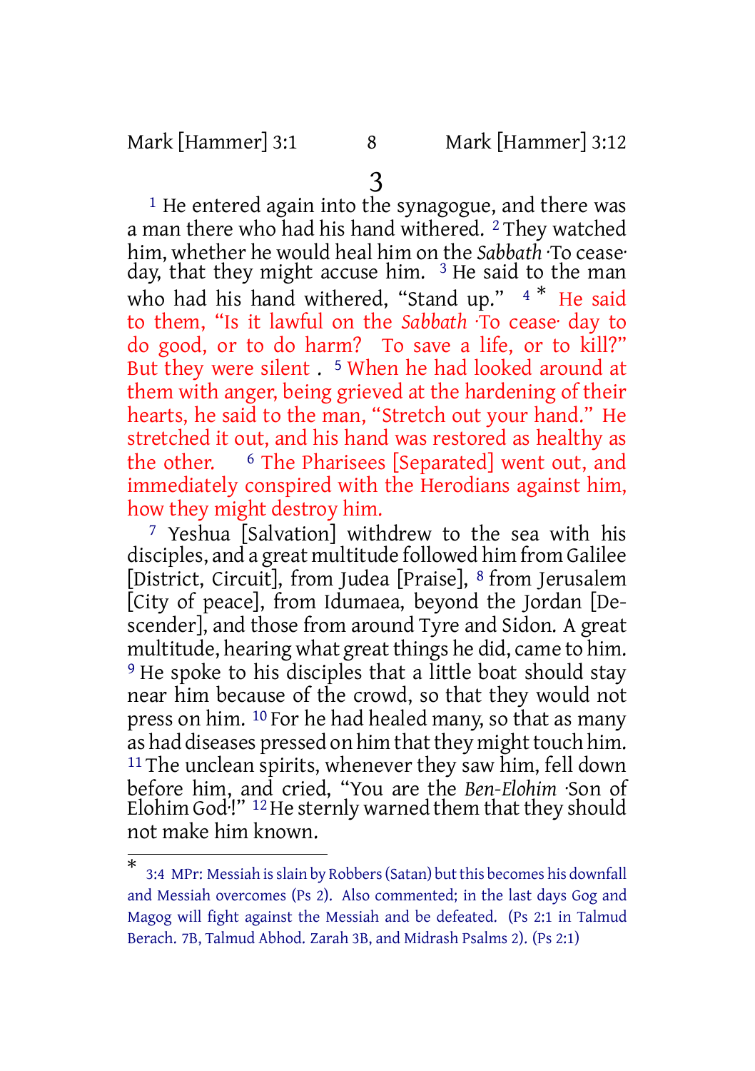# 3

[1] He entered again into the synagogue, and there was a man there who had his hand withered. [2] They watched him, whether he would heal him on the *Sabbath* ·To cease· day, that they might accuse him. [3] He said to the man who had his hand withered, "Stand up." [4] * He said to them, "Is it lawful on the *Sabbath* ·To cease· day to do good, or to do harm? To save a life, or to kill?" But they were silent . [5] When he had looked around at them with anger, being grieved at the hardening of their hearts, he said to the man, "Stretch out your hand." He stretched it out, and his hand was restored as healthy as the other. [6] The Pharisees [Separated] went out, and immediately conspired with the Herodians against him, how they might destroy him.

[7] Yeshua [Salvation] withdrew to the sea with his disciples, and a great multitude followed him from Galilee [District, Circuit], from Judea [Praise], [8] from Jerusalem [City of peace], from Idumaea, beyond the Jordan [Descender], and those from around Tyre and Sidon. A great multitude, hearing what great things he did, came to him. [9] He spoke to his disciples that a little boat should stay near him because of the crowd, so that they would not press on him. [10] For he had healed many, so that as many as had diseases pressed on him that they might touch him. [11] The unclean spirits, whenever they saw him, fell down before him, and cried, "You are the *Ben-Elohim* ·Son of Elohim God·!" [12] He sternly warned them that they should not make him known.

---

* 3:4 MPr: Messiah is slain by Robbers (Satan) but this becomes his downfall and Messiah overcomes (Ps 2). Also commented; in the last days Gog and Magog will fight against the Messiah and be defeated. (Ps 2:1 in Talmud Berach. 7B, Talmud Abhod. Zarah 3B, and Midrash Psalms 2). (Ps 2:1)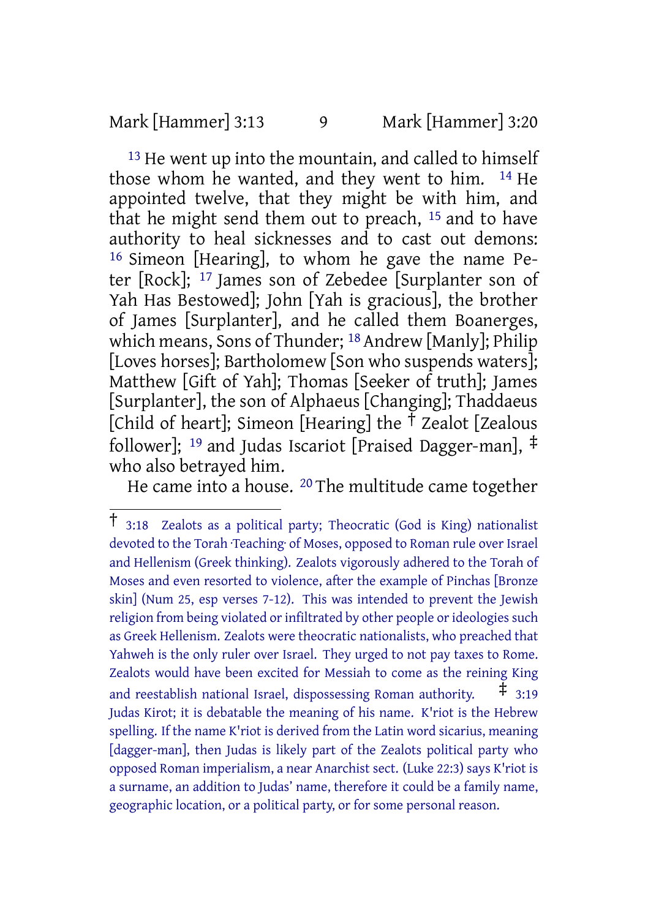[13] He went up into the mountain, and called to himself those whom he wanted, and they went to him. [14] He appointed twelve, that they might be with him, and that he might send them out to preach, [15] and to have authority to heal sicknesses and to cast out demons: [16] Simeon [Hearing], to whom he gave the name Peter [Rock]; [17] James son of Zebedee [Surplanter son of Yah Has Bestowed]; John [Yah is gracious], the brother of James [Surplanter], and he called them Boanerges, which means, Sons of Thunder; [18] Andrew [Manly]; Philip [Loves horses]; Bartholomew [Son who suspends waters]; Matthew [Gift of Yah]; Thomas [Seeker of truth]; James [Surplanter], the son of Alphaeus [Changing]; Thaddaeus [Child of heart]; Simeon [Hearing] the † Zealot [Zealous follower]; [19] and Judas Iscariot [Praised Dagger-man], ‡ who also betrayed him.

He came into a house. [20] The multitude came together

---

† 3:18 Zealots as a political party; Theocratic (God is King) nationalist devoted to the Torah ·Teaching· of Moses, opposed to Roman rule over Israel and Hellenism (Greek thinking). Zealots vigorously adhered to the Torah of Moses and even resorted to violence, after the example of Pinchas [Bronze skin] (Num 25, esp verses 7-12). This was intended to prevent the Jewish religion from being violated or infiltrated by other people or ideologies such as Greek Hellenism. Zealots were theocratic nationalists, who preached that Yahweh is the only ruler over Israel. They urged to not pay taxes to Rome. Zealots would have been excited for Messiah to come as the reining King and reestablish national Israel, dispossessing Roman authority. ‡ 3:19 Judas Kirot; it is debatable the meaning of his name. K'riot is the Hebrew spelling. If the name K'riot is derived from the Latin word sicarius, meaning [dagger-man], then Judas is likely part of the Zealots political party who opposed Roman imperialism, a near Anarchist sect. (Luke 22:3) says K'riot is a surname, an addition to Judas' name, therefore it could be a family name, geographic location, or a political party, or for some personal reason.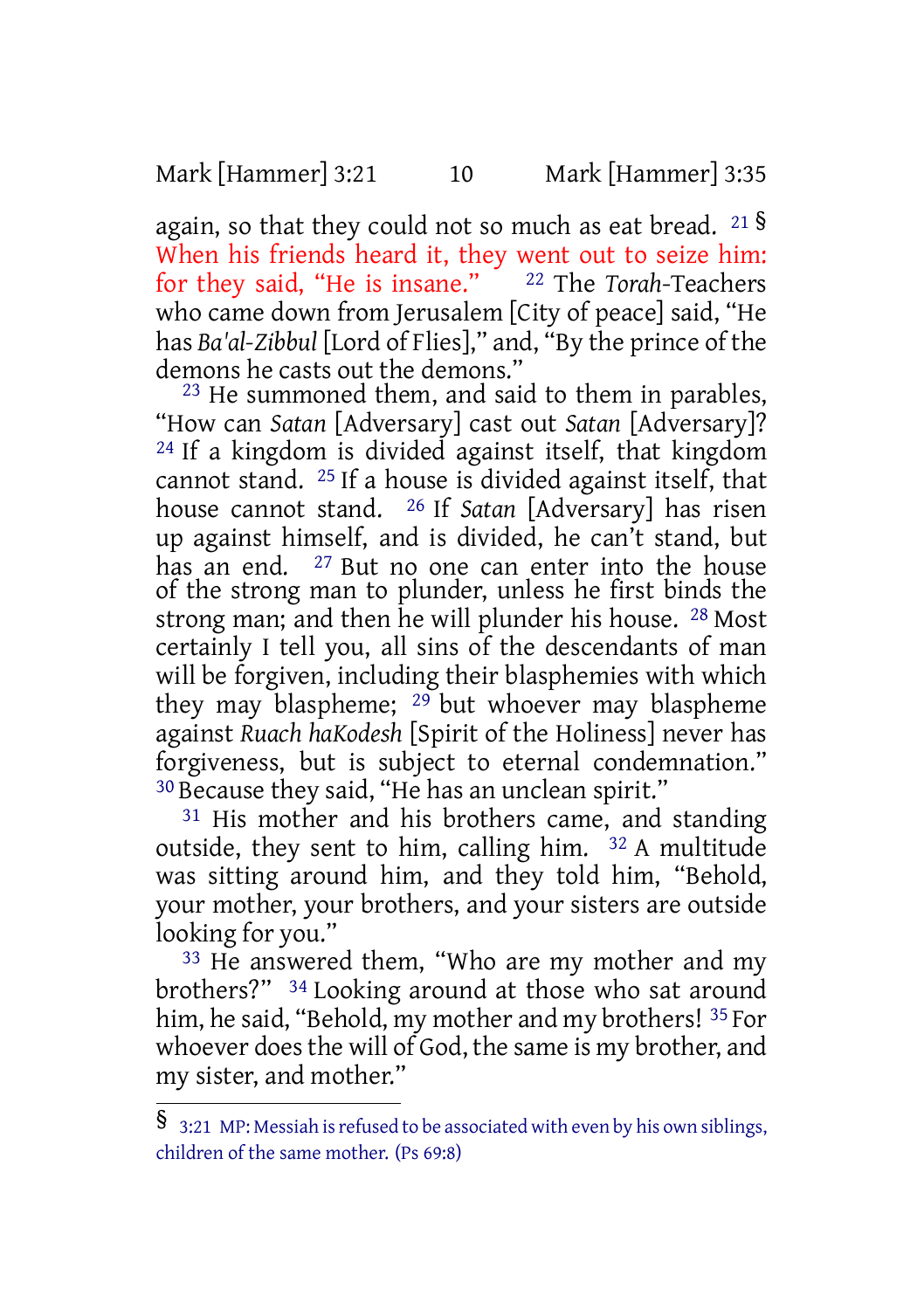again, so that they could not so much as eat bread. [21] [§] When his friends heard it, they went out to seize him: for they said, "He is insane." [22] The *Torah*-Teachers who came down from Jerusalem [City of peace] said, "He has *Ba'al-Zibbul* [Lord of Flies]," and, "By the prince of the demons he casts out the demons."

[23] He summoned them, and said to them in parables, "How can *Satan* [Adversary] cast out *Satan* [Adversary]? [24] If a kingdom is divided against itself, that kingdom cannot stand. [25] If a house is divided against itself, that house cannot stand. [26] If *Satan* [Adversary] has risen up against himself, and is divided, he can't stand, but has an end. [27] But no one can enter into the house of the strong man to plunder, unless he first binds the strong man; and then he will plunder his house. [28] Most certainly I tell you, all sins of the descendants of man will be forgiven, including their blasphemies with which they may blaspheme; [29] but whoever may blaspheme against *Ruach haKodesh* [Spirit of the Holiness] never has forgiveness, but is subject to eternal condemnation." [30] Because they said, "He has an unclean spirit."

[31] His mother and his brothers came, and standing outside, they sent to him, calling him. [32] A multitude was sitting around him, and they told him, "Behold, your mother, your brothers, and your sisters are outside looking for you."

[33] He answered them, "Who are my mother and my brothers?" [34] Looking around at those who sat around him, he said, "Behold, my mother and my brothers! [35] For whoever does the will of God, the same is my brother, and my sister, and mother."

---

§ 3:21 MP: Messiah is refused to be associated with even by his own siblings, children of the same mother. (Ps 69:8)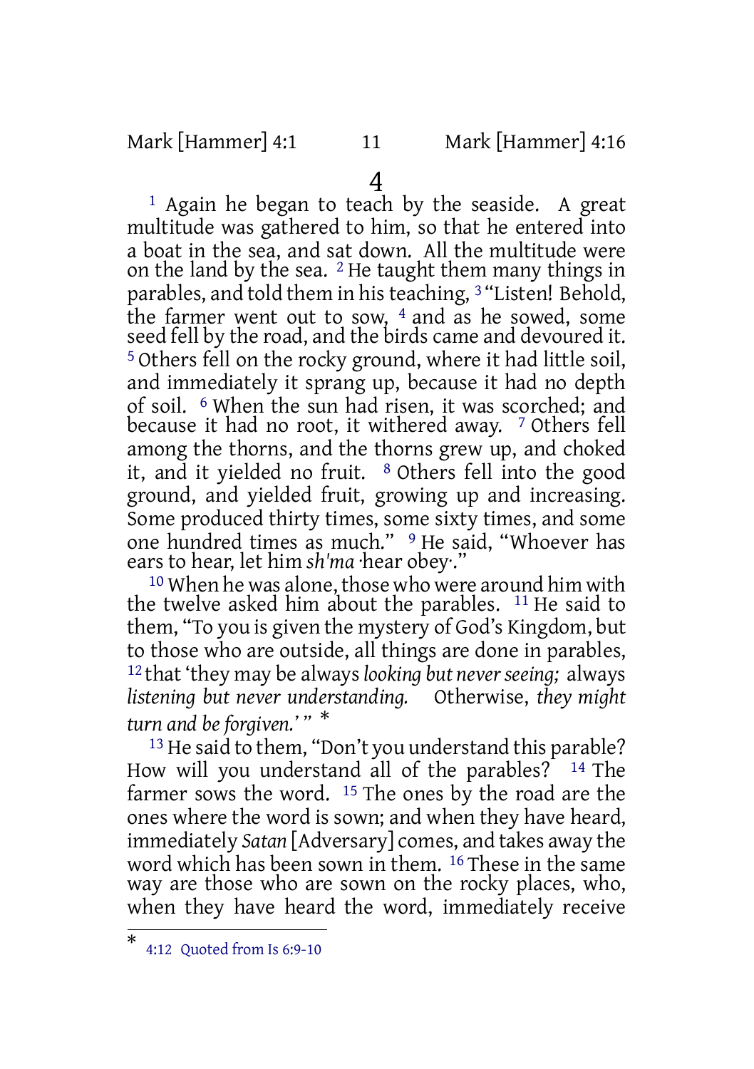# 4

[1] Again he began to teach by the seaside. A great multitude was gathered to him, so that he entered into a boat in the sea, and sat down. All the multitude were on the land by the sea. [2] He taught them many things in parables, and told them in his teaching, [3] "Listen! Behold, the farmer went out to sow, [4] and as he sowed, some seed fell by the road, and the birds came and devoured it. [5] Others fell on the rocky ground, where it had little soil, and immediately it sprang up, because it had no depth of soil. [6] When the sun had risen, it was scorched; and because it had no root, it withered away. [7] Others fell among the thorns, and the thorns grew up, and choked it, and it yielded no fruit. [8] Others fell into the good ground, and yielded fruit, growing up and increasing. Some produced thirty times, some sixty times, and some one hundred times as much." [9] He said, "Whoever has ears to hear, let him *sh'ma* ·hear obey·."

[10] When he was alone, those who were around him with the twelve asked him about the parables. [11] He said to them, "To you is given the mystery of God's Kingdom, but to those who are outside, all things are done in parables, [12] that 'they may be always *looking but never seeing;* always *listening but never understanding.* Otherwise, *they might turn and be forgiven.*' " *

[13] He said to them, "Don't you understand this parable? How will you understand all of the parables? [14] The farmer sows the word. [15] The ones by the road are the ones where the word is sown; and when they have heard, immediately *Satan* [Adversary] comes, and takes away the word which has been sown in them. [16] These in the same way are those who are sown on the rocky places, who, when they have heard the word, immediately receive

---

* 4:12 Quoted from Is 6:9-10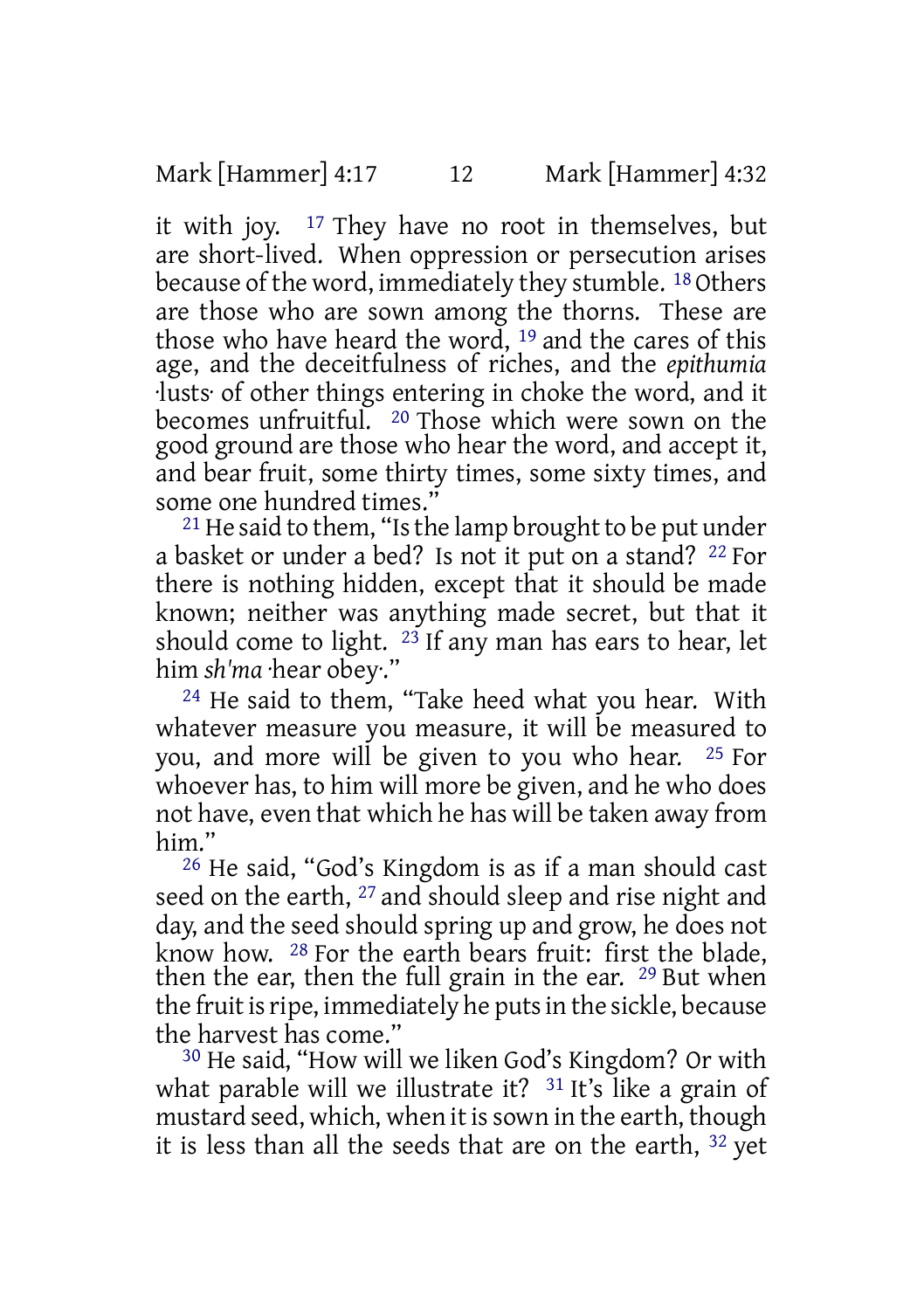it with joy. [17] They have no root in themselves, but are short-lived. When oppression or persecution arises because of the word, immediately they stumble. [18] Others are those who are sown among the thorns. These are those who have heard the word, [19] and the cares of this age, and the deceitfulness of riches, and the *epithumia* ·lusts· of other things entering in choke the word, and it becomes unfruitful. [20] Those which were sown on the good ground are those who hear the word, and accept it, and bear fruit, some thirty times, some sixty times, and some one hundred times."

[21] He said to them, "Is the lamp brought to be put under a basket or under a bed? Is not it put on a stand? [22] For there is nothing hidden, except that it should be made known; neither was anything made secret, but that it should come to light. [23] If any man has ears to hear, let him *sh'ma* ·hear obey·."

[24] He said to them, "Take heed what you hear. With whatever measure you measure, it will be measured to you, and more will be given to you who hear. [25] For whoever has, to him will more be given, and he who does not have, even that which he has will be taken away from him."

[26] He said, "God's Kingdom is as if a man should cast seed on the earth, [27] and should sleep and rise night and day, and the seed should spring up and grow, he does not know how. [28] For the earth bears fruit: first the blade, then the ear, then the full grain in the ear. [29] But when the fruit is ripe, immediately he puts in the sickle, because the harvest has come."

[30] He said, "How will we liken God's Kingdom? Or with what parable will we illustrate it? [31] It's like a grain of mustard seed, which, when it is sown in the earth, though it is less than all the seeds that are on the earth, [32] yet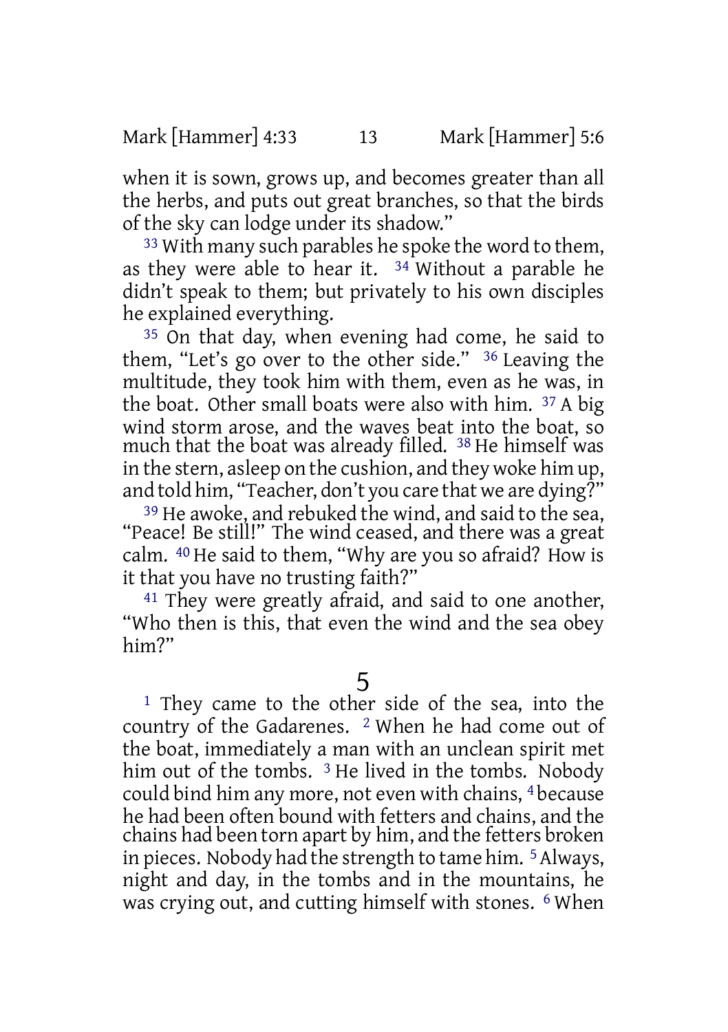when it is sown, grows up, and becomes greater than all the herbs, and puts out great branches, so that the birds of the sky can lodge under its shadow."

[33] With many such parables he spoke the word to them, as they were able to hear it. [34] Without a parable he didn't speak to them; but privately to his own disciples he explained everything.

[35] On that day, when evening had come, he said to them, "Let's go over to the other side." [36] Leaving the multitude, they took him with them, even as he was, in the boat. Other small boats were also with him. [37] A big wind storm arose, and the waves beat into the boat, so much that the boat was already filled. [38] He himself was in the stern, asleep on the cushion, and they woke him up, and told him, "Teacher, don't you care that we are dying?"

[39] He awoke, and rebuked the wind, and said to the sea, "Peace! Be still!" The wind ceased, and there was a great calm. [40] He said to them, "Why are you so afraid? How is it that you have no trusting faith?"

[41] They were greatly afraid, and said to one another, "Who then is this, that even the wind and the sea obey him?"

# 5

[1] They came to the other side of the sea, into the country of the Gadarenes. [2] When he had come out of the boat, immediately a man with an unclean spirit met him out of the tombs. [3] He lived in the tombs. Nobody could bind him any more, not even with chains, [4] because he had been often bound with fetters and chains, and the chains had been torn apart by him, and the fetters broken in pieces. Nobody had the strength to tame him. [5] Always, night and day, in the tombs and in the mountains, he was crying out, and cutting himself with stones. [6] When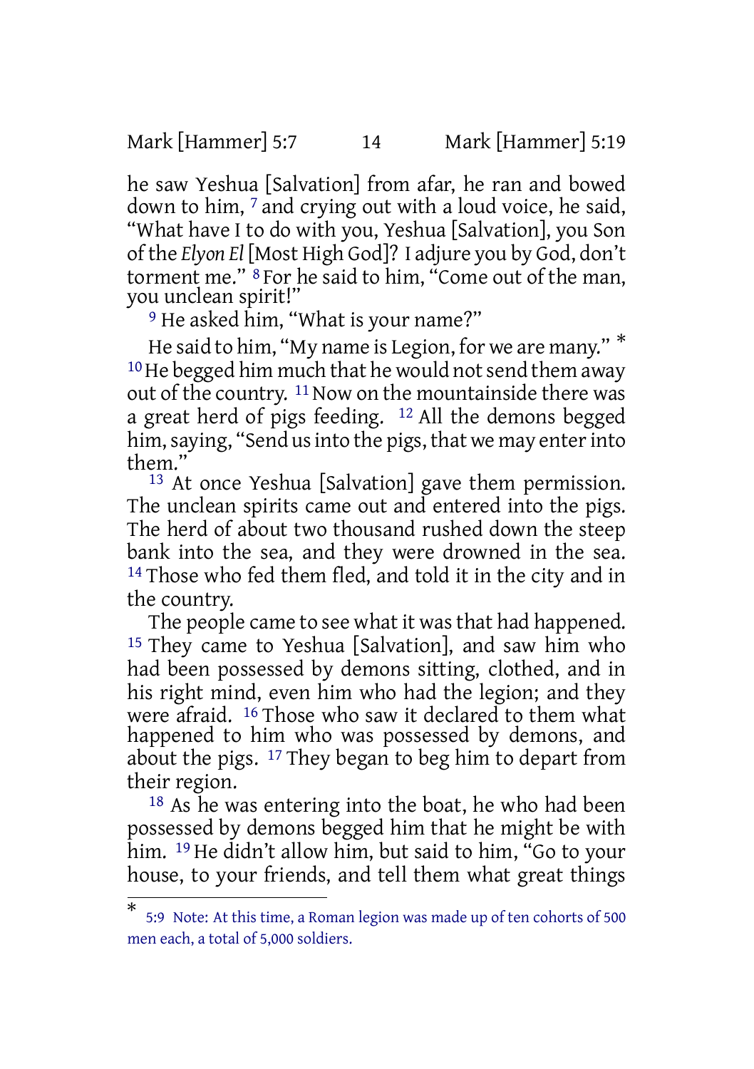he saw Yeshua [Salvation] from afar, he ran and bowed down to him, [7] and crying out with a loud voice, he said, "What have I to do with you, Yeshua [Salvation], you Son of the *Elyon El* [Most High God]? I adjure you by God, don't torment me." [8] For he said to him, "Come out of the man, you unclean spirit!"

[9] He asked him, "What is your name?"

He said to him, "My name is Legion, for we are many." * [10] He begged him much that he would not send them away out of the country. [11] Now on the mountainside there was a great herd of pigs feeding. [12] All the demons begged him, saying, "Send us into the pigs, that we may enter into them."

[13] At once Yeshua [Salvation] gave them permission. The unclean spirits came out and entered into the pigs. The herd of about two thousand rushed down the steep bank into the sea, and they were drowned in the sea. [14] Those who fed them fled, and told it in the city and in the country.

The people came to see what it was that had happened. [15] They came to Yeshua [Salvation], and saw him who had been possessed by demons sitting, clothed, and in his right mind, even him who had the legion; and they were afraid. [16] Those who saw it declared to them what happened to him who was possessed by demons, and about the pigs. [17] They began to beg him to depart from their region.

[18] As he was entering into the boat, he who had been possessed by demons begged him that he might be with him. [19] He didn't allow him, but said to him, "Go to your house, to your friends, and tell them what great things

---

* 5:9 Note: At this time, a Roman legion was made up of ten cohorts of 500 men each, a total of 5,000 soldiers.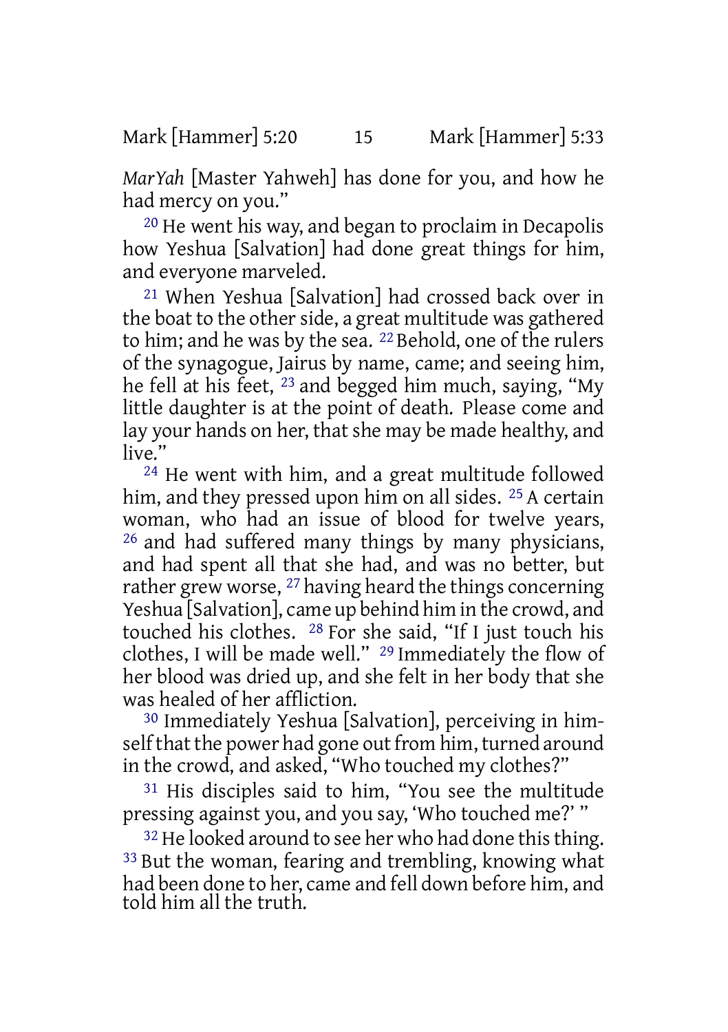*MarYah* [Master Yahweh] has done for you, and how he had mercy on you."

[20] He went his way, and began to proclaim in Decapolis how Yeshua [Salvation] had done great things for him, and everyone marveled.

[21] When Yeshua [Salvation] had crossed back over in the boat to the other side, a great multitude was gathered to him; and he was by the sea. [22] Behold, one of the rulers of the synagogue, Jairus by name, came; and seeing him, he fell at his feet, [23] and begged him much, saying, "My little daughter is at the point of death. Please come and lay your hands on her, that she may be made healthy, and live."

[24] He went with him, and a great multitude followed him, and they pressed upon him on all sides. [25] A certain woman, who had an issue of blood for twelve years, [26] and had suffered many things by many physicians, and had spent all that she had, and was no better, but rather grew worse, [27] having heard the things concerning Yeshua [Salvation], came up behind him in the crowd, and touched his clothes. [28] For she said, "If I just touch his clothes, I will be made well." [29] Immediately the flow of her blood was dried up, and she felt in her body that she was healed of her affliction.

[30] Immediately Yeshua [Salvation], perceiving in himself that the power had gone out from him, turned around in the crowd, and asked, "Who touched my clothes?"

[31] His disciples said to him, "You see the multitude pressing against you, and you say, 'Who touched me?' "

[32] He looked around to see her who had done this thing. [33] But the woman, fearing and trembling, knowing what had been done to her, came and fell down before him, and told him all the truth.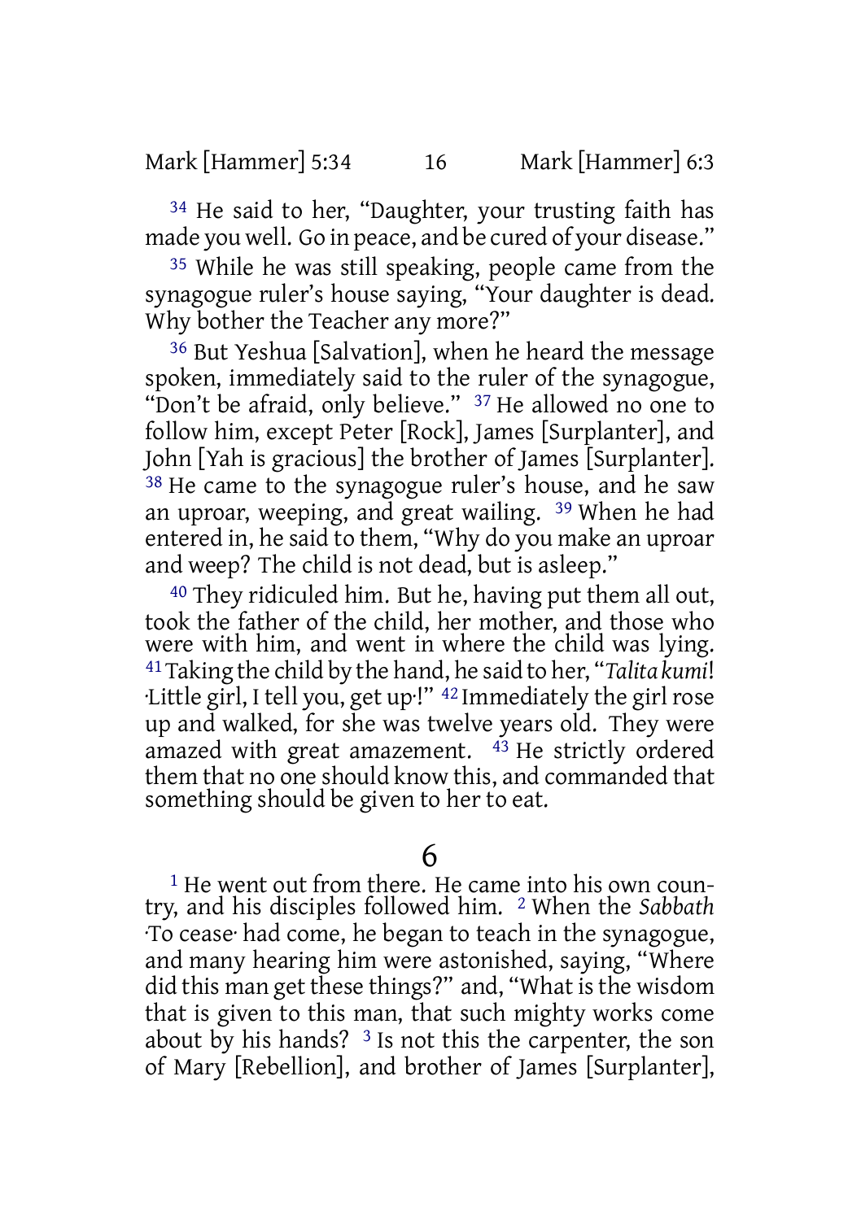[34] He said to her, "Daughter, your trusting faith has made you well. Go in peace, and be cured of your disease."

[35] While he was still speaking, people came from the synagogue ruler's house saying, "Your daughter is dead. Why bother the Teacher any more?"

[36] But Yeshua [Salvation], when he heard the message spoken, immediately said to the ruler of the synagogue, "Don't be afraid, only believe." [37] He allowed no one to follow him, except Peter [Rock], James [Surplanter], and John [Yah is gracious] the brother of James [Surplanter]. [38] He came to the synagogue ruler's house, and he saw an uproar, weeping, and great wailing. [39] When he had entered in, he said to them, "Why do you make an uproar and weep? The child is not dead, but is asleep."

[40] They ridiculed him. But he, having put them all out, took the father of the child, her mother, and those who were with him, and went in where the child was lying. [41] Taking the child by the hand, he said to her, "*Talita kumi*! ·Little girl, I tell you, get up·!" [42] Immediately the girl rose up and walked, for she was twelve years old. They were amazed with great amazement. [43] He strictly ordered them that no one should know this, and commanded that something should be given to her to eat.

# 6

[1] He went out from there. He came into his own country, and his disciples followed him. [2] When the *Sabbath* ·To cease· had come, he began to teach in the synagogue, and many hearing him were astonished, saying, "Where did this man get these things?" and, "What is the wisdom that is given to this man, that such mighty works come about by his hands? [3] Is not this the carpenter, the son of Mary [Rebellion], and brother of James [Surplanter],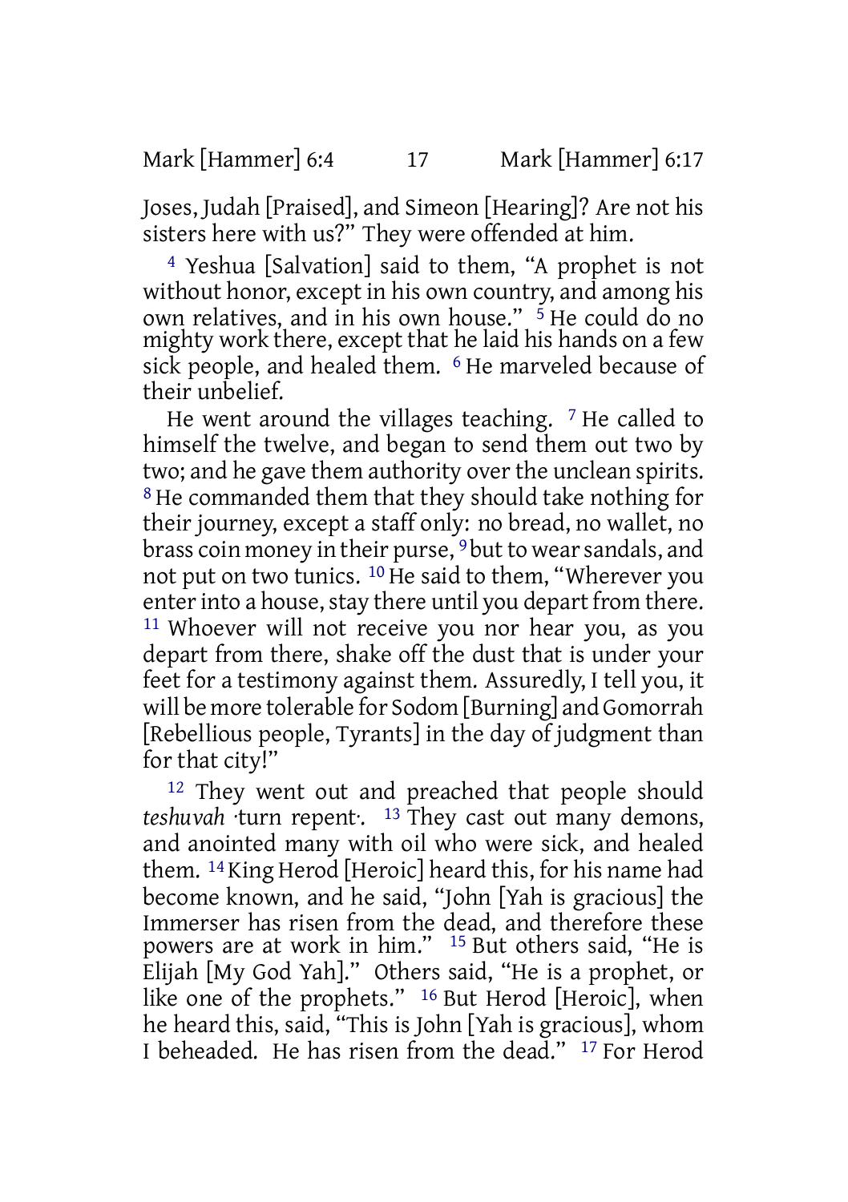Joses, Judah [Praised], and Simeon [Hearing]? Are not his sisters here with us?" They were offended at him.

[4] Yeshua [Salvation] said to them, "A prophet is not without honor, except in his own country, and among his own relatives, and in his own house." [5] He could do no mighty work there, except that he laid his hands on a few sick people, and healed them. [6] He marveled because of their unbelief.

He went around the villages teaching. [7] He called to himself the twelve, and began to send them out two by two; and he gave them authority over the unclean spirits. [8] He commanded them that they should take nothing for their journey, except a staff only: no bread, no wallet, no brass coin money in their purse, [9] but to wear sandals, and not put on two tunics. [10] He said to them, "Wherever you enter into a house, stay there until you depart from there. [11] Whoever will not receive you nor hear you, as you depart from there, shake off the dust that is under your feet for a testimony against them. Assuredly, I tell you, it will be more tolerable for Sodom [Burning] and Gomorrah [Rebellious people, Tyrants] in the day of judgment than for that city!"

[12] They went out and preached that people should *teshuvah* ·turn repent·. [13] They cast out many demons, and anointed many with oil who were sick, and healed them. [14] King Herod [Heroic] heard this, for his name had become known, and he said, "John [Yah is gracious] the Immerser has risen from the dead, and therefore these powers are at work in him." [15] But others said, "He is Elijah [My God Yah]." Others said, "He is a prophet, or like one of the prophets." [16] But Herod [Heroic], when he heard this, said, "This is John [Yah is gracious], whom I beheaded. He has risen from the dead." [17] For Herod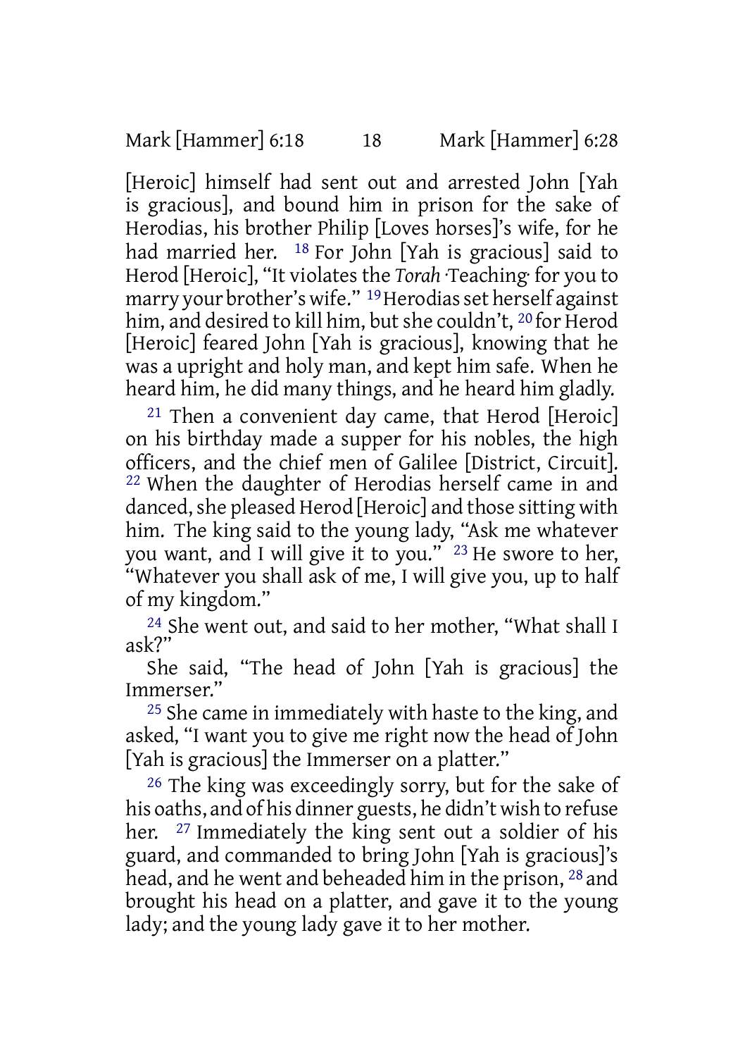[Heroic] himself had sent out and arrested John [Yah is gracious], and bound him in prison for the sake of Herodias, his brother Philip [Loves horses]'s wife, for he had married her. [18] For John [Yah is gracious] said to Herod [Heroic], "It violates the *Torah* ·Teaching· for you to marry your brother's wife." [19] Herodias set herself against him, and desired to kill him, but she couldn't, [20] for Herod [Heroic] feared John [Yah is gracious], knowing that he was a upright and holy man, and kept him safe. When he heard him, he did many things, and he heard him gladly.

[21] Then a convenient day came, that Herod [Heroic] on his birthday made a supper for his nobles, the high officers, and the chief men of Galilee [District, Circuit]. [22] When the daughter of Herodias herself came in and danced, she pleased Herod [Heroic] and those sitting with him. The king said to the young lady, "Ask me whatever you want, and I will give it to you." [23] He swore to her, "Whatever you shall ask of me, I will give you, up to half of my kingdom."

[24] She went out, and said to her mother, "What shall I ask?"

She said, "The head of John [Yah is gracious] the Immerser."

[25] She came in immediately with haste to the king, and asked, "I want you to give me right now the head of John [Yah is gracious] the Immerser on a platter."

[26] The king was exceedingly sorry, but for the sake of his oaths, and of his dinner guests, he didn't wish to refuse her. [27] Immediately the king sent out a soldier of his guard, and commanded to bring John [Yah is gracious]'s head, and he went and beheaded him in the prison, [28] and brought his head on a platter, and gave it to the young lady; and the young lady gave it to her mother.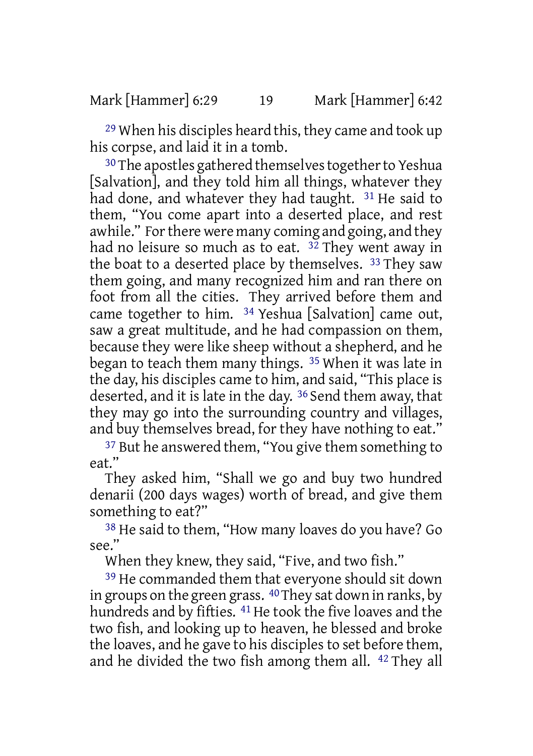[29] When his disciples heard this, they came and took up his corpse, and laid it in a tomb.

[30] The apostles gathered themselves together to Yeshua [Salvation], and they told him all things, whatever they had done, and whatever they had taught. [31] He said to them, "You come apart into a deserted place, and rest awhile." For there were many coming and going, and they had no leisure so much as to eat. [32] They went away in the boat to a deserted place by themselves. [33] They saw them going, and many recognized him and ran there on foot from all the cities. They arrived before them and came together to him. [34] Yeshua [Salvation] came out, saw a great multitude, and he had compassion on them, because they were like sheep without a shepherd, and he began to teach them many things. [35] When it was late in the day, his disciples came to him, and said, "This place is deserted, and it is late in the day. [36] Send them away, that they may go into the surrounding country and villages, and buy themselves bread, for they have nothing to eat."

[37] But he answered them, "You give them something to eat."

They asked him, "Shall we go and buy two hundred denarii (200 days wages) worth of bread, and give them something to eat?"

[38] He said to them, "How many loaves do you have? Go see."

When they knew, they said, "Five, and two fish."

[39] He commanded them that everyone should sit down in groups on the green grass. [40] They sat down in ranks, by hundreds and by fifties. [41] He took the five loaves and the two fish, and looking up to heaven, he blessed and broke the loaves, and he gave to his disciples to set before them, and he divided the two fish among them all. [42] They all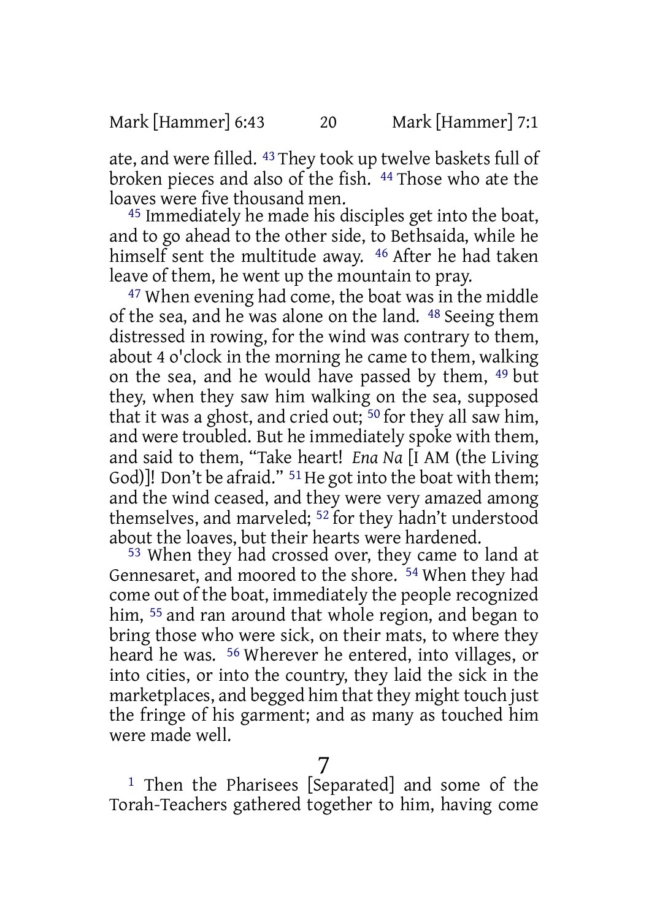ate, and were filled. [43] They took up twelve baskets full of broken pieces and also of the fish. [44] Those who ate the loaves were five thousand men.

[45] Immediately he made his disciples get into the boat, and to go ahead to the other side, to Bethsaida, while he himself sent the multitude away. [46] After he had taken leave of them, he went up the mountain to pray.

[47] When evening had come, the boat was in the middle of the sea, and he was alone on the land. [48] Seeing them distressed in rowing, for the wind was contrary to them, about 4 o'clock in the morning he came to them, walking on the sea, and he would have passed by them, [49] but they, when they saw him walking on the sea, supposed that it was a ghost, and cried out; [50] for they all saw him, and were troubled. But he immediately spoke with them, and said to them, "Take heart! *Ena Na* [I AM (the Living God)]! Don't be afraid." [51] He got into the boat with them; and the wind ceased, and they were very amazed among themselves, and marveled; [52] for they hadn't understood about the loaves, but their hearts were hardened.

[53] When they had crossed over, they came to land at Gennesaret, and moored to the shore. [54] When they had come out of the boat, immediately the people recognized him, [55] and ran around that whole region, and began to bring those who were sick, on their mats, to where they heard he was. [56] Wherever he entered, into villages, or into cities, or into the country, they laid the sick in the marketplaces, and begged him that they might touch just the fringe of his garment; and as many as touched him were made well.

# 7

[1] Then the Pharisees [Separated] and some of the Torah-Teachers gathered together to him, having come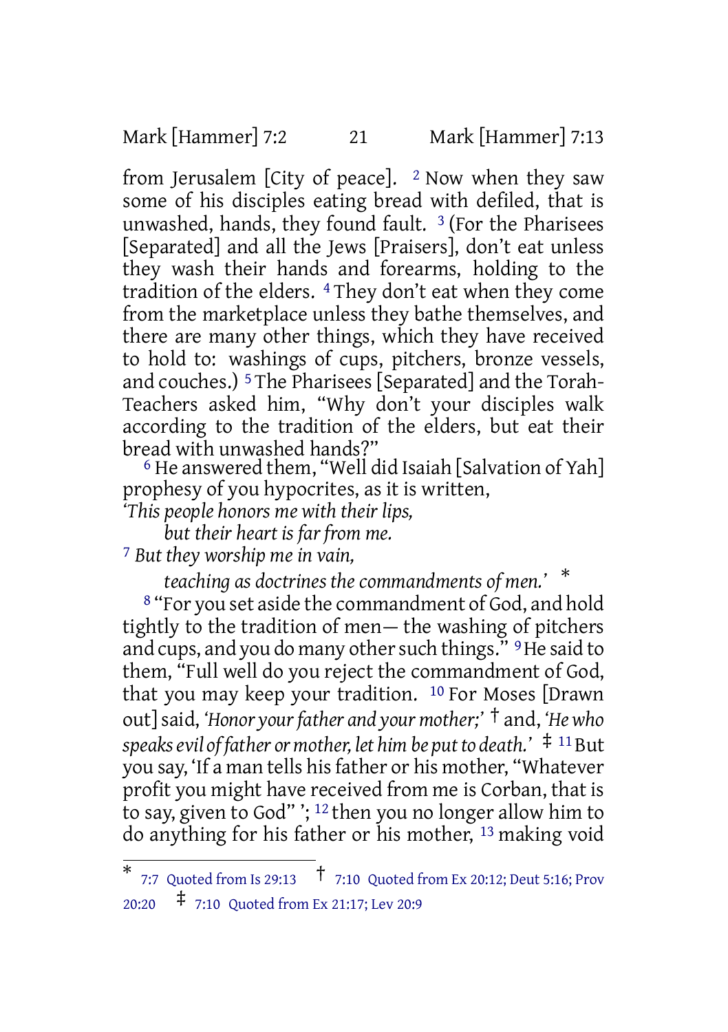from Jerusalem [City of peace]. [2] Now when they saw some of his disciples eating bread with defiled, that is unwashed, hands, they found fault. [3] (For the Pharisees [Separated] and all the Jews [Praisers], don't eat unless they wash their hands and forearms, holding to the tradition of the elders. [4] They don't eat when they come from the marketplace unless they bathe themselves, and there are many other things, which they have received to hold to: washings of cups, pitchers, bronze vessels, and couches.) [5] The Pharisees [Separated] and the Torah-Teachers asked him, "Why don't your disciples walk according to the tradition of the elders, but eat their bread with unwashed hands?"

[6] He answered them, "Well did Isaiah [Salvation of Yah] prophesy of you hypocrites, as it is written,

*'This people honors me with their lips,*
*but their heart is far from me.*
[7] *But they worship me in vain,*
*teaching as doctrines the commandments of men.'* *

[8] "For you set aside the commandment of God, and hold tightly to the tradition of men— the washing of pitchers and cups, and you do many other such things." [9] He said to them, "Full well do you reject the commandment of God, that you may keep your tradition. [10] For Moses [Drawn out] said, *'Honor your father and your mother;'* † and, *'He who speaks evil of father or mother, let him be put to death.'* ‡ [11] But you say, 'If a man tells his father or his mother, "Whatever profit you might have received from me is Corban, that is to say, given to God" '; [12] then you no longer allow him to do anything for his father or his mother, [13] making void

---

* 7:7 Quoted from Is 29:13 † 7:10 Quoted from Ex 20:12; Deut 5:16; Prov 20:20 ‡ 7:10 Quoted from Ex 21:17; Lev 20:9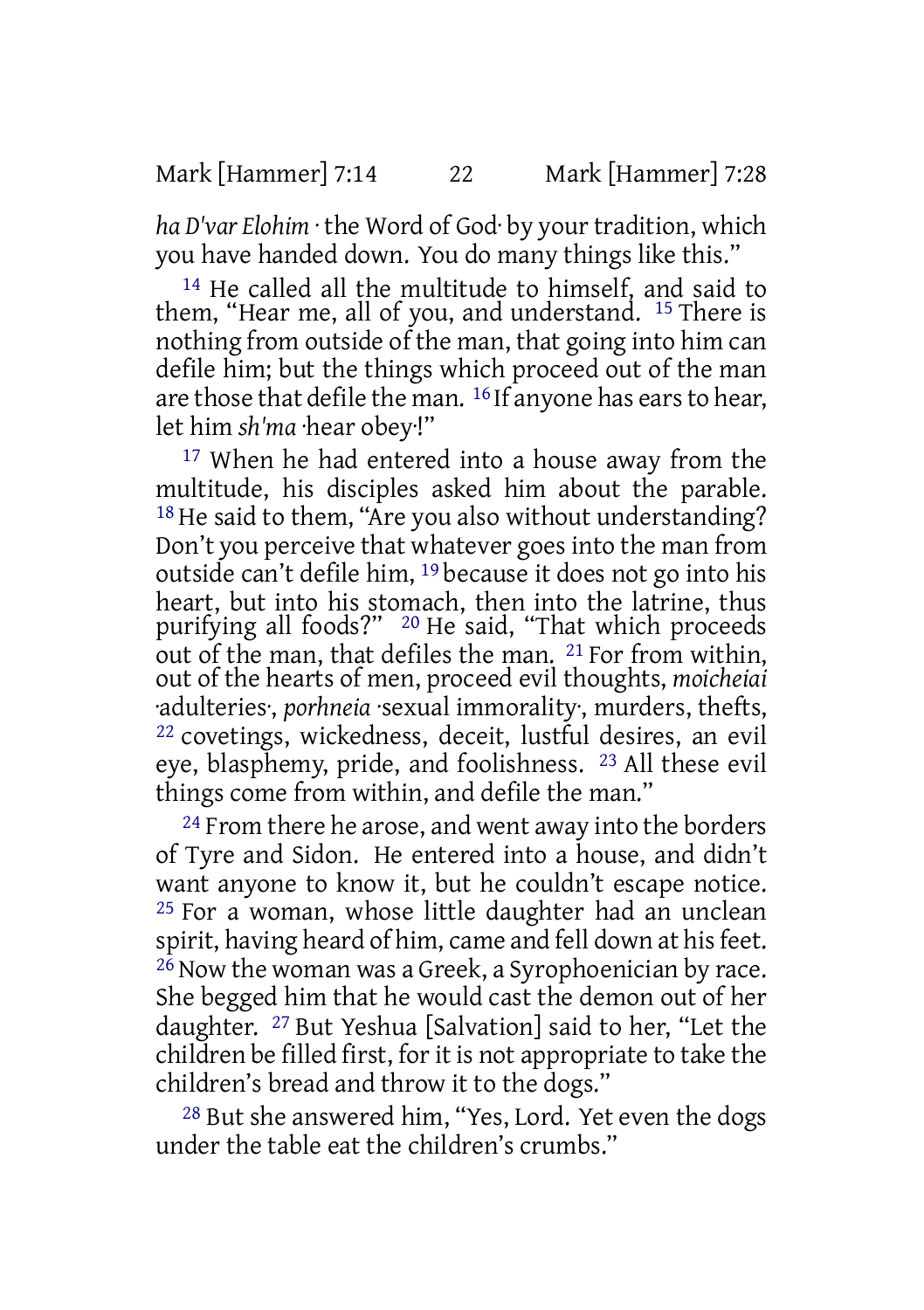*ha D'var Elohim* ·the Word of God· by your tradition, which you have handed down. You do many things like this."

14 He called all the multitude to himself, and said to them, "Hear me, all of you, and understand. 15 There is nothing from outside of the man, that going into him can defile him; but the things which proceed out of the man are those that defile the man. 16 If anyone has ears to hear, let him *sh'ma* ·hear obey·!"

17 When he had entered into a house away from the multitude, his disciples asked him about the parable. 18 He said to them, "Are you also without understanding? Don't you perceive that whatever goes into the man from outside can't defile him, 19 because it does not go into his heart, but into his stomach, then into the latrine, thus purifying all foods?" 20 He said, "That which proceeds out of the man, that defiles the man. 21 For from within, out of the hearts of men, proceed evil thoughts, *moicheiai* ·adulteries·, *porhneia* ·sexual immorality·, murders, thefts, 22 covetings, wickedness, deceit, lustful desires, an evil eye, blasphemy, pride, and foolishness. 23 All these evil things come from within, and defile the man."

24 From there he arose, and went away into the borders of Tyre and Sidon. He entered into a house, and didn't want anyone to know it, but he couldn't escape notice. 25 For a woman, whose little daughter had an unclean spirit, having heard of him, came and fell down at his feet. 26 Now the woman was a Greek, a Syrophoenician by race. She begged him that he would cast the demon out of her daughter. 27 But Yeshua [Salvation] said to her, "Let the children be filled first, for it is not appropriate to take the children's bread and throw it to the dogs."

28 But she answered him, "Yes, Lord. Yet even the dogs under the table eat the children's crumbs."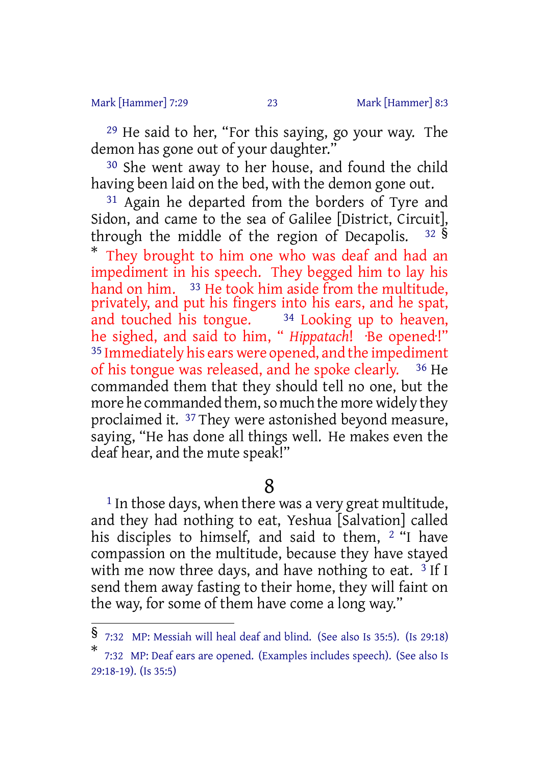[29] He said to her, "For this saying, go your way. The demon has gone out of your daughter."

[30] She went away to her house, and found the child having been laid on the bed, with the demon gone out.

[31] Again he departed from the borders of Tyre and Sidon, and came to the sea of Galilee [District, Circuit], through the middle of the region of Decapolis. [32] § * They brought to him one who was deaf and had an impediment in his speech. They begged him to lay his hand on him. [33] He took him aside from the multitude, privately, and put his fingers into his ears, and he spat, and touched his tongue. [34] Looking up to heaven, he sighed, and said to him, " *Hippatach*! ·Be opened·!" [35] Immediately his ears were opened, and the impediment of his tongue was released, and he spoke clearly. [36] He commanded them that they should tell no one, but the more he commanded them, so much the more widely they proclaimed it. [37] They were astonished beyond measure, saying, "He has done all things well. He makes even the deaf hear, and the mute speak!"

# 8

[1] In those days, when there was a very great multitude, and they had nothing to eat, Yeshua [Salvation] called his disciples to himself, and said to them, [2] "I have compassion on the multitude, because they have stayed with me now three days, and have nothing to eat. [3] If I send them away fasting to their home, they will faint on the way, for some of them have come a long way."

---

§ 7:32 MP: Messiah will heal deaf and blind. (See also Is 35:5). (Is 29:18)

* 7:32 MP: Deaf ears are opened. (Examples includes speech). (See also Is 29:18-19). (Is 35:5)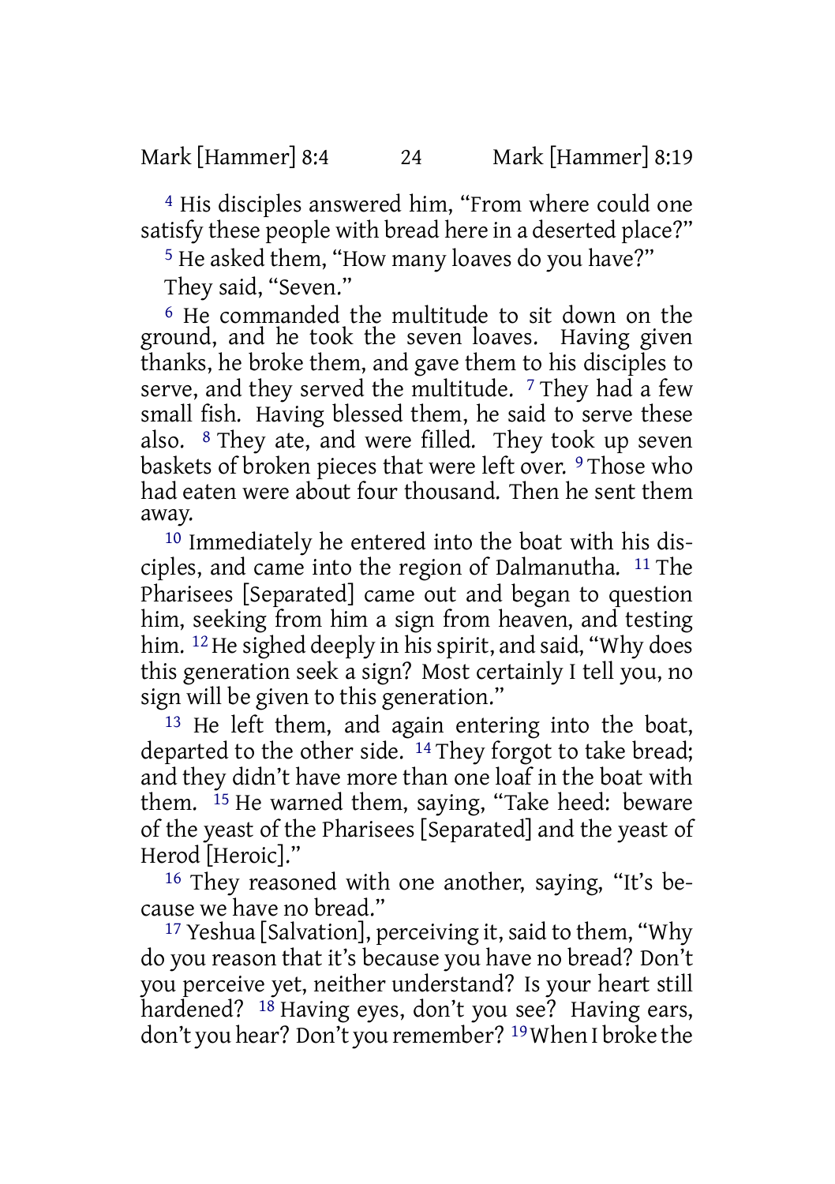[4] His disciples answered him, “From where could one satisfy these people with bread here in a deserted place?”

[5] He asked them, “How many loaves do you have?”

They said, “Seven.”

[6] He commanded the multitude to sit down on the ground, and he took the seven loaves. Having given thanks, he broke them, and gave them to his disciples to serve, and they served the multitude. [7] They had a few small fish. Having blessed them, he said to serve these also. [8] They ate, and were filled. They took up seven baskets of broken pieces that were left over. [9] Those who had eaten were about four thousand. Then he sent them away.

[10] Immediately he entered into the boat with his disciples, and came into the region of Dalmanutha. [11] The Pharisees [Separated] came out and began to question him, seeking from him a sign from heaven, and testing him. [12] He sighed deeply in his spirit, and said, “Why does this generation seek a sign? Most certainly I tell you, no sign will be given to this generation.”

[13] He left them, and again entering into the boat, departed to the other side. [14] They forgot to take bread; and they didn’t have more than one loaf in the boat with them. [15] He warned them, saying, “Take heed: beware of the yeast of the Pharisees [Separated] and the yeast of Herod [Heroic].”

[16] They reasoned with one another, saying, “It’s because we have no bread.”

[17] Yeshua [Salvation], perceiving it, said to them, “Why do you reason that it’s because you have no bread? Don’t you perceive yet, neither understand? Is your heart still hardened? [18] Having eyes, don’t you see? Having ears, don’t you hear? Don’t you remember? [19] When I broke the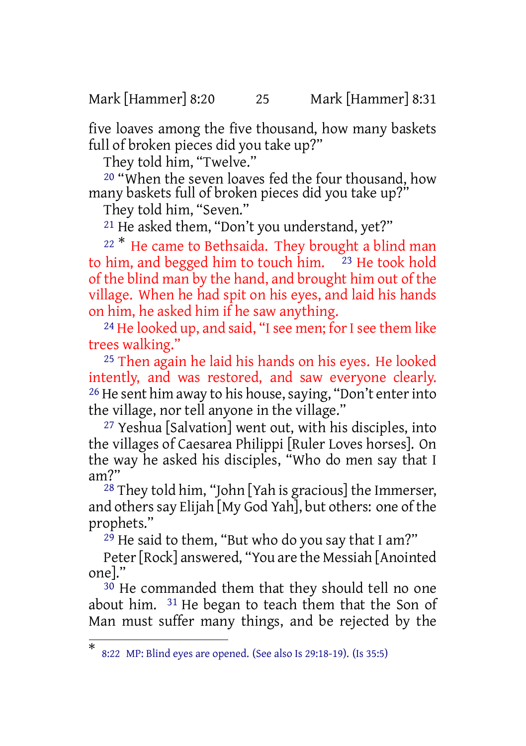five loaves among the five thousand, how many baskets full of broken pieces did you take up?"

They told him, "Twelve."

[20] "When the seven loaves fed the four thousand, how many baskets full of broken pieces did you take up?"

They told him, "Seven."

[21] He asked them, "Don't you understand, yet?"

[22] * He came to Bethsaida. They brought a blind man to him, and begged him to touch him. [23] He took hold of the blind man by the hand, and brought him out of the village. When he had spit on his eyes, and laid his hands on him, he asked him if he saw anything.

[24] He looked up, and said, "I see men; for I see them like trees walking."

[25] Then again he laid his hands on his eyes. He looked intently, and was restored, and saw everyone clearly. [26] He sent him away to his house, saying, "Don't enter into the village, nor tell anyone in the village."

[27] Yeshua [Salvation] went out, with his disciples, into the villages of Caesarea Philippi [Ruler Loves horses]. On the way he asked his disciples, "Who do men say that I am?"

[28] They told him, "John [Yah is gracious] the Immerser, and others say Elijah [My God Yah], but others: one of the prophets."

[29] He said to them, "But who do you say that I am?"

Peter [Rock] answered, "You are the Messiah [Anointed one]."

[30] He commanded them that they should tell no one about him. [31] He began to teach them that the Son of Man must suffer many things, and be rejected by the

---

\* 8:22 MP: Blind eyes are opened. (See also Is 29:18-19). (Is 35:5)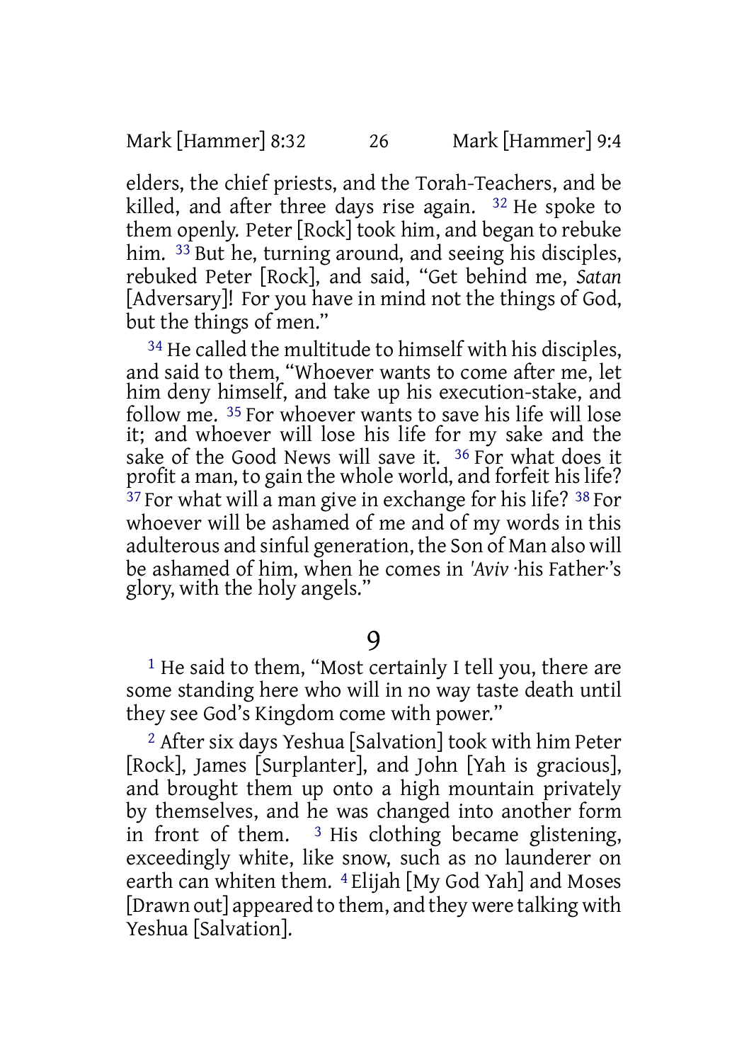elders, the chief priests, and the Torah-Teachers, and be killed, and after three days rise again. [32] He spoke to them openly. Peter [Rock] took him, and began to rebuke him. [33] But he, turning around, and seeing his disciples, rebuked Peter [Rock], and said, "Get behind me, *Satan* [Adversary]! For you have in mind not the things of God, but the things of men."

[34] He called the multitude to himself with his disciples, and said to them, "Whoever wants to come after me, let him deny himself, and take up his execution-stake, and follow me. [35] For whoever wants to save his life will lose it; and whoever will lose his life for my sake and the sake of the Good News will save it. [36] For what does it profit a man, to gain the whole world, and forfeit his life? [37] For what will a man give in exchange for his life? [38] For whoever will be ashamed of me and of my words in this adulterous and sinful generation, the Son of Man also will be ashamed of him, when he comes in *'Aviv* ·his Father·'s glory, with the holy angels."

# 9

[1] He said to them, "Most certainly I tell you, there are some standing here who will in no way taste death until they see God's Kingdom come with power."

[2] After six days Yeshua [Salvation] took with him Peter [Rock], James [Surplanter], and John [Yah is gracious], and brought them up onto a high mountain privately by themselves, and he was changed into another form in front of them. [3] His clothing became glistening, exceedingly white, like snow, such as no launderer on earth can whiten them. [4] Elijah [My God Yah] and Moses [Drawn out] appeared to them, and they were talking with Yeshua [Salvation].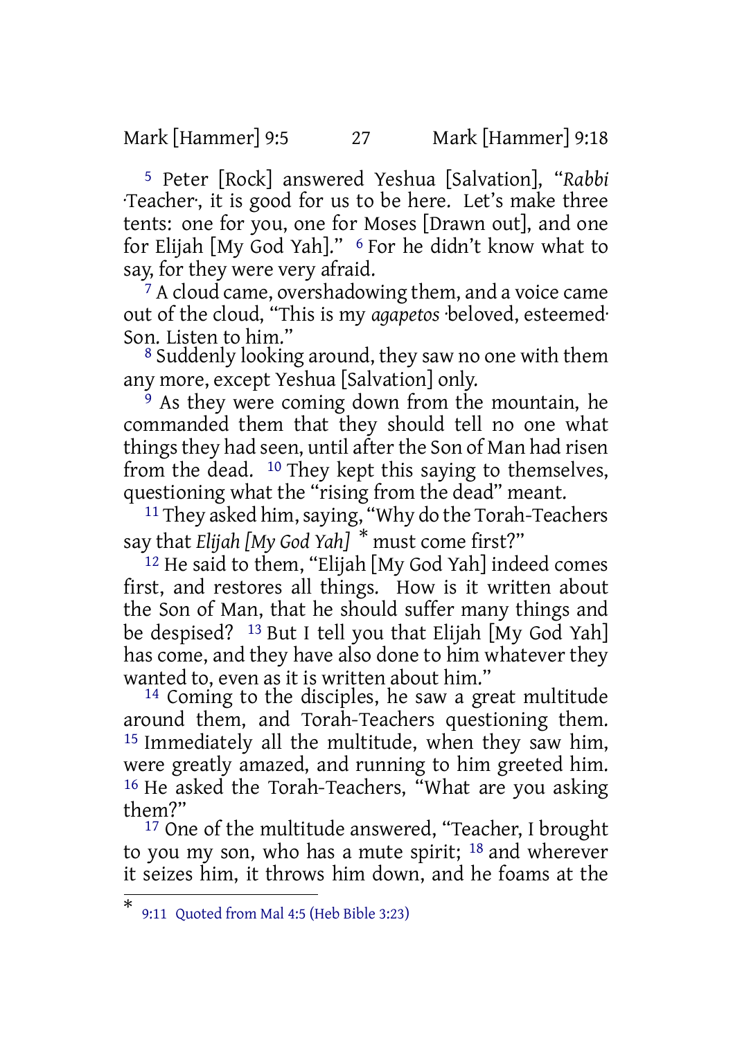5 Peter [Rock] answered Yeshua [Salvation], "*Rabbi* ·Teacher·, it is good for us to be here. Let's make three tents: one for you, one for Moses [Drawn out], and one for Elijah [My God Yah]." 6 For he didn't know what to say, for they were very afraid.

7 A cloud came, overshadowing them, and a voice came out of the cloud, "This is my *agapetos* ·beloved, esteemed· Son. Listen to him."

8 Suddenly looking around, they saw no one with them any more, except Yeshua [Salvation] only.

9 As they were coming down from the mountain, he commanded them that they should tell no one what things they had seen, until after the Son of Man had risen from the dead. 10 They kept this saying to themselves, questioning what the "rising from the dead" meant.

11 They asked him, saying, "Why do the Torah-Teachers say that *Elijah [My God Yah]* * must come first?"

12 He said to them, "Elijah [My God Yah] indeed comes first, and restores all things. How is it written about the Son of Man, that he should suffer many things and be despised? 13 But I tell you that Elijah [My God Yah] has come, and they have also done to him whatever they wanted to, even as it is written about him."

14 Coming to the disciples, he saw a great multitude around them, and Torah-Teachers questioning them. 15 Immediately all the multitude, when they saw him, were greatly amazed, and running to him greeted him. 16 He asked the Torah-Teachers, "What are you asking them?"

17 One of the multitude answered, "Teacher, I brought to you my son, who has a mute spirit; 18 and wherever it seizes him, it throws him down, and he foams at the

---

* 9:11 Quoted from Mal 4:5 (Heb Bible 3:23)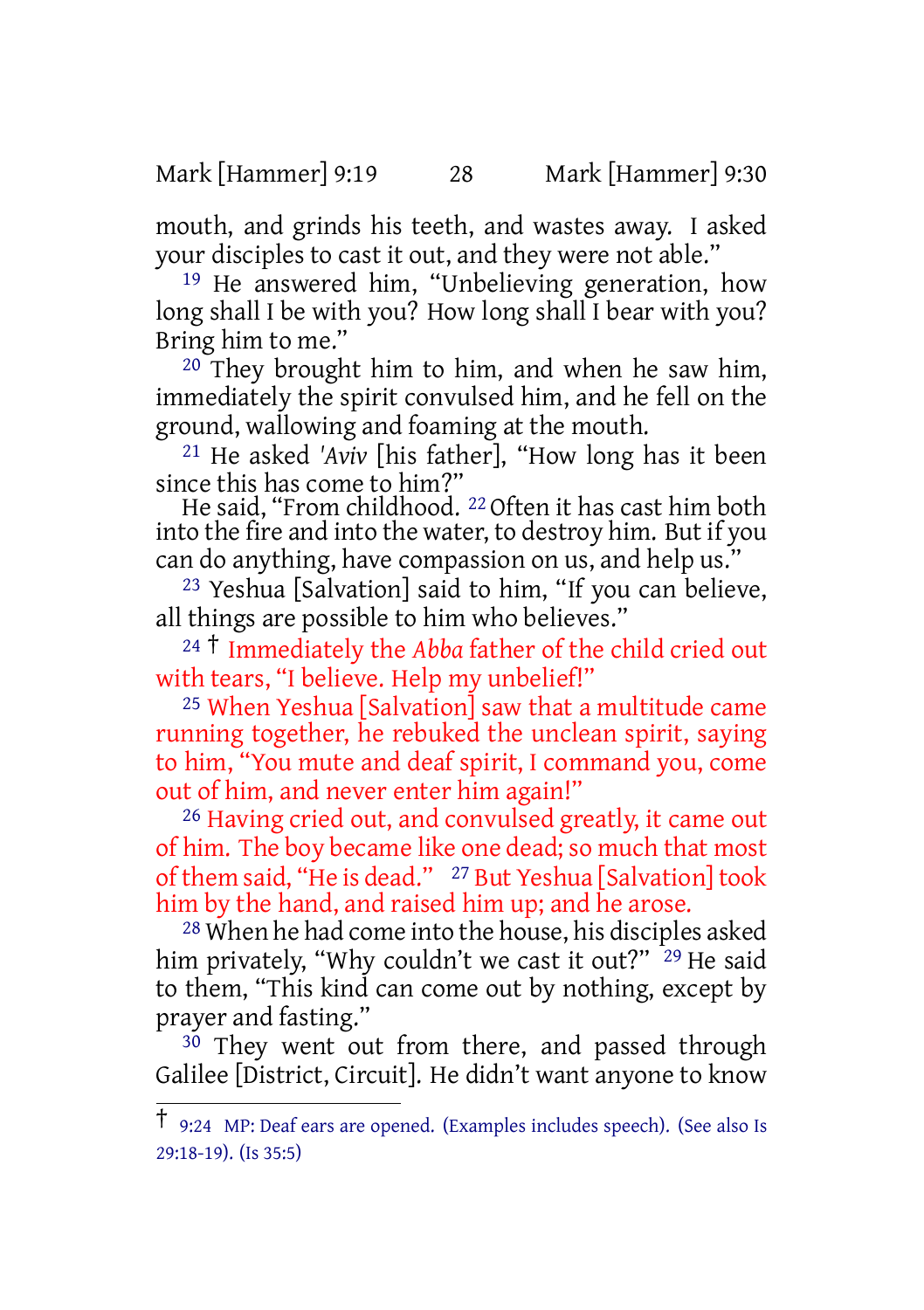mouth, and grinds his teeth, and wastes away. I asked your disciples to cast it out, and they were not able."

[19] He answered him, "Unbelieving generation, how long shall I be with you? How long shall I bear with you? Bring him to me."

[20] They brought him to him, and when he saw him, immediately the spirit convulsed him, and he fell on the ground, wallowing and foaming at the mouth.

[21] He asked *'Aviv* [his father], "How long has it been since this has come to him?"

He said, "From childhood. [22] Often it has cast him both into the fire and into the water, to destroy him. But if you can do anything, have compassion on us, and help us."

[23] Yeshua [Salvation] said to him, "If you can believe, all things are possible to him who believes."

[24] † Immediately the *Abba* father of the child cried out with tears, "I believe. Help my unbelief!"

[25] When Yeshua [Salvation] saw that a multitude came running together, he rebuked the unclean spirit, saying to him, "You mute and deaf spirit, I command you, come out of him, and never enter him again!"

[26] Having cried out, and convulsed greatly, it came out of him. The boy became like one dead; so much that most of them said, "He is dead." [27] But Yeshua [Salvation] took him by the hand, and raised him up; and he arose.

[28] When he had come into the house, his disciples asked him privately, "Why couldn't we cast it out?" [29] He said to them, "This kind can come out by nothing, except by prayer and fasting."

[30] They went out from there, and passed through Galilee [District, Circuit]. He didn't want anyone to know

---

† 9:24 MP: Deaf ears are opened. (Examples includes speech). (See also Is 29:18-19). (Is 35:5)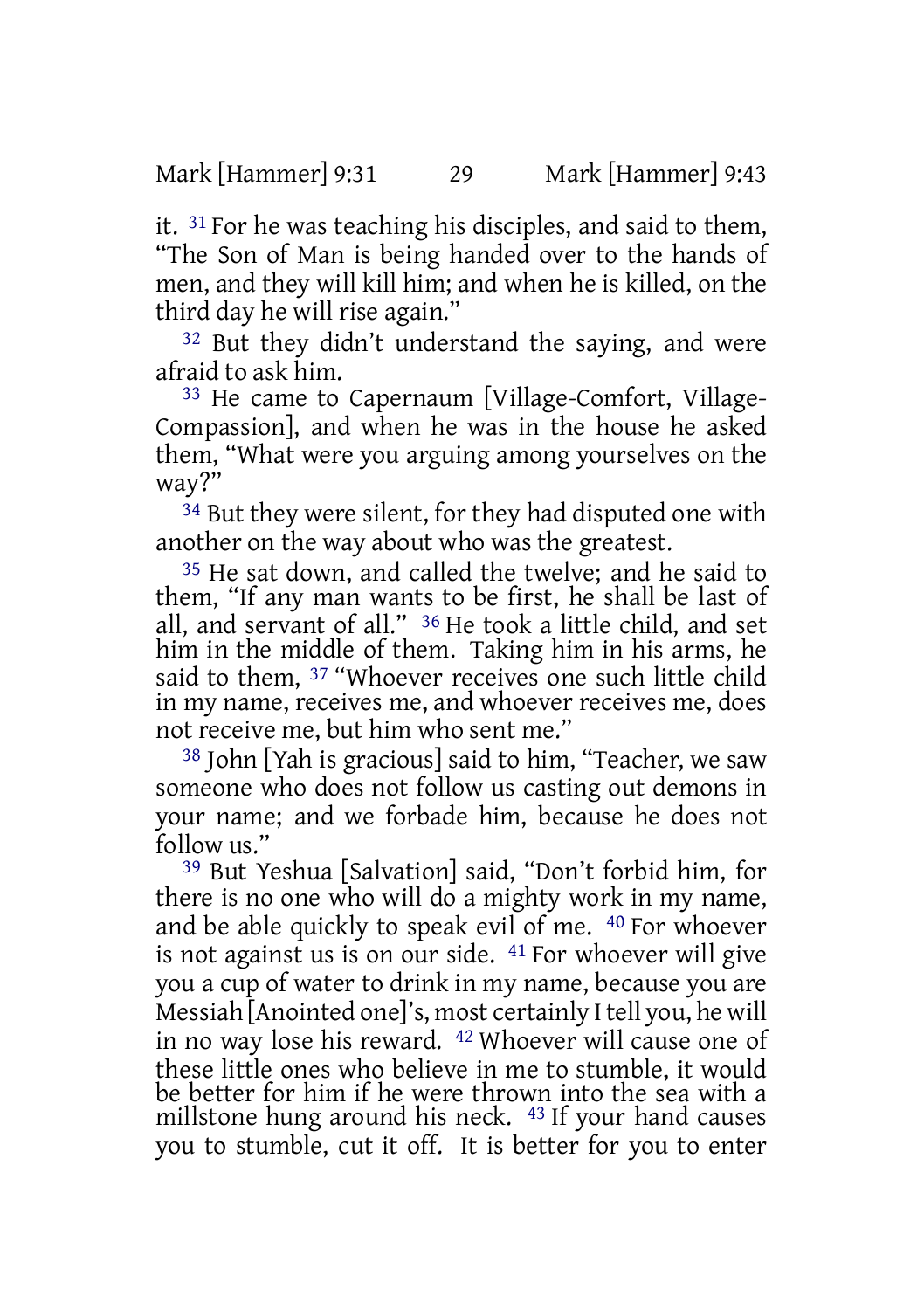it. 31 For he was teaching his disciples, and said to them, "The Son of Man is being handed over to the hands of men, and they will kill him; and when he is killed, on the third day he will rise again."

32 But they didn't understand the saying, and were afraid to ask him.

33 He came to Capernaum [Village-Comfort, Village-Compassion], and when he was in the house he asked them, "What were you arguing among yourselves on the way?"

34 But they were silent, for they had disputed one with another on the way about who was the greatest.

35 He sat down, and called the twelve; and he said to them, "If any man wants to be first, he shall be last of all, and servant of all." 36 He took a little child, and set him in the middle of them. Taking him in his arms, he said to them, 37 "Whoever receives one such little child in my name, receives me, and whoever receives me, does not receive me, but him who sent me."

38 John [Yah is gracious] said to him, "Teacher, we saw someone who does not follow us casting out demons in your name; and we forbade him, because he does not follow us."

39 But Yeshua [Salvation] said, "Don't forbid him, for there is no one who will do a mighty work in my name, and be able quickly to speak evil of me. 40 For whoever is not against us is on our side. 41 For whoever will give you a cup of water to drink in my name, because you are Messiah [Anointed one]'s, most certainly I tell you, he will in no way lose his reward. 42 Whoever will cause one of these little ones who believe in me to stumble, it would be better for him if he were thrown into the sea with a millstone hung around his neck. 43 If your hand causes you to stumble, cut it off. It is better for you to enter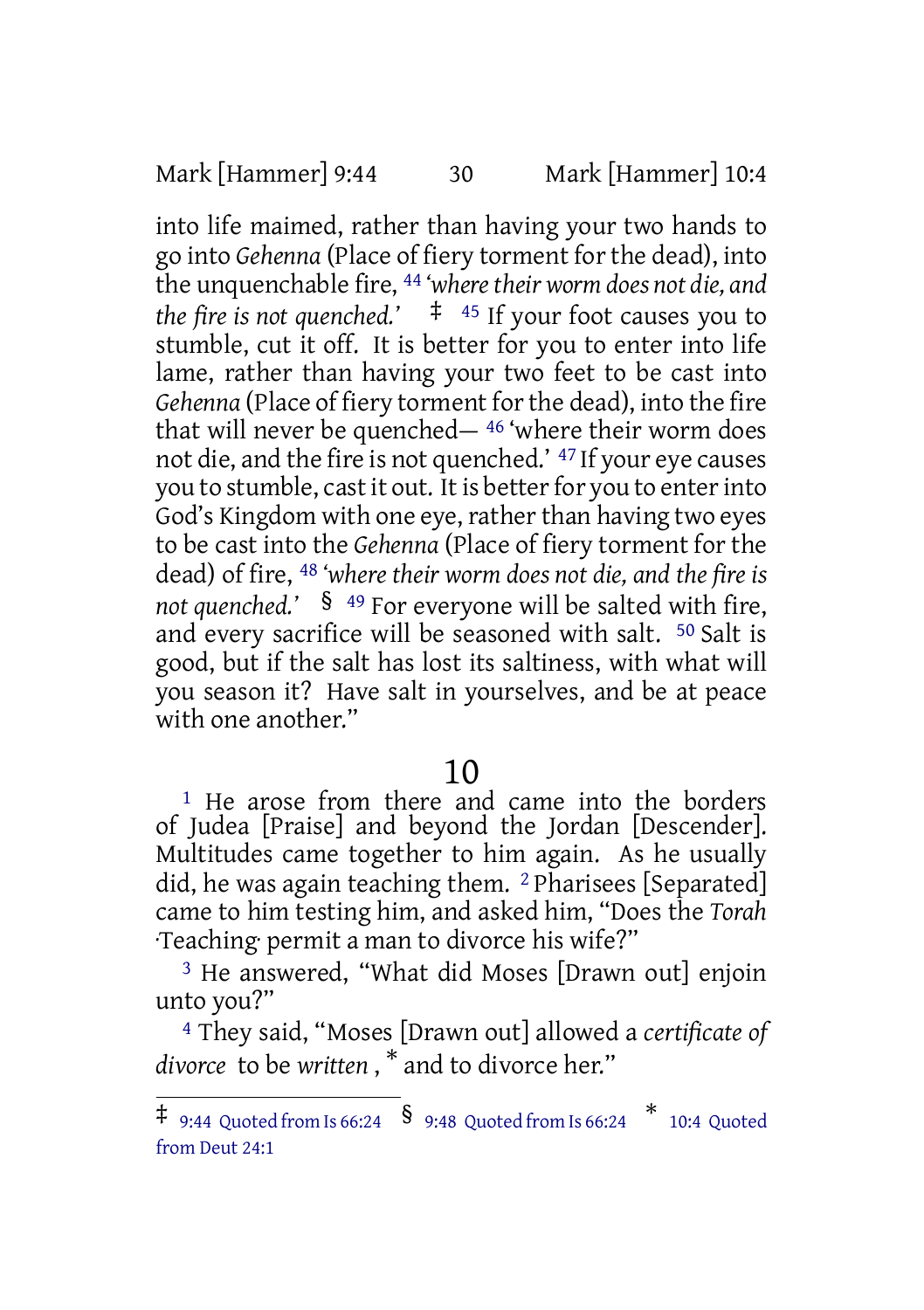into life maimed, rather than having your two hands to go into *Gehenna* (Place of fiery torment for the dead), into the unquenchable fire, [44] *'where their worm does not die, and the fire is not quenched.'* ‡ [45] If your foot causes you to stumble, cut it off. It is better for you to enter into life lame, rather than having your two feet to be cast into *Gehenna* (Place of fiery torment for the dead), into the fire that will never be quenched— [46] 'where their worm does not die, and the fire is not quenched.' [47] If your eye causes you to stumble, cast it out. It is better for you to enter into God's Kingdom with one eye, rather than having two eyes to be cast into the *Gehenna* (Place of fiery torment for the dead) of fire, [48] *'where their worm does not die, and the fire is not quenched.'* § [49] For everyone will be salted with fire, and every sacrifice will be seasoned with salt. [50] Salt is good, but if the salt has lost its saltiness, with what will you season it? Have salt in yourselves, and be at peace with one another."

# 10

[1] He arose from there and came into the borders of Judea [Praise] and beyond the Jordan [Descender]. Multitudes came together to him again. As he usually did, he was again teaching them. [2] Pharisees [Separated] came to him testing him, and asked him, "Does the *Torah* ·Teaching· permit a man to divorce his wife?"

[3] He answered, "What did Moses [Drawn out] enjoin unto you?"

[4] They said, "Moses [Drawn out] allowed a *certificate of divorce* to be *written*, * and to divorce her."

---

‡ 9:44 Quoted from Is 66:24 § 9:48 Quoted from Is 66:24 * 10:4 Quoted from Deut 24:1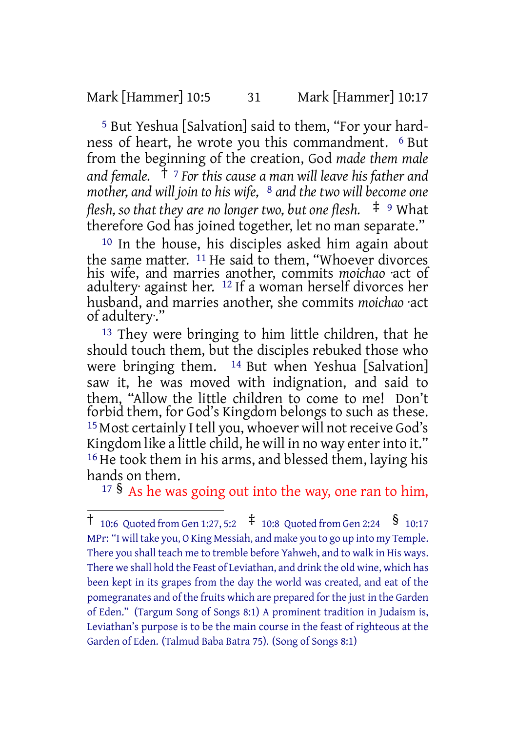[5] But Yeshua [Salvation] said to them, “For your hardness of heart, he wrote you this commandment. [6] But from the beginning of the creation, God *made them male and female.* † [7] *For this cause a man will leave his father and mother, and will join to his wife,* [8] *and the two will become one flesh, so that they are no longer two, but one flesh.* ‡ [9] What therefore God has joined together, let no man separate.”

[10] In the house, his disciples asked him again about the same matter. [11] He said to them, “Whoever divorces his wife, and marries another, commits *moichao* ·act of adultery· against her. [12] If a woman herself divorces her husband, and marries another, she commits *moichao* ·act of adultery·.”

[13] They were bringing to him little children, that he should touch them, but the disciples rebuked those who were bringing them. [14] But when Yeshua [Salvation] saw it, he was moved with indignation, and said to them, “Allow the little children to come to me! Don’t forbid them, for God’s Kingdom belongs to such as these. [15] Most certainly I tell you, whoever will not receive God’s Kingdom like a little child, he will in no way enter into it.” [16] He took them in his arms, and blessed them, laying his hands on them.

[17] § As he was going out into the way, one ran to him,

---

† 10:6 Quoted from Gen 1:27, 5:2 ‡ 10:8 Quoted from Gen 2:24 § 10:17 MPr: “I will take you, O King Messiah, and make you to go up into my Temple. There you shall teach me to tremble before Yahweh, and to walk in His ways. There we shall hold the Feast of Leviathan, and drink the old wine, which has been kept in its grapes from the day the world was created, and eat of the pomegranates and of the fruits which are prepared for the just in the Garden of Eden.” (Targum Song of Songs 8:1) A prominent tradition in Judaism is, Leviathan’s purpose is to be the main course in the feast of righteous at the Garden of Eden. (Talmud Baba Batra 75). (Song of Songs 8:1)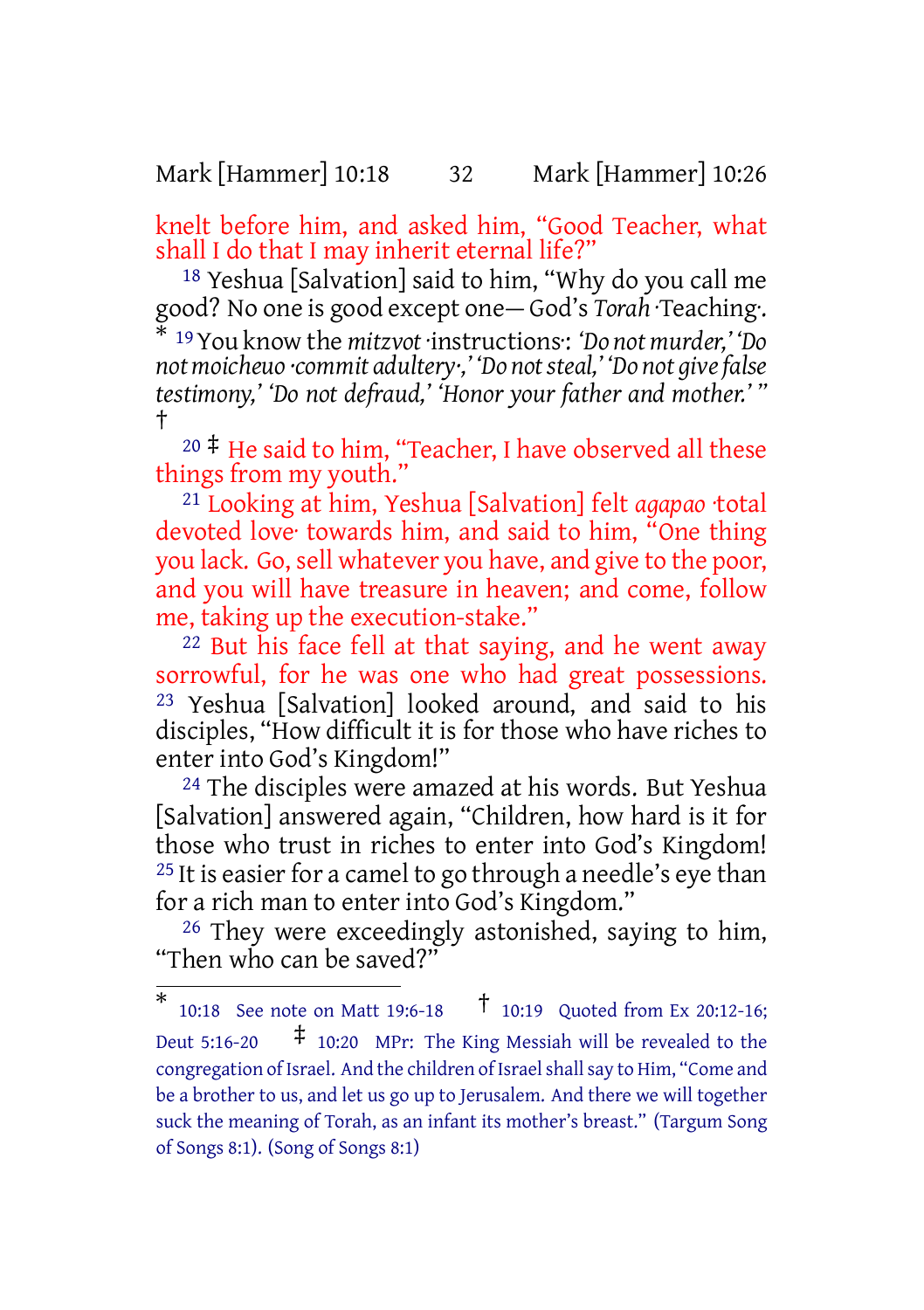knelt before him, and asked him, "Good Teacher, what shall I do that I may inherit eternal life?"

[18] Yeshua [Salvation] said to him, "Why do you call me good? No one is good except one— God's *Torah* ·Teaching·. * [19] You know the *mitzvot* ·instructions·: *'Do not murder,' 'Do not moicheuo ·commit adultery·,' 'Do not steal,' 'Do not give false testimony,' 'Do not defraud,' 'Honor your father and mother.'* " †

[20] ‡ He said to him, "Teacher, I have observed all these things from my youth."

[21] Looking at him, Yeshua [Salvation] felt *agapao* ·total devoted love· towards him, and said to him, "One thing you lack. Go, sell whatever you have, and give to the poor, and you will have treasure in heaven; and come, follow me, taking up the execution-stake."

[22] But his face fell at that saying, and he went away sorrowful, for he was one who had great possessions. [23] Yeshua [Salvation] looked around, and said to his disciples, "How difficult it is for those who have riches to enter into God's Kingdom!"

[24] The disciples were amazed at his words. But Yeshua [Salvation] answered again, "Children, how hard is it for those who trust in riches to enter into God's Kingdom! [25] It is easier for a camel to go through a needle's eye than for a rich man to enter into God's Kingdom."

[26] They were exceedingly astonished, saying to him, "Then who can be saved?"

---

* 10:18 See note on Matt 19:6-18 † 10:19 Quoted from Ex 20:12-16; Deut 5:16-20 ‡ 10:20 MPr: The King Messiah will be revealed to the congregation of Israel. And the children of Israel shall say to Him, "Come and be a brother to us, and let us go up to Jerusalem. And there we will together suck the meaning of Torah, as an infant its mother's breast." (Targum Song of Songs 8:1). (Song of Songs 8:1)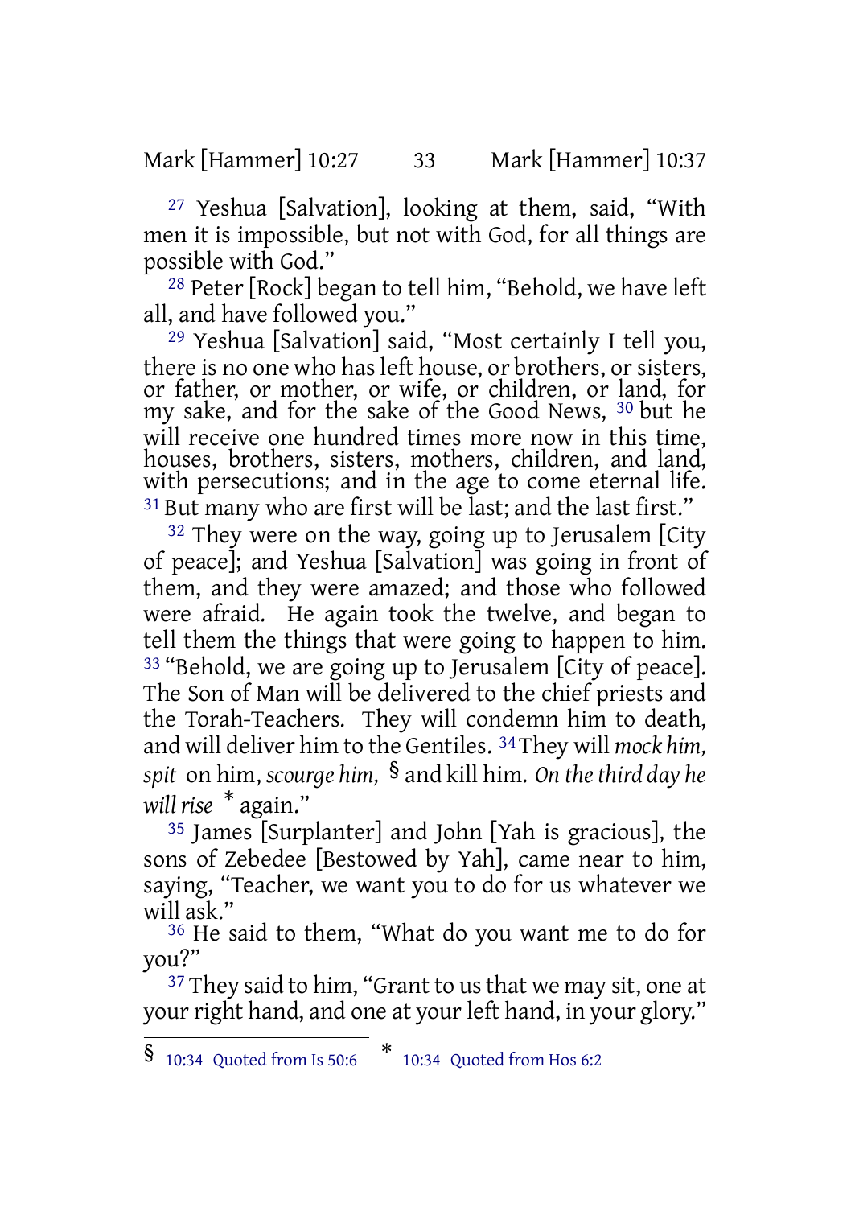[27] Yeshua [Salvation], looking at them, said, "With men it is impossible, but not with God, for all things are possible with God."

[28] Peter [Rock] began to tell him, "Behold, we have left all, and have followed you."

[29] Yeshua [Salvation] said, "Most certainly I tell you, there is no one who has left house, or brothers, or sisters, or father, or mother, or wife, or children, or land, for my sake, and for the sake of the Good News, [30] but he will receive one hundred times more now in this time, houses, brothers, sisters, mothers, children, and land, with persecutions; and in the age to come eternal life. [31] But many who are first will be last; and the last first."

[32] They were on the way, going up to Jerusalem [City of peace]; and Yeshua [Salvation] was going in front of them, and they were amazed; and those who followed were afraid. He again took the twelve, and began to tell them the things that were going to happen to him. [33] "Behold, we are going up to Jerusalem [City of peace]. The Son of Man will be delivered to the chief priests and the Torah-Teachers. They will condemn him to death, and will deliver him to the Gentiles. [34] They will *mock him, spit* on him, *scourge him,* § and kill him. *On the third day he will rise* * again."

[35] James [Surplanter] and John [Yah is gracious], the sons of Zebedee [Bestowed by Yah], came near to him, saying, "Teacher, we want you to do for us whatever we will ask."

[36] He said to them, "What do you want me to do for you?"

[37] They said to him, "Grant to us that we may sit, one at your right hand, and one at your left hand, in your glory."

---

§ 10:34 Quoted from Is 50:6   * 10:34 Quoted from Hos 6:2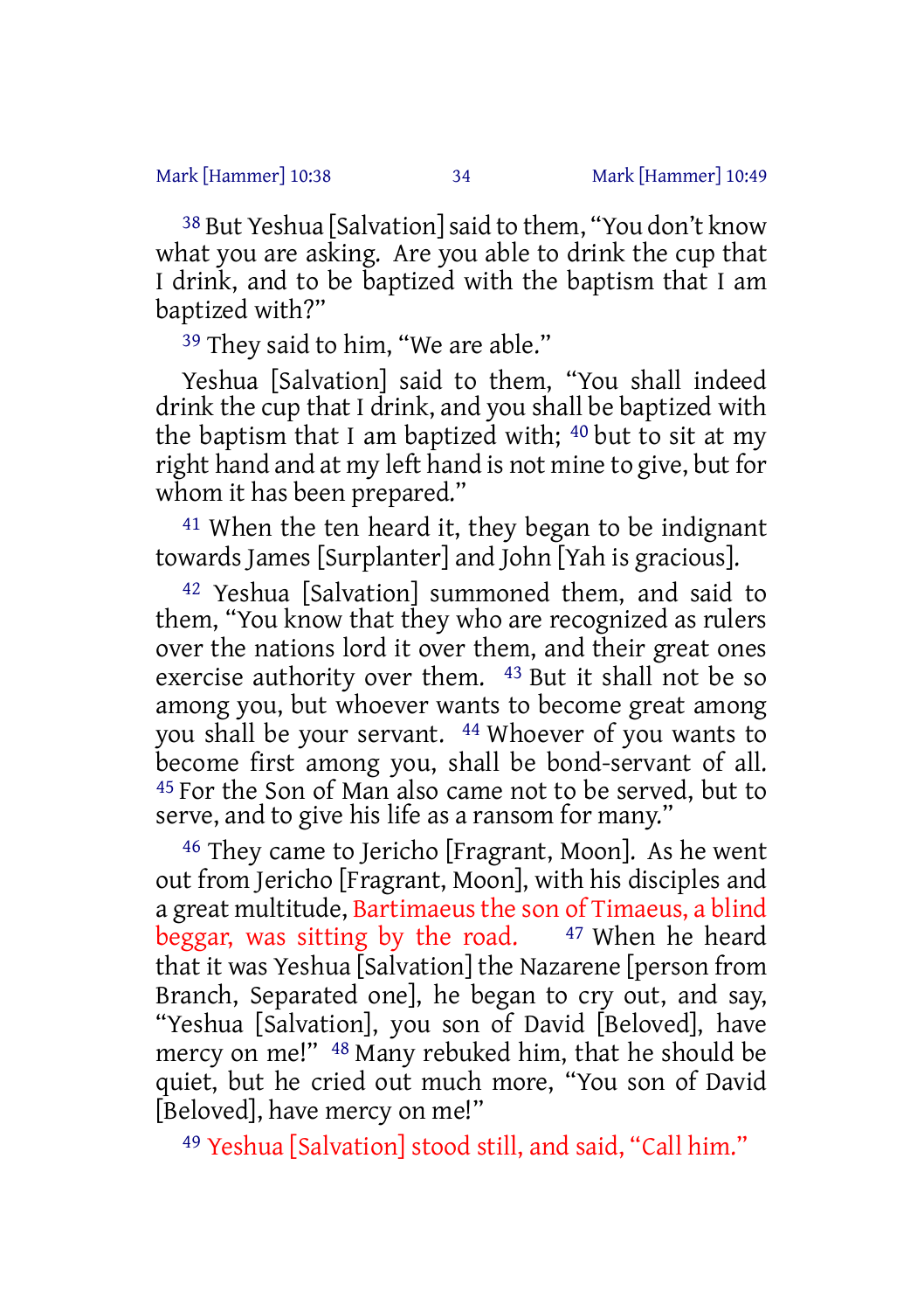[38] But Yeshua [Salvation] said to them, "You don't know what you are asking. Are you able to drink the cup that I drink, and to be baptized with the baptism that I am baptized with?"

[39] They said to him, "We are able."

Yeshua [Salvation] said to them, "You shall indeed drink the cup that I drink, and you shall be baptized with the baptism that I am baptized with; [40] but to sit at my right hand and at my left hand is not mine to give, but for whom it has been prepared."

[41] When the ten heard it, they began to be indignant towards James [Surplanter] and John [Yah is gracious].

[42] Yeshua [Salvation] summoned them, and said to them, "You know that they who are recognized as rulers over the nations lord it over them, and their great ones exercise authority over them. [43] But it shall not be so among you, but whoever wants to become great among you shall be your servant. [44] Whoever of you wants to become first among you, shall be bond-servant of all. [45] For the Son of Man also came not to be served, but to serve, and to give his life as a ransom for many."

[46] They came to Jericho [Fragrant, Moon]. As he went out from Jericho [Fragrant, Moon], with his disciples and a great multitude, Bartimaeus the son of Timaeus, a blind beggar, was sitting by the road. [47] When he heard that it was Yeshua [Salvation] the Nazarene [person from Branch, Separated one], he began to cry out, and say, "Yeshua [Salvation], you son of David [Beloved], have mercy on me!" [48] Many rebuked him, that he should be quiet, but he cried out much more, "You son of David [Beloved], have mercy on me!"

[49] Yeshua [Salvation] stood still, and said, "Call him."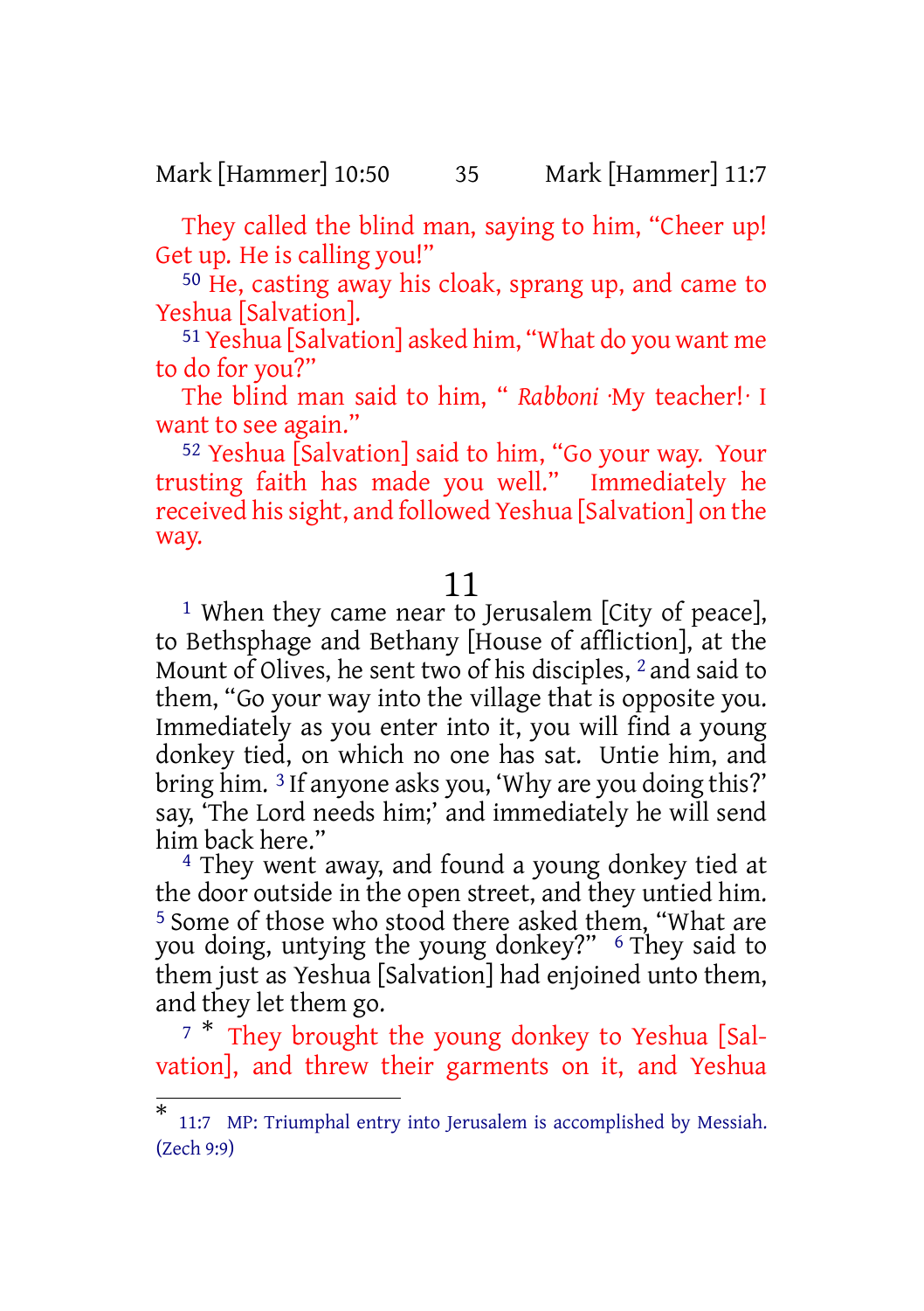They called the blind man, saying to him, "Cheer up! Get up. He is calling you!"

[50] He, casting away his cloak, sprang up, and came to Yeshua [Salvation].

[51] Yeshua [Salvation] asked him, "What do you want me to do for you?"

The blind man said to him, " *Rabboni* ·My teacher!· I want to see again."

[52] Yeshua [Salvation] said to him, "Go your way. Your trusting faith has made you well." Immediately he received his sight, and followed Yeshua [Salvation] on the way.

# 11

[1] When they came near to Jerusalem [City of peace], to Bethsphage and Bethany [House of affliction], at the Mount of Olives, he sent two of his disciples, [2] and said to them, "Go your way into the village that is opposite you. Immediately as you enter into it, you will find a young donkey tied, on which no one has sat. Untie him, and bring him. [3] If anyone asks you, 'Why are you doing this?' say, 'The Lord needs him;' and immediately he will send him back here."

[4] They went away, and found a young donkey tied at the door outside in the open street, and they untied him. [5] Some of those who stood there asked them, "What are you doing, untying the young donkey?" [6] They said to them just as Yeshua [Salvation] had enjoined unto them, and they let them go.

[7] * They brought the young donkey to Yeshua [Salvation], and threw their garments on it, and Yeshua

---

* 11:7 MP: Triumphal entry into Jerusalem is accomplished by Messiah. (Zech 9:9)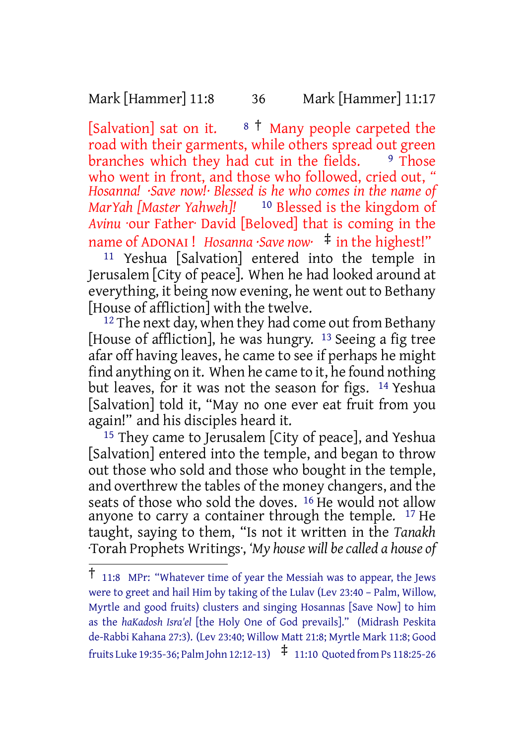[Salvation] sat on it. [8] † Many people carpeted the road with their garments, while others spread out green branches which they had cut in the fields. [9] Those who went in front, and those who followed, cried out, "*Hosanna! ·Save now!· Blessed is he who comes in the name of MarYah [Master Yahweh]!* [10] Blessed is the kingdom of *Avinu* ·our Father· David [Beloved] that is coming in the name of ADONAI ! *Hosanna ·Save now·* ‡ in the highest!"

[11] Yeshua [Salvation] entered into the temple in Jerusalem [City of peace]. When he had looked around at everything, it being now evening, he went out to Bethany [House of affliction] with the twelve.

[12] The next day, when they had come out from Bethany [House of affliction], he was hungry. [13] Seeing a fig tree afar off having leaves, he came to see if perhaps he might find anything on it. When he came to it, he found nothing but leaves, for it was not the season for figs. [14] Yeshua [Salvation] told it, "May no one ever eat fruit from you again!" and his disciples heard it.

[15] They came to Jerusalem [City of peace], and Yeshua [Salvation] entered into the temple, and began to throw out those who sold and those who bought in the temple, and overthrew the tables of the money changers, and the seats of those who sold the doves. [16] He would not allow anyone to carry a container through the temple. [17] He taught, saying to them, "Is not it written in the *Tanakh* ·Torah Prophets Writings·, '*My house will be called a house of*

---

† 11:8 MPr: "Whatever time of year the Messiah was to appear, the Jews were to greet and hail Him by taking of the Lulav (Lev 23:40 – Palm, Willow, Myrtle and good fruits) clusters and singing Hosannas [Save Now] to him as the *haKadosh Isra'el* [the Holy One of God prevails]." (Midrash Peskita de-Rabbi Kahana 27:3). (Lev 23:40; Willow Matt 21:8; Myrtle Mark 11:8; Good fruits Luke 19:35-36; Palm John 12:12-13) ‡ 11:10 Quoted from Ps 118:25-26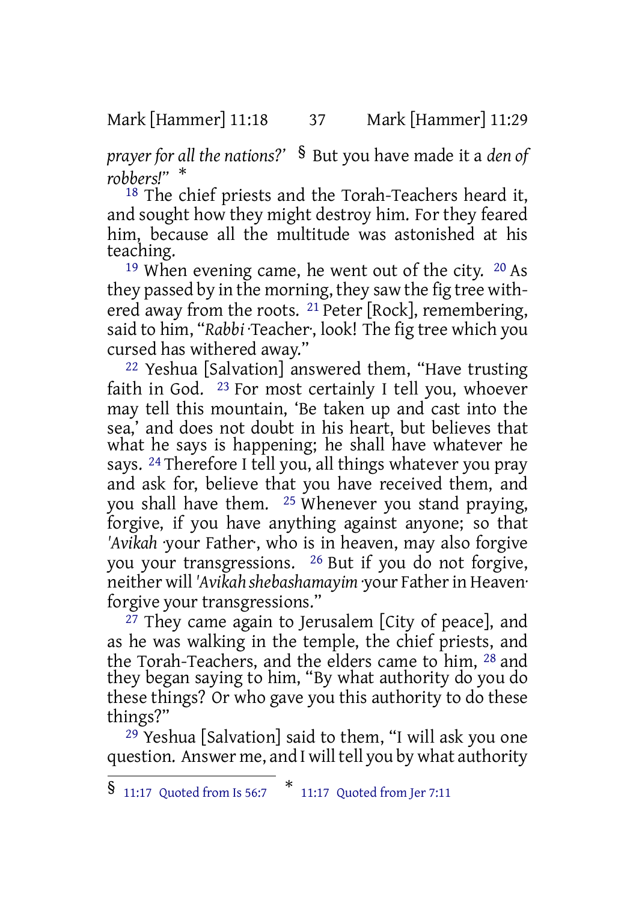*prayer for all the nations?'* § But you have made it a *den of robbers!*" *

[18] The chief priests and the Torah-Teachers heard it, and sought how they might destroy him. For they feared him, because all the multitude was astonished at his teaching.

[19] When evening came, he went out of the city. [20] As they passed by in the morning, they saw the fig tree withered away from the roots. [21] Peter [Rock], remembering, said to him, "*Rabbi* ·Teacher·, look! The fig tree which you cursed has withered away."

[22] Yeshua [Salvation] answered them, "Have trusting faith in God. [23] For most certainly I tell you, whoever may tell this mountain, 'Be taken up and cast into the sea,' and does not doubt in his heart, but believes that what he says is happening; he shall have whatever he says. [24] Therefore I tell you, all things whatever you pray and ask for, believe that you have received them, and you shall have them. [25] Whenever you stand praying, forgive, if you have anything against anyone; so that *'Avikah* ·your Father·, who is in heaven, may also forgive you your transgressions. [26] But if you do not forgive, neither will *'Avikah shebashamayim* ·your Father in Heaven· forgive your transgressions."

[27] They came again to Jerusalem [City of peace], and as he was walking in the temple, the chief priests, and the Torah-Teachers, and the elders came to him, [28] and they began saying to him, "By what authority do you do these things? Or who gave you this authority to do these things?"

[29] Yeshua [Salvation] said to them, "I will ask you one question. Answer me, and I will tell you by what authority

---

§ 11:17 Quoted from Is 56:7 * 11:17 Quoted from Jer 7:11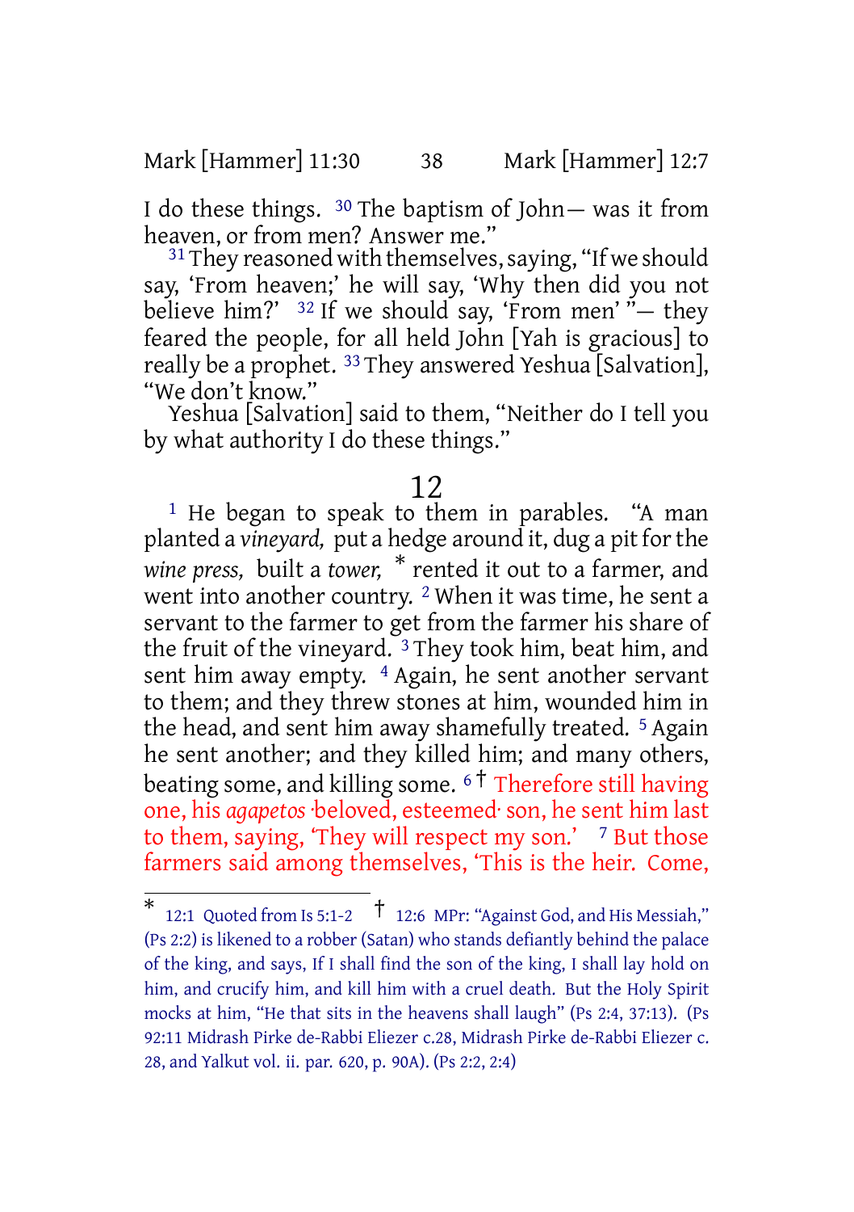I do these things. [30] The baptism of John— was it from heaven, or from men? Answer me."

[31] They reasoned with themselves, saying, "If we should say, 'From heaven;' he will say, 'Why then did you not believe him?' [32] If we should say, 'From men' "— they feared the people, for all held John [Yah is gracious] to really be a prophet. [33] They answered Yeshua [Salvation], "We don't know."

Yeshua [Salvation] said to them, "Neither do I tell you by what authority I do these things."

## 12

[1] He began to speak to them in parables. "A man planted a *vineyard,* put a hedge around it, dug a pit for the *wine press,* built a *tower,* * rented it out to a farmer, and went into another country. [2] When it was time, he sent a servant to the farmer to get from the farmer his share of the fruit of the vineyard. [3] They took him, beat him, and sent him away empty. [4] Again, he sent another servant to them; and they threw stones at him, wounded him in the head, and sent him away shamefully treated. [5] Again he sent another; and they killed him; and many others, beating some, and killing some. [6] † Therefore still having one, his *agapetos* ·beloved, esteemed· son, he sent him last to them, saying, 'They will respect my son.' [7] But those farmers said among themselves, 'This is the heir. Come,

---

\* 12:1 Quoted from Is 5:1-2 † 12:6 MPr: "Against God, and His Messiah," (Ps 2:2) is likened to a robber (Satan) who stands defiantly behind the palace of the king, and says, If I shall find the son of the king, I shall lay hold on him, and crucify him, and kill him with a cruel death. But the Holy Spirit mocks at him, "He that sits in the heavens shall laugh" (Ps 2:4, 37:13). (Ps 92:11 Midrash Pirke de-Rabbi Eliezer c.28, Midrash Pirke de-Rabbi Eliezer c. 28, and Yalkut vol. ii. par. 620, p. 90A). (Ps 2:2, 2:4)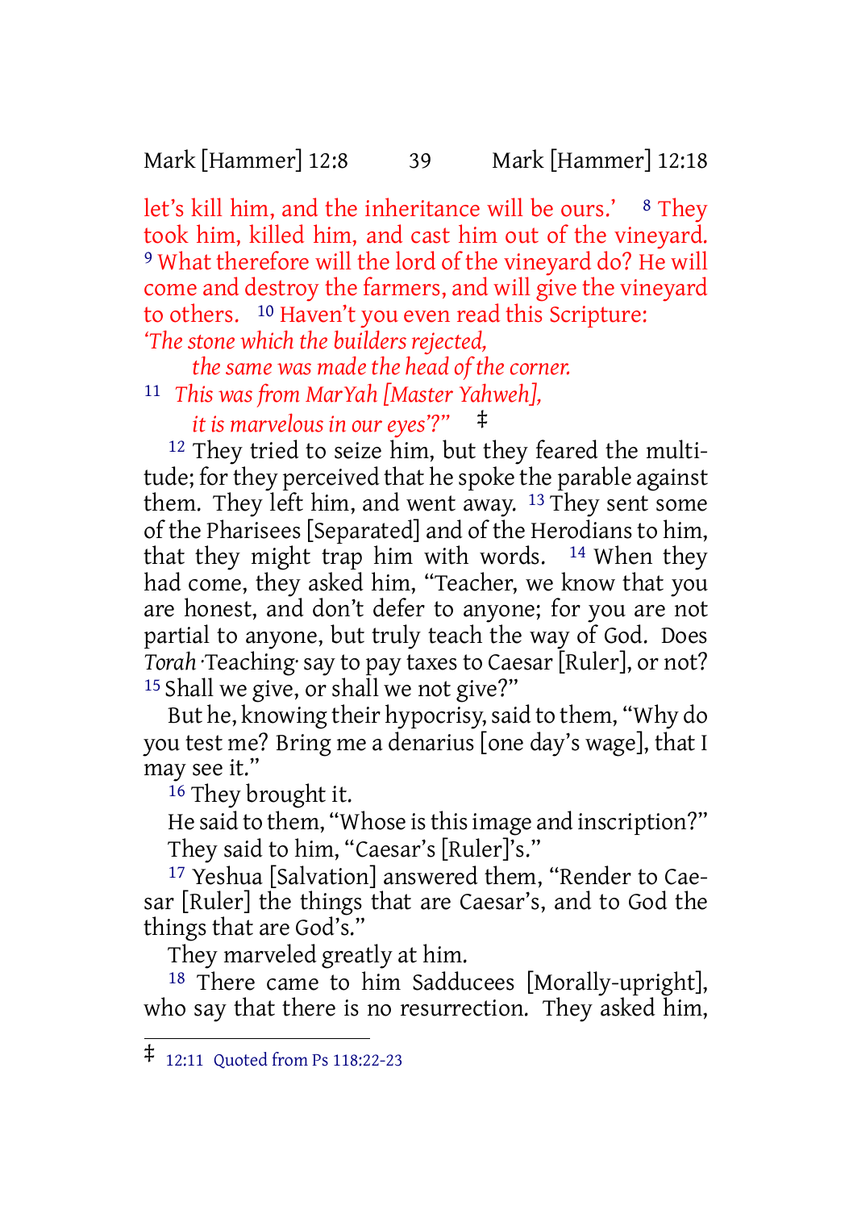let's kill him, and the inheritance will be ours.' [8] They took him, killed him, and cast him out of the vineyard. [9] What therefore will the lord of the vineyard do? He will come and destroy the farmers, and will give the vineyard to others. [10] Haven't you even read this Scripture:

*'The stone which the builders rejected,*
*the same was made the head of the corner.*
[11] *This was from MarYah [Master Yahweh],*
*it is marvelous in our eyes'?"* ‡

[12] They tried to seize him, but they feared the multitude; for they perceived that he spoke the parable against them. They left him, and went away. [13] They sent some of the Pharisees [Separated] and of the Herodians to him, that they might trap him with words. [14] When they had come, they asked him, "Teacher, we know that you are honest, and don't defer to anyone; for you are not partial to anyone, but truly teach the way of God. Does *Torah* ·Teaching· say to pay taxes to Caesar [Ruler], or not? [15] Shall we give, or shall we not give?"

But he, knowing their hypocrisy, said to them, "Why do you test me? Bring me a denarius [one day's wage], that I may see it."

[16] They brought it.

He said to them, "Whose is this image and inscription?"

They said to him, "Caesar's [Ruler]'s."

[17] Yeshua [Salvation] answered them, "Render to Caesar [Ruler] the things that are Caesar's, and to God the things that are God's."

They marveled greatly at him.

[18] There came to him Sadducees [Morally-upright], who say that there is no resurrection. They asked him,

‡ 12:11 Quoted from Ps 118:22-23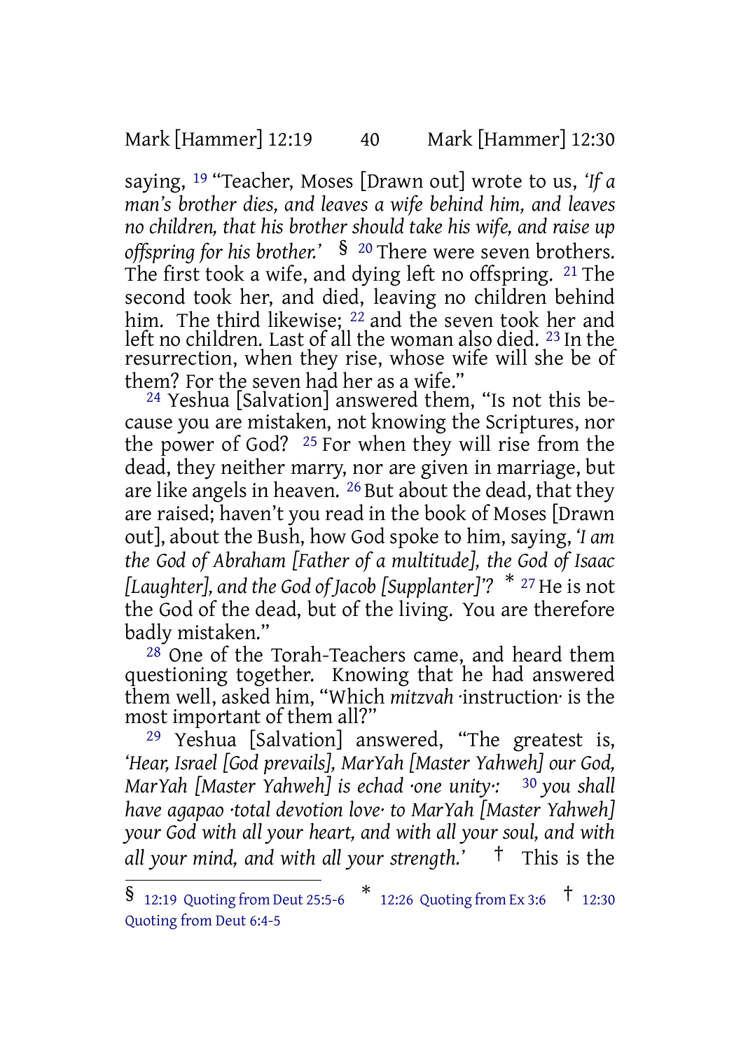saying, [19] “Teacher, Moses [Drawn out] wrote to us, *‘If a man’s brother dies, and leaves a wife behind him, and leaves no children, that his brother should take his wife, and raise up offspring for his brother.’* § [20] There were seven brothers. The first took a wife, and dying left no offspring. [21] The second took her, and died, leaving no children behind him. The third likewise; [22] and the seven took her and left no children. Last of all the woman also died. [23] In the resurrection, when they rise, whose wife will she be of them? For the seven had her as a wife.”

[24] Yeshua [Salvation] answered them, “Is not this because you are mistaken, not knowing the Scriptures, nor the power of God? [25] For when they will rise from the dead, they neither marry, nor are given in marriage, but are like angels in heaven. [26] But about the dead, that they are raised; haven’t you read in the book of Moses [Drawn out], about the Bush, how God spoke to him, saying, *‘I am the God of Abraham [Father of a multitude], the God of Isaac [Laughter], and the God of Jacob [Supplanter]’?* * [27] He is not the God of the dead, but of the living. You are therefore badly mistaken.”

[28] One of the Torah-Teachers came, and heard them questioning together. Knowing that he had answered them well, asked him, “Which *mitzvah* ·instruction· is the most important of them all?”

[29] Yeshua [Salvation] answered, “The greatest is, *‘Hear, Israel [God prevails], MarYah [Master Yahweh] our God, MarYah [Master Yahweh] is echad ·one unity·:* [30] *you shall have agapao ·total devotion love· to MarYah [Master Yahweh] your God with all your heart, and with all your soul, and with all your mind, and with all your strength.’* † This is the

---

§ 12:19 Quoting from Deut 25:5-6 * 12:26 Quoting from Ex 3:6 † 12:30 Quoting from Deut 6:4-5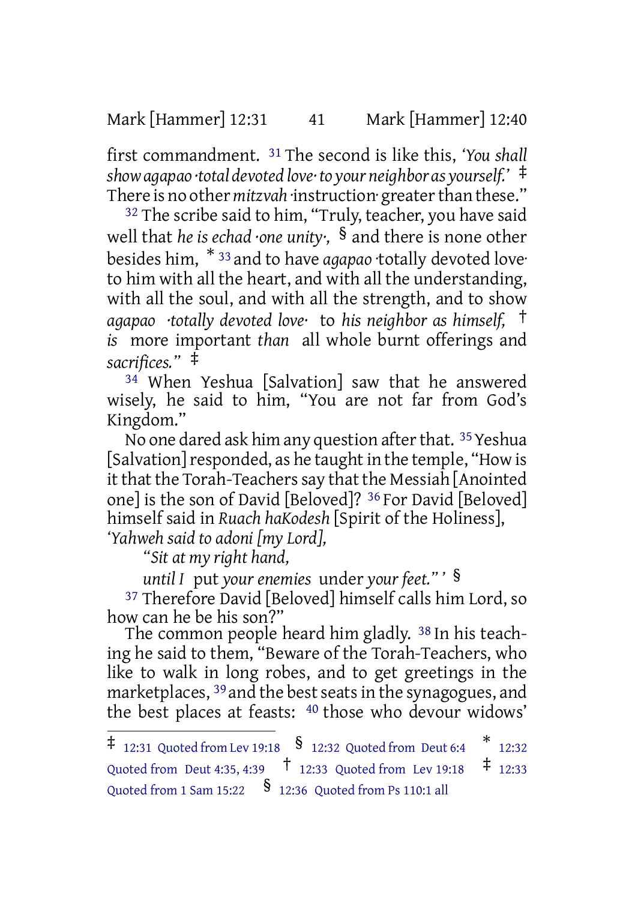first commandment. [31] The second is like this, *'You shall show agapao ·total devoted love· to your neighbor as yourself.'* ‡ There is no other *mitzvah* ·instruction· greater than these."

[32] The scribe said to him, "Truly, teacher, you have said well that *he is echad ·one unity·,* § and there is none other besides him, * [33] and to have *agapao* ·totally devoted love· to him with all the heart, and with all the understanding, with all the soul, and with all the strength, and to show *agapao ·totally devoted love·* to *his neighbor as himself,* † *is* more important *than* all whole burnt offerings and *sacrifices."* ‡

[34] When Yeshua [Salvation] saw that he answered wisely, he said to him, "You are not far from God's Kingdom."

No one dared ask him any question after that. [35] Yeshua [Salvation] responded, as he taught in the temple, "How is it that the Torah-Teachers say that the Messiah [Anointed one] is the son of David [Beloved]? [36] For David [Beloved] himself said in *Ruach haKodesh* [Spirit of the Holiness],

*'Yahweh said to adoni [my Lord],*

*"Sit at my right hand,*

*until I* put *your enemies* under *your feet."'* §

[37] Therefore David [Beloved] himself calls him Lord, so how can he be his son?"

The common people heard him gladly. [38] In his teaching he said to them, "Beware of the Torah-Teachers, who like to walk in long robes, and to get greetings in the marketplaces, [39] and the best seats in the synagogues, and the best places at feasts: [40] those who devour widows'

---

‡ 12:31 Quoted from Lev 19:18 § 12:32 Quoted from Deut 6:4 * 12:32 Quoted from Deut 4:35, 4:39 † 12:33 Quoted from Lev 19:18 ‡ 12:33 Quoted from 1 Sam 15:22 § 12:36 Quoted from Ps 110:1 all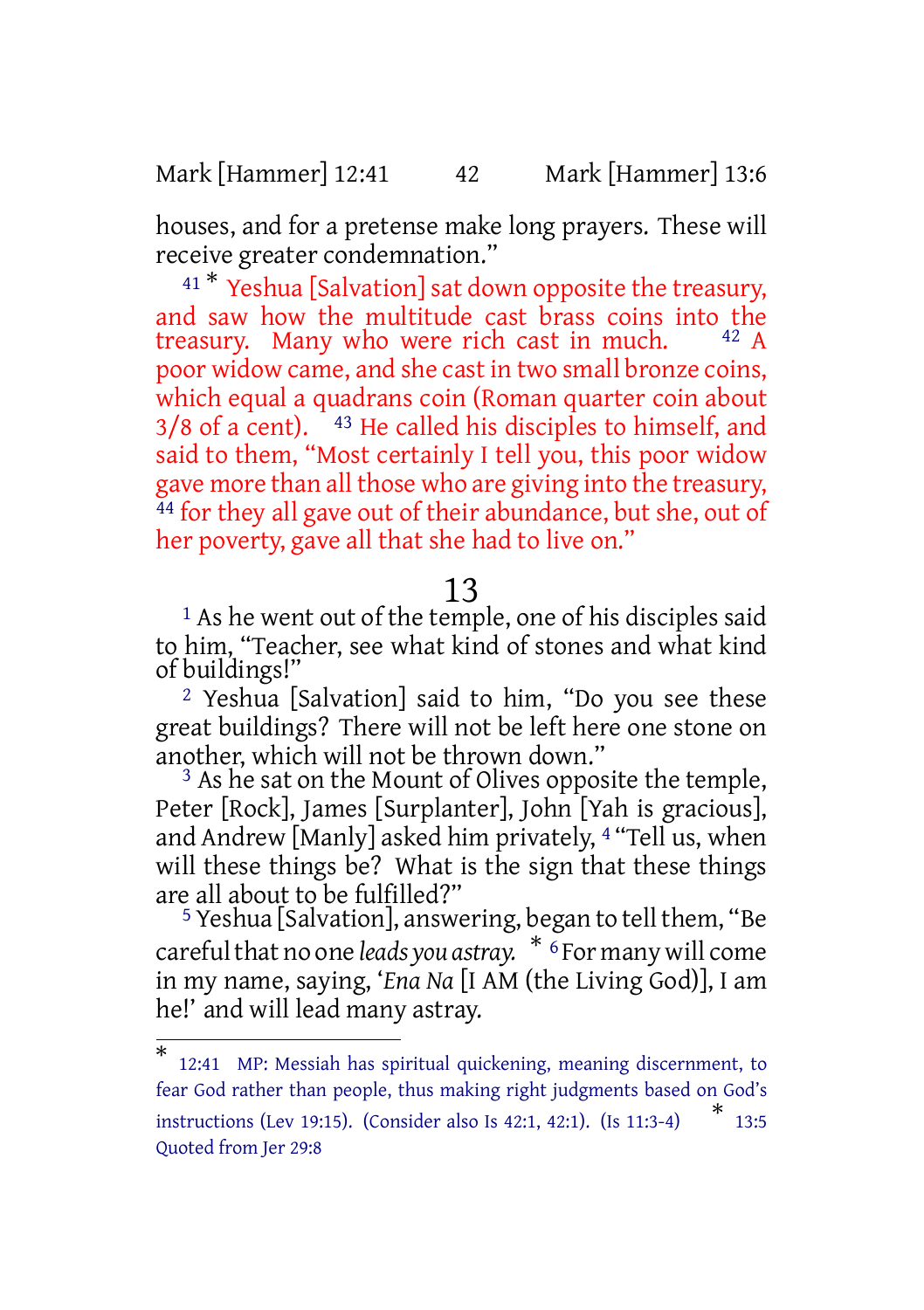houses, and for a pretense make long prayers. These will receive greater condemnation."

[41] * Yeshua [Salvation] sat down opposite the treasury, and saw how the multitude cast brass coins into the treasury. Many who were rich cast in much. [42] A poor widow came, and she cast in two small bronze coins, which equal a quadrans coin (Roman quarter coin about 3/8 of a cent). [43] He called his disciples to himself, and said to them, "Most certainly I tell you, this poor widow gave more than all those who are giving into the treasury, [44] for they all gave out of their abundance, but she, out of her poverty, gave all that she had to live on."

## 13

[1] As he went out of the temple, one of his disciples said to him, "Teacher, see what kind of stones and what kind of buildings!"

[2] Yeshua [Salvation] said to him, "Do you see these great buildings? There will not be left here one stone on another, which will not be thrown down."

[3] As he sat on the Mount of Olives opposite the temple, Peter [Rock], James [Surplanter], John [Yah is gracious], and Andrew [Manly] asked him privately, [4] "Tell us, when will these things be? What is the sign that these things are all about to be fulfilled?"

[5] Yeshua [Salvation], answering, began to tell them, "Be careful that no one *leads you astray.* * [6] For many will come in my name, saying, '*Ena Na* [I AM (the Living God)], I am he!' and will lead many astray.

---

* 12:41 MP: Messiah has spiritual quickening, meaning discernment, to fear God rather than people, thus making right judgments based on God's instructions (Lev 19:15). (Consider also Is 42:1, 42:1). (Is 11:3-4)

* 13:5 Quoted from Jer 29:8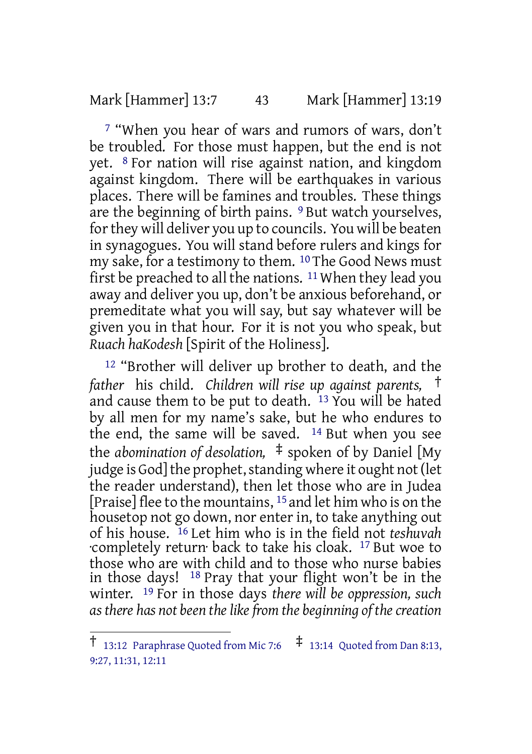[7] "When you hear of wars and rumors of wars, don't be troubled. For those must happen, but the end is not yet. [8] For nation will rise against nation, and kingdom against kingdom. There will be earthquakes in various places. There will be famines and troubles. These things are the beginning of birth pains. [9] But watch yourselves, for they will deliver you up to councils. You will be beaten in synagogues. You will stand before rulers and kings for my sake, for a testimony to them. [10] The Good News must first be preached to all the nations. [11] When they lead you away and deliver you up, don't be anxious beforehand, or premeditate what you will say, but say whatever will be given you in that hour. For it is not you who speak, but *Ruach haKodesh* [Spirit of the Holiness].

[12] "Brother will deliver up brother to death, and the *father* his child. *Children will rise up against parents,* † and cause them to be put to death. [13] You will be hated by all men for my name's sake, but he who endures to the end, the same will be saved. [14] But when you see the *abomination of desolation,* ‡ spoken of by Daniel [My judge is God] the prophet, standing where it ought not (let the reader understand), then let those who are in Judea [Praise] flee to the mountains, [15] and let him who is on the housetop not go down, nor enter in, to take anything out of his house. [16] Let him who is in the field not *teshuvah* ·completely return· back to take his cloak. [17] But woe to those who are with child and to those who nurse babies in those days! [18] Pray that your flight won't be in the winter. [19] For in those days *there will be oppression, such as there has not been the like from the beginning of the creation*

---

† 13:12 Paraphrase Quoted from Mic 7:6 ‡ 13:14 Quoted from Dan 8:13, 9:27, 11:31, 12:11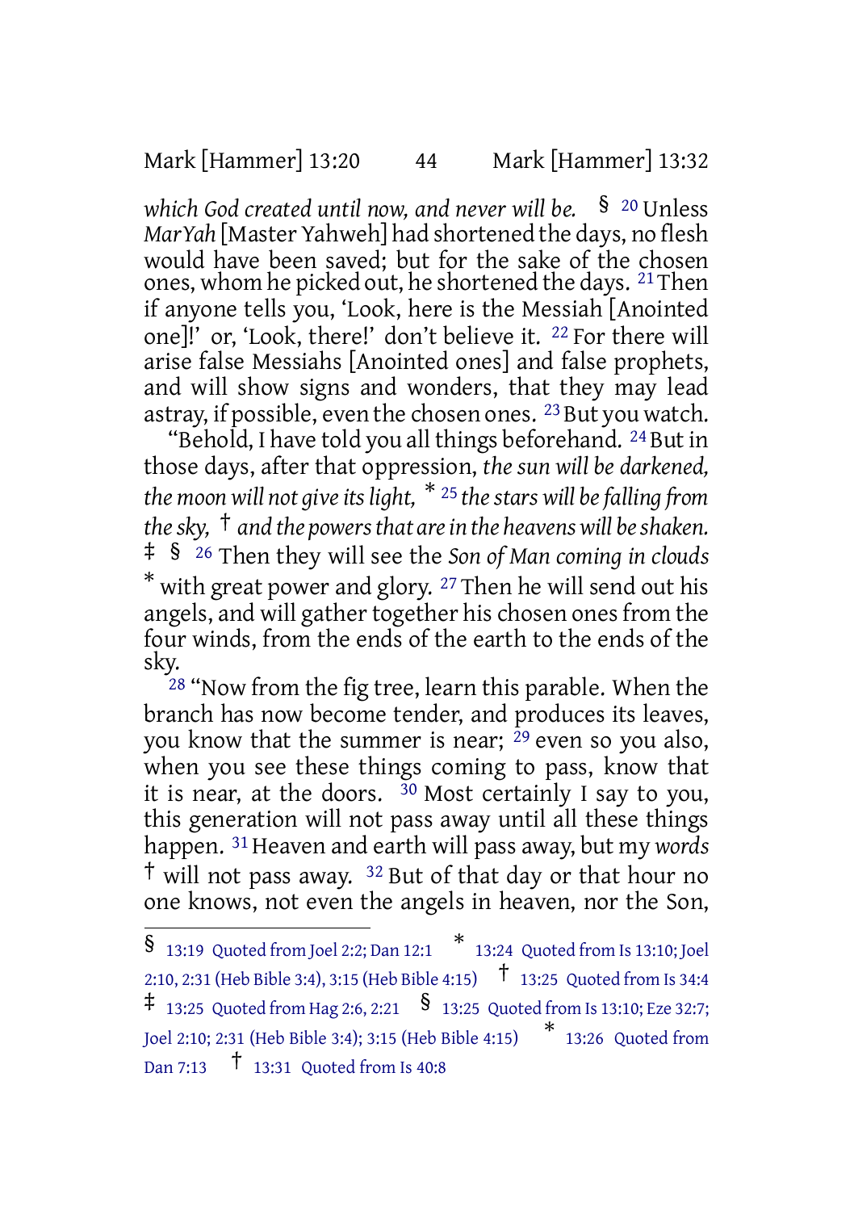*which God created until now, and never will be.* § [20] Unless *MarYah* [Master Yahweh] had shortened the days, no flesh would have been saved; but for the sake of the chosen ones, whom he picked out, he shortened the days. [21] Then if anyone tells you, 'Look, here is the Messiah [Anointed one]!' or, 'Look, there!' don't believe it. [22] For there will arise false Messiahs [Anointed ones] and false prophets, and will show signs and wonders, that they may lead astray, if possible, even the chosen ones. [23] But you watch.

"Behold, I have told you all things beforehand. [24] But in those days, after that oppression, *the sun will be darkened, the moon will not give its light,* * [25] *the stars will be falling from the sky,* † *and the powers that are in the heavens will be shaken.* ‡ § [26] Then they will see the *Son of Man coming in clouds* * with great power and glory. [27] Then he will send out his angels, and will gather together his chosen ones from the four winds, from the ends of the earth to the ends of the sky.

[28] "Now from the fig tree, learn this parable. When the branch has now become tender, and produces its leaves, you know that the summer is near; [29] even so you also, when you see these things coming to pass, know that it is near, at the doors. [30] Most certainly I say to you, this generation will not pass away until all these things happen. [31] Heaven and earth will pass away, but my *words* † will not pass away. [32] But of that day or that hour no one knows, not even the angels in heaven, nor the Son,

---

§ 13:19 Quoted from Joel 2:2; Dan 12:1 * 13:24 Quoted from Is 13:10; Joel 2:10, 2:31 (Heb Bible 3:4), 3:15 (Heb Bible 4:15) † 13:25 Quoted from Is 34:4 ‡ 13:25 Quoted from Hag 2:6, 2:21 § 13:25 Quoted from Is 13:10; Eze 32:7; Joel 2:10; 2:31 (Heb Bible 3:4); 3:15 (Heb Bible 4:15) * 13:26 Quoted from Dan 7:13 † 13:31 Quoted from Is 40:8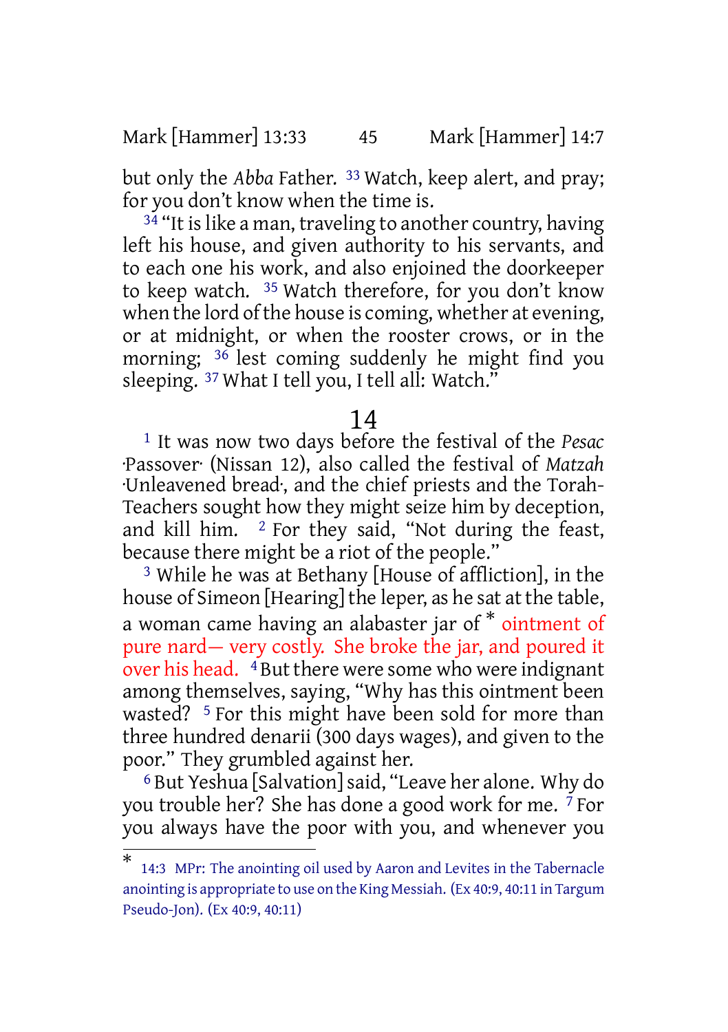but only the *Abba* Father. [33] Watch, keep alert, and pray; for you don't know when the time is.

[34] "It is like a man, traveling to another country, having left his house, and given authority to his servants, and to each one his work, and also enjoined the doorkeeper to keep watch. [35] Watch therefore, for you don't know when the lord of the house is coming, whether at evening, or at midnight, or when the rooster crows, or in the morning; [36] lest coming suddenly he might find you sleeping. [37] What I tell you, I tell all: Watch."

## 14

[1] It was now two days before the festival of the *Pesac* ·Passover· (Nissan 12), also called the festival of *Matzah* ·Unleavened bread·, and the chief priests and the Torah-Teachers sought how they might seize him by deception, and kill him. [2] For they said, "Not during the feast, because there might be a riot of the people."

[3] While he was at Bethany [House of affliction], in the house of Simeon [Hearing] the leper, as he sat at the table, a woman came having an alabaster jar of * ointment of pure nard— very costly. She broke the jar, and poured it over his head. [4] But there were some who were indignant among themselves, saying, "Why has this ointment been wasted? [5] For this might have been sold for more than three hundred denarii (300 days wages), and given to the poor." They grumbled against her.

[6] But Yeshua [Salvation] said, "Leave her alone. Why do you trouble her? She has done a good work for me. [7] For you always have the poor with you, and whenever you

---

* 14:3 MPr: The anointing oil used by Aaron and Levites in the Tabernacle anointing is appropriate to use on the King Messiah. (Ex 40:9, 40:11 in Targum Pseudo-Jon). (Ex 40:9, 40:11)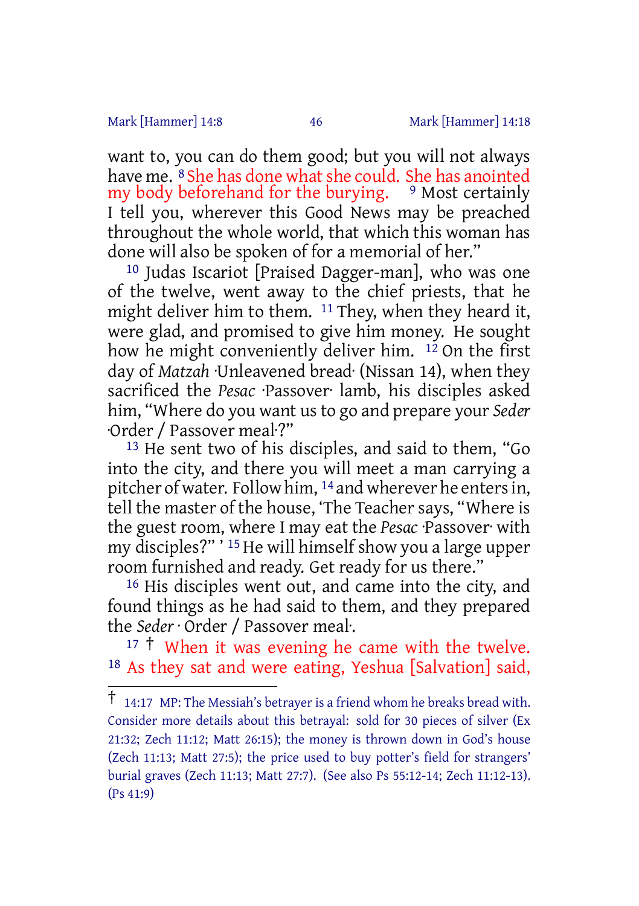want to, you can do them good; but you will not always have me. [8] She has done what she could. She has anointed my body beforehand for the burying. [9] Most certainly I tell you, wherever this Good News may be preached throughout the whole world, that which this woman has done will also be spoken of for a memorial of her."

[10] Judas Iscariot [Praised Dagger-man], who was one of the twelve, went away to the chief priests, that he might deliver him to them. [11] They, when they heard it, were glad, and promised to give him money. He sought how he might conveniently deliver him. [12] On the first day of *Matzah* ·Unleavened bread· (Nissan 14), when they sacrificed the *Pesac* ·Passover· lamb, his disciples asked him, "Where do you want us to go and prepare your *Seder* ·Order / Passover meal·?"

[13] He sent two of his disciples, and said to them, "Go into the city, and there you will meet a man carrying a pitcher of water. Follow him, [14] and wherever he enters in, tell the master of the house, 'The Teacher says, "Where is the guest room, where I may eat the *Pesac* ·Passover· with my disciples?" ' [15] He will himself show you a large upper room furnished and ready. Get ready for us there."

[16] His disciples went out, and came into the city, and found things as he had said to them, and they prepared the *Seder* · Order / Passover meal·.

[17] † When it was evening he came with the twelve. [18] As they sat and were eating, Yeshua [Salvation] said,

---

† 14:17 MP: The Messiah's betrayer is a friend whom he breaks bread with. Consider more details about this betrayal: sold for 30 pieces of silver (Ex 21:32; Zech 11:12; Matt 26:15); the money is thrown down in God's house (Zech 11:13; Matt 27:5); the price used to buy potter's field for strangers' burial graves (Zech 11:13; Matt 27:7). (See also Ps 55:12-14; Zech 11:12-13). (Ps 41:9)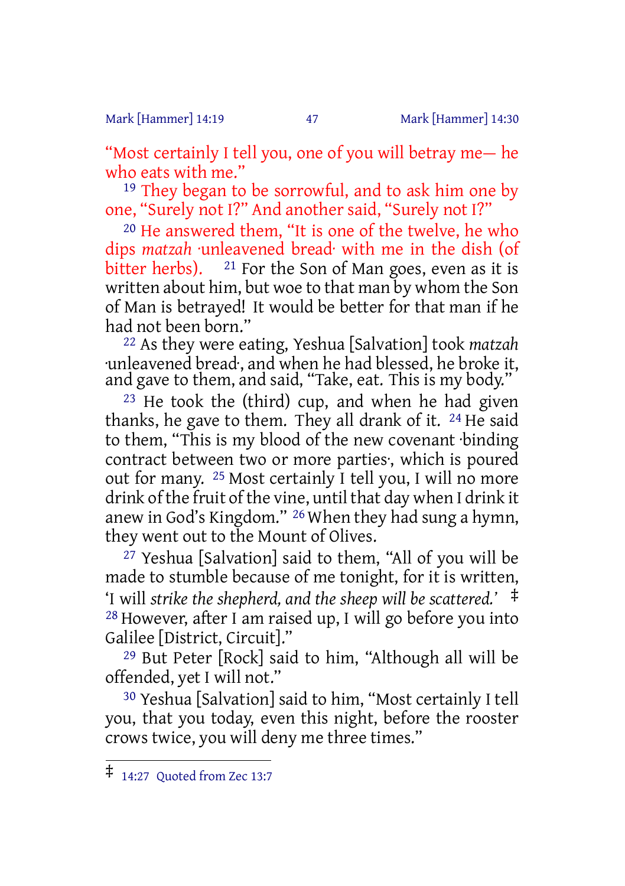"Most certainly I tell you, one of you will betray me— he who eats with me."

[19] They began to be sorrowful, and to ask him one by one, "Surely not I?" And another said, "Surely not I?"

[20] He answered them, "It is one of the twelve, he who dips *matzah* ·unleavened bread· with me in the dish (of bitter herbs). [21] For the Son of Man goes, even as it is written about him, but woe to that man by whom the Son of Man is betrayed! It would be better for that man if he had not been born."

[22] As they were eating, Yeshua [Salvation] took *matzah* ·unleavened bread·, and when he had blessed, he broke it, and gave to them, and said, "Take, eat. This is my body."

[23] He took the (third) cup, and when he had given thanks, he gave to them. They all drank of it. [24] He said to them, "This is my blood of the new covenant ·binding contract between two or more parties·, which is poured out for many. [25] Most certainly I tell you, I will no more drink of the fruit of the vine, until that day when I drink it anew in God's Kingdom." [26] When they had sung a hymn, they went out to the Mount of Olives.

[27] Yeshua [Salvation] said to them, "All of you will be made to stumble because of me tonight, for it is written, 'I will *strike the shepherd, and the sheep will be scattered.'* ‡ [28] However, after I am raised up, I will go before you into Galilee [District, Circuit]."

[29] But Peter [Rock] said to him, "Although all will be offended, yet I will not."

[30] Yeshua [Salvation] said to him, "Most certainly I tell you, that you today, even this night, before the rooster crows twice, you will deny me three times."

---

‡ 14:27 Quoted from Zec 13:7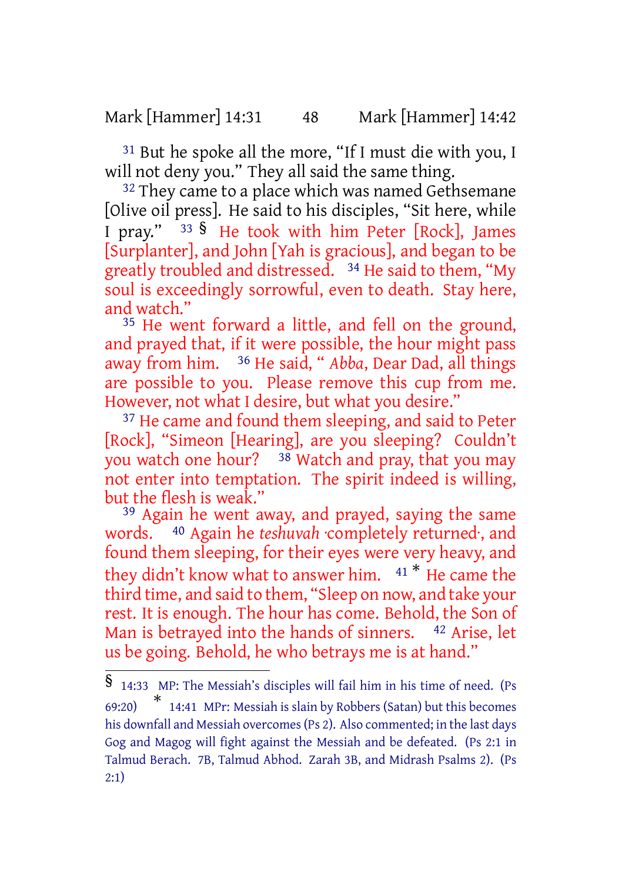[31] But he spoke all the more, "If I must die with you, I will not deny you." They all said the same thing.

[32] They came to a place which was named Gethsemane [Olive oil press]. He said to his disciples, "Sit here, while I pray." [33] § He took with him Peter [Rock], James [Surplanter], and John [Yah is gracious], and began to be greatly troubled and distressed. [34] He said to them, "My soul is exceedingly sorrowful, even to death. Stay here, and watch."

[35] He went forward a little, and fell on the ground, and prayed that, if it were possible, the hour might pass away from him. [36] He said, " *Abba*, Dear Dad, all things are possible to you. Please remove this cup from me. However, not what I desire, but what you desire."

[37] He came and found them sleeping, and said to Peter [Rock], "Simeon [Hearing], are you sleeping? Couldn't you watch one hour? [38] Watch and pray, that you may not enter into temptation. The spirit indeed is willing, but the flesh is weak."

[39] Again he went away, and prayed, saying the same words. [40] Again he *teshuvah* ·completely returned·, and found them sleeping, for their eyes were very heavy, and they didn't know what to answer him. [41] * He came the third time, and said to them, "Sleep on now, and take your rest. It is enough. The hour has come. Behold, the Son of Man is betrayed into the hands of sinners. [42] Arise, let us be going. Behold, he who betrays me is at hand."

---

§ 14:33 MP: The Messiah's disciples will fail him in his time of need. (Ps 69:20) * 14:41 MPr: Messiah is slain by Robbers (Satan) but this becomes his downfall and Messiah overcomes (Ps 2). Also commented; in the last days Gog and Magog will fight against the Messiah and be defeated. (Ps 2:1 in Talmud Berach. 7B, Talmud Abhod. Zarah 3B, and Midrash Psalms 2). (Ps 2:1)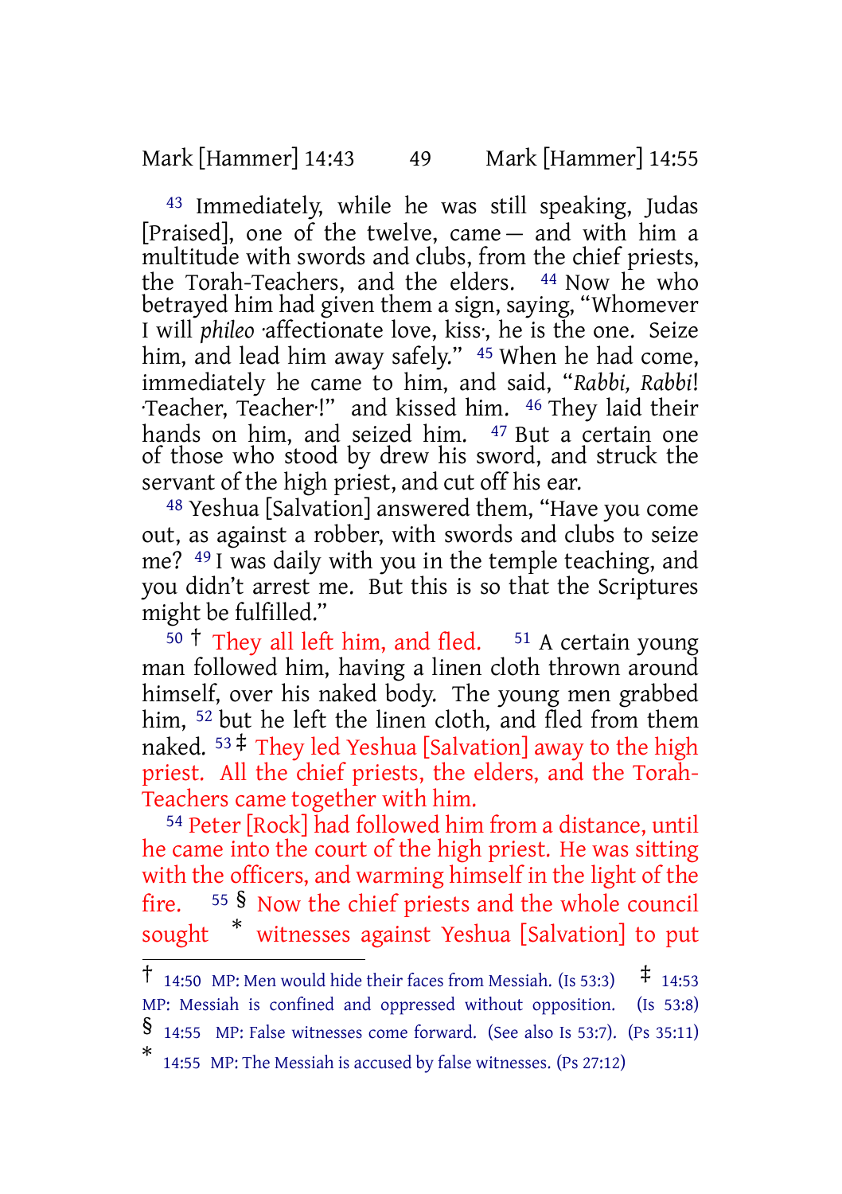[43] Immediately, while he was still speaking, Judas [Praised], one of the twelve, came— and with him a multitude with swords and clubs, from the chief priests, the Torah-Teachers, and the elders. [44] Now he who betrayed him had given them a sign, saying, "Whomever I will *phileo* ·affectionate love, kiss·, he is the one. Seize him, and lead him away safely." [45] When he had come, immediately he came to him, and said, "*Rabbi, Rabbi*! ·Teacher, Teacher·!" and kissed him. [46] They laid their hands on him, and seized him. [47] But a certain one of those who stood by drew his sword, and struck the servant of the high priest, and cut off his ear.

[48] Yeshua [Salvation] answered them, "Have you come out, as against a robber, with swords and clubs to seize me? [49] I was daily with you in the temple teaching, and you didn't arrest me. But this is so that the Scriptures might be fulfilled."

[50] † They all left him, and fled. [51] A certain young man followed him, having a linen cloth thrown around himself, over his naked body. The young men grabbed him, [52] but he left the linen cloth, and fled from them naked. [53] ‡ They led Yeshua [Salvation] away to the high priest. All the chief priests, the elders, and the Torah-Teachers came together with him.

[54] Peter [Rock] had followed him from a distance, until he came into the court of the high priest. He was sitting with the officers, and warming himself in the light of the fire. [55] § Now the chief priests and the whole council sought * witnesses against Yeshua [Salvation] to put

---

† 14:50 MP: Men would hide their faces from Messiah. (Is 53:3) ‡ 14:53 MP: Messiah is confined and oppressed without opposition. (Is 53:8)

§ 14:55 MP: False witnesses come forward. (See also Is 53:7). (Ps 35:11)

* 14:55 MP: The Messiah is accused by false witnesses. (Ps 27:12)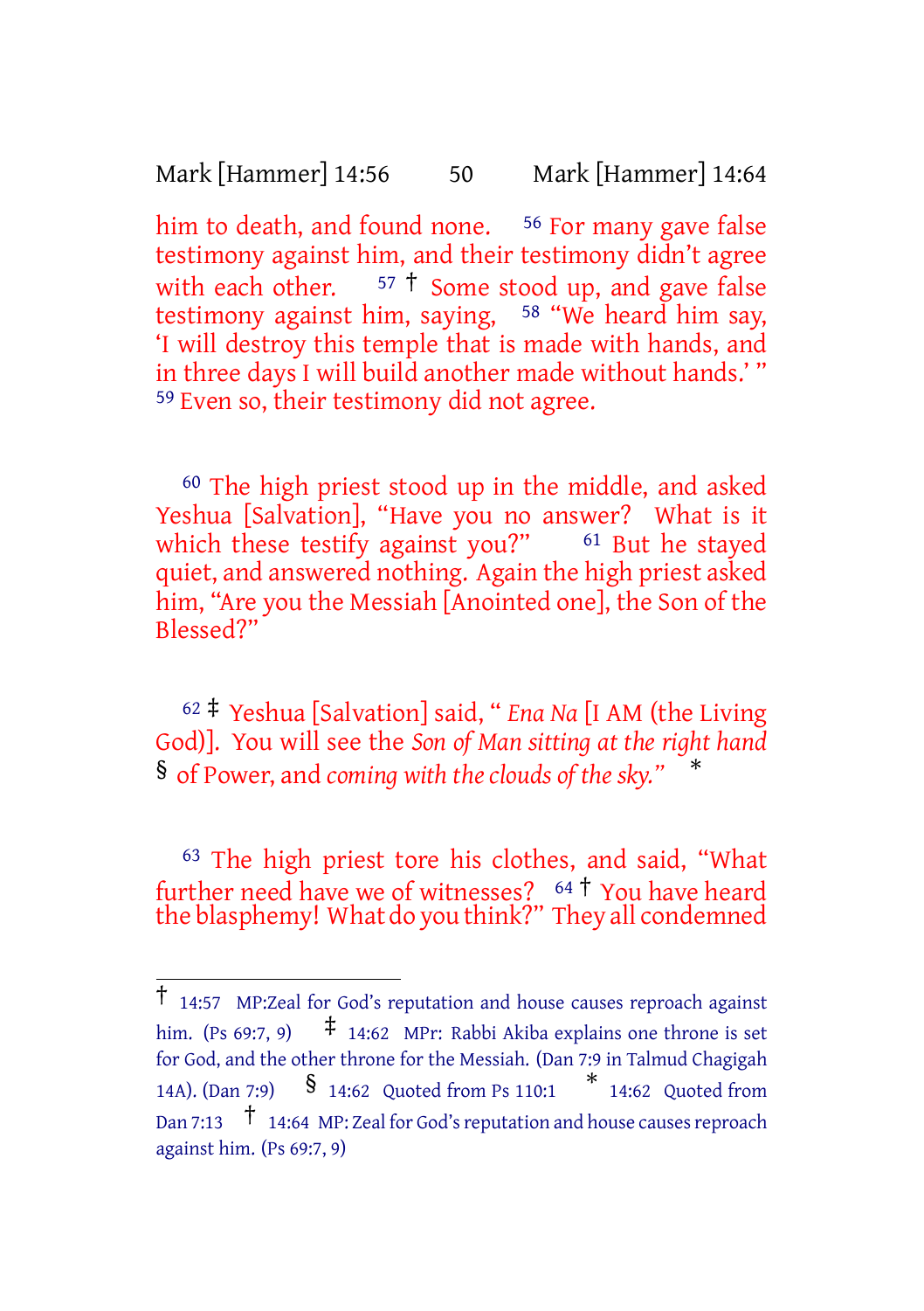him to death, and found none. [56] For many gave false testimony against him, and their testimony didn't agree with each other. [57] † Some stood up, and gave false testimony against him, saying, [58] "We heard him say, 'I will destroy this temple that is made with hands, and in three days I will build another made without hands.' " [59] Even so, their testimony did not agree.

[60] The high priest stood up in the middle, and asked Yeshua [Salvation], "Have you no answer? What is it which these testify against you?" [61] But he stayed quiet, and answered nothing. Again the high priest asked him, "Are you the Messiah [Anointed one], the Son of the Blessed?"

[62] ‡ Yeshua [Salvation] said, "*Ena Na* [I AM (the Living God)]. You will see the *Son of Man sitting at the right hand* § of Power, and *coming with the clouds of the sky.*" *

[63] The high priest tore his clothes, and said, "What further need have we of witnesses? [64] † You have heard the blasphemy! What do you think?" They all condemned

---

† 14:57 MP:Zeal for God's reputation and house causes reproach against him. (Ps 69:7, 9) ‡ 14:62 MPr: Rabbi Akiba explains one throne is set for God, and the other throne for the Messiah. (Dan 7:9 in Talmud Chagigah 14A). (Dan 7:9) § 14:62 Quoted from Ps 110:1 * 14:62 Quoted from Dan 7:13 † 14:64 MP: Zeal for God's reputation and house causes reproach against him. (Ps 69:7, 9)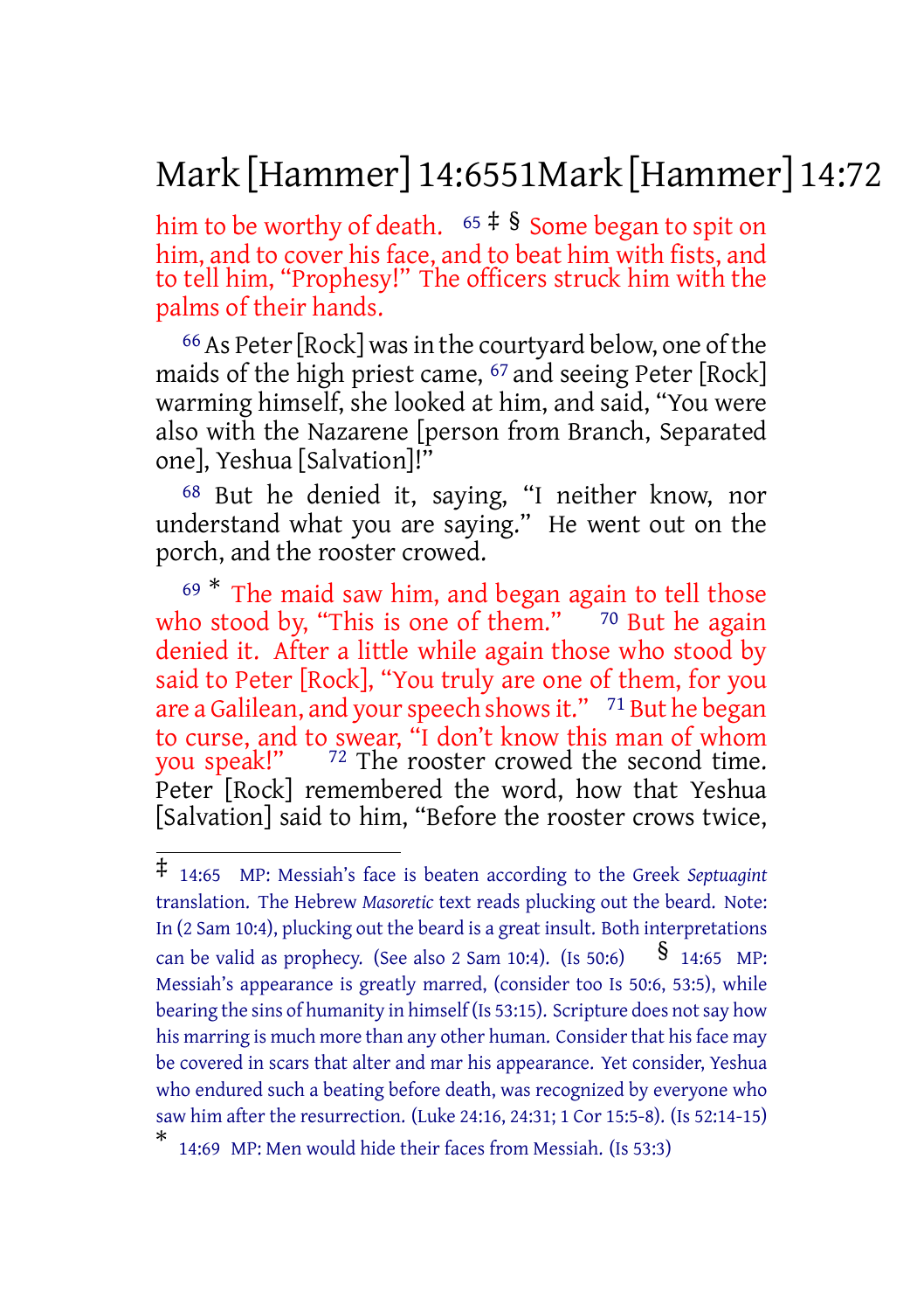him to be worthy of death. [65] ‡ § Some began to spit on him, and to cover his face, and to beat him with fists, and to tell him, "Prophesy!" The officers struck him with the palms of their hands.

[66] As Peter [Rock] was in the courtyard below, one of the maids of the high priest came, [67] and seeing Peter [Rock] warming himself, she looked at him, and said, "You were also with the Nazarene [person from Branch, Separated one], Yeshua [Salvation]!"

[68] But he denied it, saying, "I neither know, nor understand what you are saying." He went out on the porch, and the rooster crowed.

[69] * The maid saw him, and began again to tell those who stood by, "This is one of them." [70] But he again denied it. After a little while again those who stood by said to Peter [Rock], "You truly are one of them, for you are a Galilean, and your speech shows it." [71] But he began to curse, and to swear, "I don't know this man of whom you speak!" [72] The rooster crowed the second time. Peter [Rock] remembered the word, how that Yeshua [Salvation] said to him, "Before the rooster crows twice,

---

‡ 14:65 MP: Messiah's face is beaten according to the Greek *Septuagint* translation. The Hebrew *Masoretic* text reads plucking out the beard. Note: In (2 Sam 10:4), plucking out the beard is a great insult. Both interpretations can be valid as prophecy. (See also 2 Sam 10:4). (Is 50:6) § 14:65 MP: Messiah's appearance is greatly marred, (consider too Is 50:6, 53:5), while bearing the sins of humanity in himself (Is 53:15). Scripture does not say how his marring is much more than any other human. Consider that his face may be covered in scars that alter and mar his appearance. Yet consider, Yeshua who endured such a beating before death, was recognized by everyone who saw him after the resurrection. (Luke 24:16, 24:31; 1 Cor 15:5-8). (Is 52:14-15)

* 14:69 MP: Men would hide their faces from Messiah. (Is 53:3)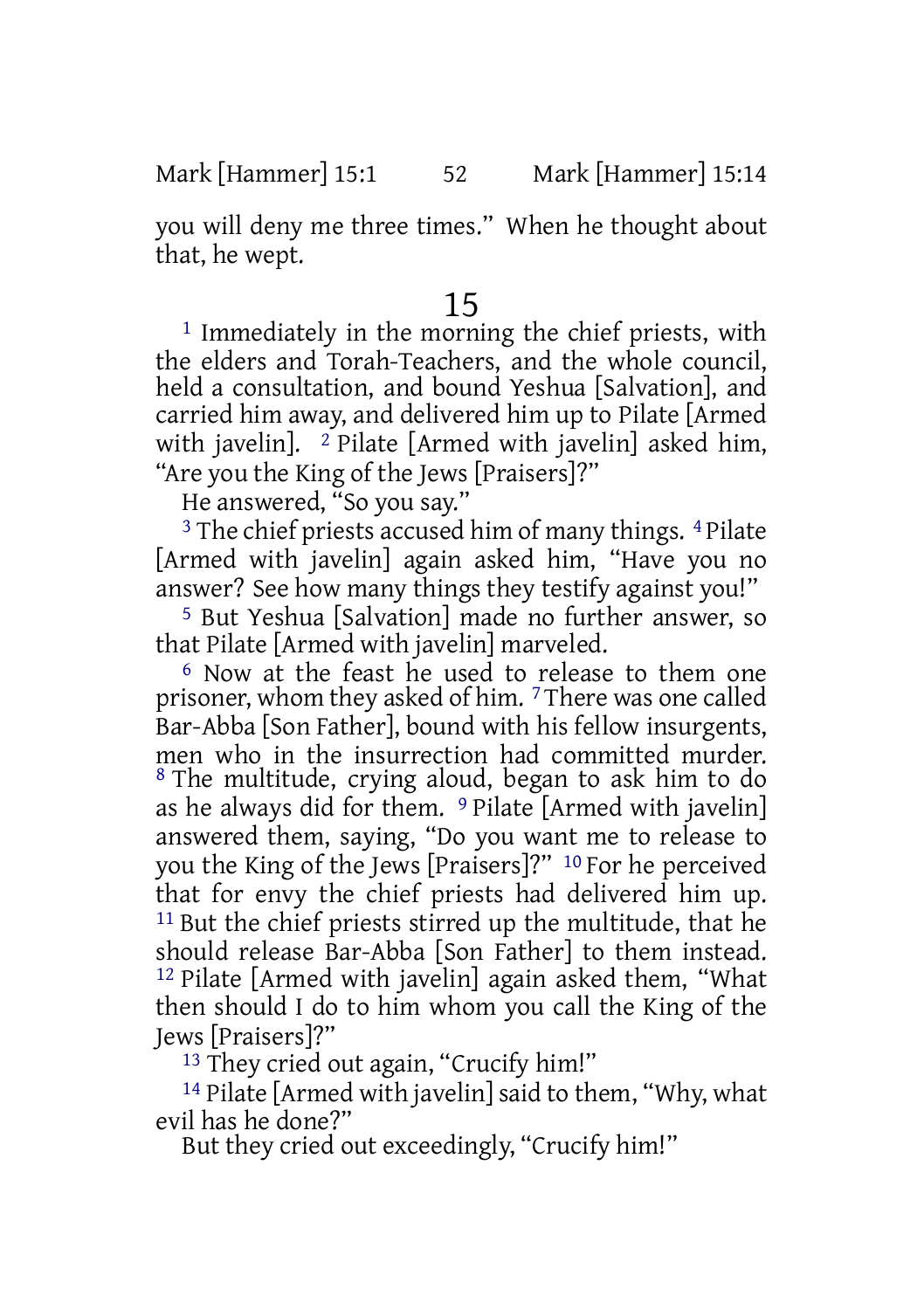you will deny me three times." When he thought about that, he wept.

# 15

[1] Immediately in the morning the chief priests, with the elders and Torah-Teachers, and the whole council, held a consultation, and bound Yeshua [Salvation], and carried him away, and delivered him up to Pilate [Armed with javelin]. [2] Pilate [Armed with javelin] asked him, "Are you the King of the Jews [Praisers]?"

He answered, "So you say."

[3] The chief priests accused him of many things. [4] Pilate [Armed with javelin] again asked him, "Have you no answer? See how many things they testify against you!"

[5] But Yeshua [Salvation] made no further answer, so that Pilate [Armed with javelin] marveled.

[6] Now at the feast he used to release to them one prisoner, whom they asked of him. [7] There was one called Bar-Abba [Son Father], bound with his fellow insurgents, men who in the insurrection had committed murder. [8] The multitude, crying aloud, began to ask him to do as he always did for them. [9] Pilate [Armed with javelin] answered them, saying, "Do you want me to release to you the King of the Jews [Praisers]?" [10] For he perceived that for envy the chief priests had delivered him up. [11] But the chief priests stirred up the multitude, that he should release Bar-Abba [Son Father] to them instead. [12] Pilate [Armed with javelin] again asked them, "What then should I do to him whom you call the King of the Jews [Praisers]?"

[13] They cried out again, "Crucify him!"

[14] Pilate [Armed with javelin] said to them, "Why, what evil has he done?"

But they cried out exceedingly, "Crucify him!"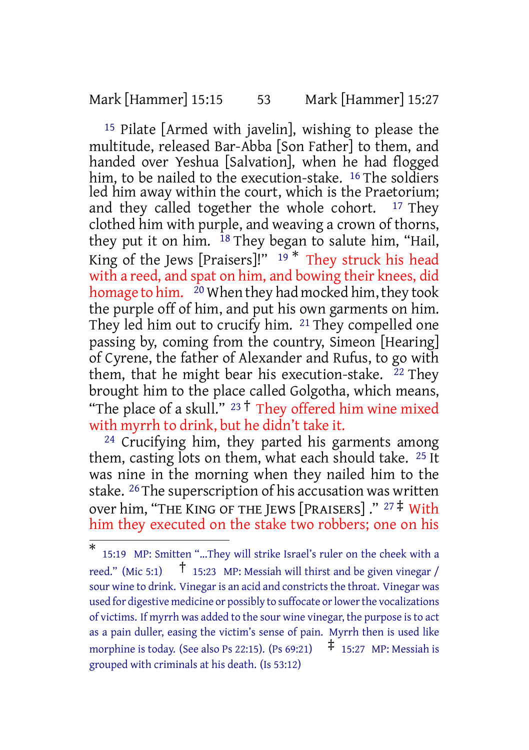[15] Pilate [Armed with javelin], wishing to please the multitude, released Bar-Abba [Son Father] to them, and handed over Yeshua [Salvation], when he had flogged him, to be nailed to the execution-stake. [16] The soldiers led him away within the court, which is the Praetorium; and they called together the whole cohort. [17] They clothed him with purple, and weaving a crown of thorns, they put it on him. [18] They began to salute him, "Hail, King of the Jews [Praisers]!" [19] * They struck his head with a reed, and spat on him, and bowing their knees, did homage to him. [20] When they had mocked him, they took the purple off of him, and put his own garments on him. They led him out to crucify him. [21] They compelled one passing by, coming from the country, Simeon [Hearing] of Cyrene, the father of Alexander and Rufus, to go with them, that he might bear his execution-stake. [22] They brought him to the place called Golgotha, which means, "The place of a skull." [23] † They offered him wine mixed with myrrh to drink, but he didn't take it.

[24] Crucifying him, they parted his garments among them, casting lots on them, what each should take. [25] It was nine in the morning when they nailed him to the stake. [26] The superscription of his accusation was written over him, "THE KING OF THE JEWS [PRAISERS] ." [27] ‡ With him they executed on the stake two robbers; one on his

---

* 15:19 MP: Smitten "...They will strike Israel's ruler on the cheek with a reed." (Mic 5:1) † 15:23 MP: Messiah will thirst and be given vinegar / sour wine to drink. Vinegar is an acid and constricts the throat. Vinegar was used for digestive medicine or possibly to suffocate or lower the vocalizations of victims. If myrrh was added to the sour wine vinegar, the purpose is to act as a pain duller, easing the victim's sense of pain. Myrrh then is used like morphine is today. (See also Ps 22:15). (Ps 69:21) ‡ 15:27 MP: Messiah is grouped with criminals at his death. (Is 53:12)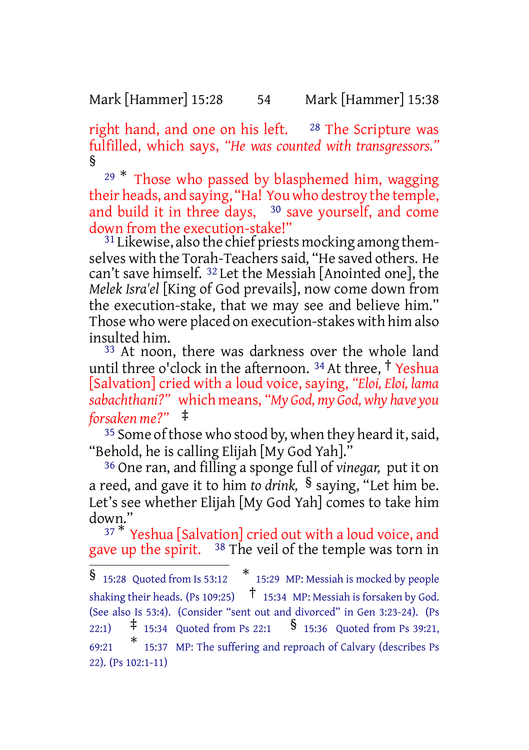right hand, and one on his left. [28] The Scripture was fulfilled, which says, *"He was counted with transgressors."* §

[29] * Those who passed by blasphemed him, wagging their heads, and saying, "Ha! You who destroy the temple, and build it in three days, [30] save yourself, and come down from the execution-stake!"

[31] Likewise, also the chief priests mocking among themselves with the Torah-Teachers said, "He saved others. He can't save himself. [32] Let the Messiah [Anointed one], the *Melek Isra'el* [King of God prevails], now come down from the execution-stake, that we may see and believe him." Those who were placed on execution-stakes with him also insulted him.

[33] At noon, there was darkness over the whole land until three o'clock in the afternoon. [34] At three, † Yeshua [Salvation] cried with a loud voice, saying, *"Eloi, Eloi, lama sabachthani?"* which means, *"My God, my God, why have you forsaken me?"* ‡

[35] Some of those who stood by, when they heard it, said, "Behold, he is calling Elijah [My God Yah]."

[36] One ran, and filling a sponge full of *vinegar,* put it on a reed, and gave it to him *to drink,* § saying, "Let him be. Let's see whether Elijah [My God Yah] comes to take him down."

[37] * Yeshua [Salvation] cried out with a loud voice, and gave up the spirit. [38] The veil of the temple was torn in

---

§ 15:28 Quoted from Is 53:12 * 15:29 MP: Messiah is mocked by people shaking their heads. (Ps 109:25) † 15:34 MP: Messiah is forsaken by God. (See also Is 53:4). (Consider "sent out and divorced" in Gen 3:23-24). (Ps 22:1) ‡ 15:34 Quoted from Ps 22:1 § 15:36 Quoted from Ps 39:21, 69:21 * 15:37 MP: The suffering and reproach of Calvary (describes Ps 22). (Ps 102:1-11)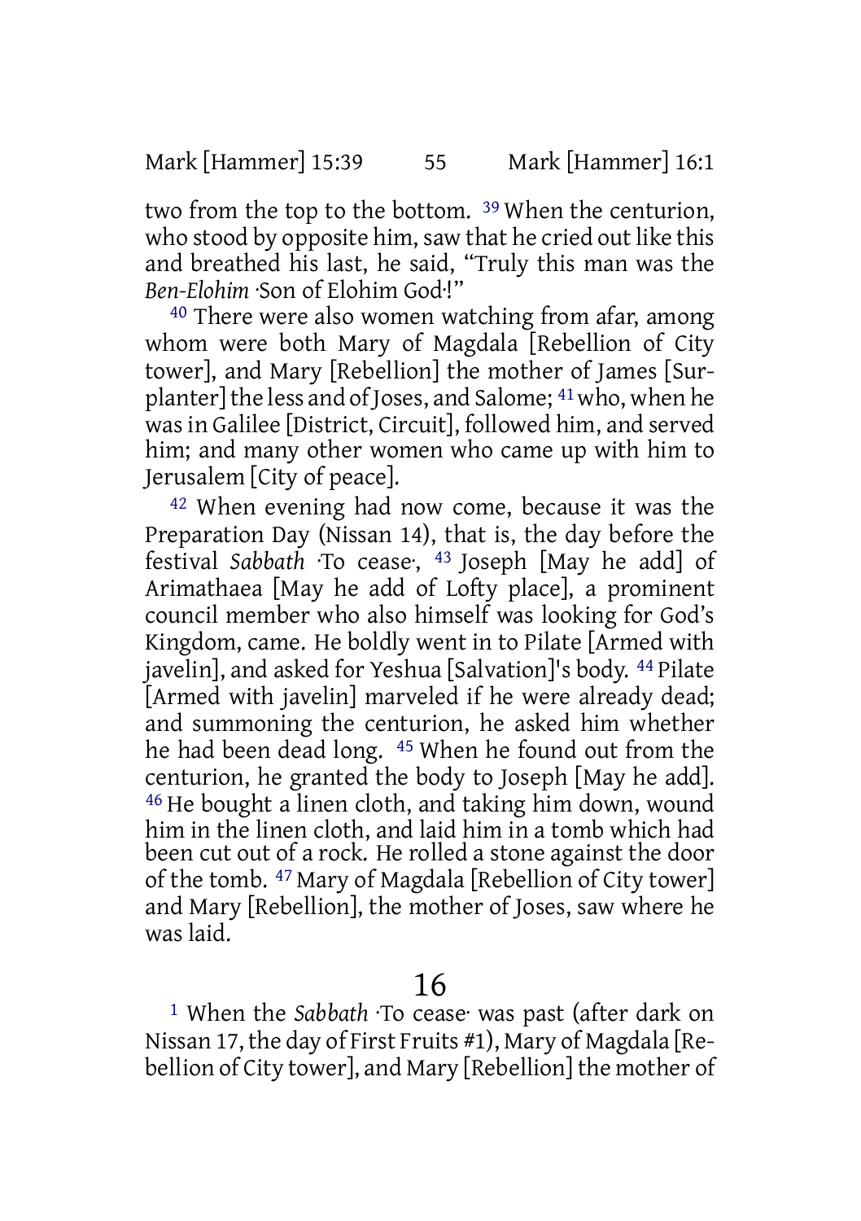two from the top to the bottom. 39 When the centurion, who stood by opposite him, saw that he cried out like this and breathed his last, he said, “Truly this man was the *Ben-Elohim* ·Son of Elohim God·!”

40 There were also women watching from afar, among whom were both Mary of Magdala [Rebellion of City tower], and Mary [Rebellion] the mother of James [Surplanter] the less and of Joses, and Salome; 41 who, when he was in Galilee [District, Circuit], followed him, and served him; and many other women who came up with him to Jerusalem [City of peace].

42 When evening had now come, because it was the Preparation Day (Nissan 14), that is, the day before the festival *Sabbath* ·To cease·, 43 Joseph [May he add] of Arimathaea [May he add of Lofty place], a prominent council member who also himself was looking for God’s Kingdom, came. He boldly went in to Pilate [Armed with javelin], and asked for Yeshua [Salvation]'s body. 44 Pilate [Armed with javelin] marveled if he were already dead; and summoning the centurion, he asked him whether he had been dead long. 45 When he found out from the centurion, he granted the body to Joseph [May he add]. 46 He bought a linen cloth, and taking him down, wound him in the linen cloth, and laid him in a tomb which had been cut out of a rock. He rolled a stone against the door of the tomb. 47 Mary of Magdala [Rebellion of City tower] and Mary [Rebellion], the mother of Joses, saw where he was laid.

# 16

1 When the *Sabbath* ·To cease· was past (after dark on Nissan 17, the day of First Fruits #1), Mary of Magdala [Rebellion of City tower], and Mary [Rebellion] the mother of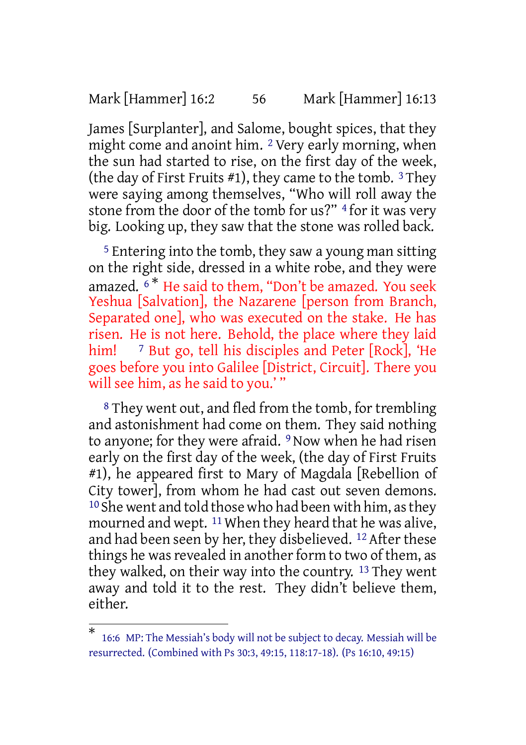James [Surplanter], and Salome, bought spices, that they might come and anoint him. 2 Very early morning, when the sun had started to rise, on the first day of the week, (the day of First Fruits #1), they came to the tomb. 3 They were saying among themselves, "Who will roll away the stone from the door of the tomb for us?" 4 for it was very big. Looking up, they saw that the stone was rolled back.

5 Entering into the tomb, they saw a young man sitting on the right side, dressed in a white robe, and they were amazed. 6 * He said to them, "Don't be amazed. You seek Yeshua [Salvation], the Nazarene [person from Branch, Separated one], who was executed on the stake. He has risen. He is not here. Behold, the place where they laid him! 7 But go, tell his disciples and Peter [Rock], 'He goes before you into Galilee [District, Circuit]. There you will see him, as he said to you.' "

8 They went out, and fled from the tomb, for trembling and astonishment had come on them. They said nothing to anyone; for they were afraid. 9 Now when he had risen early on the first day of the week, (the day of First Fruits #1), he appeared first to Mary of Magdala [Rebellion of City tower], from whom he had cast out seven demons. 10 She went and told those who had been with him, as they mourned and wept. 11 When they heard that he was alive, and had been seen by her, they disbelieved. 12 After these things he was revealed in another form to two of them, as they walked, on their way into the country. 13 They went away and told it to the rest. They didn't believe them, either.

---

* 16:6 MP: The Messiah's body will not be subject to decay. Messiah will be resurrected. (Combined with Ps 30:3, 49:15, 118:17-18). (Ps 16:10, 49:15)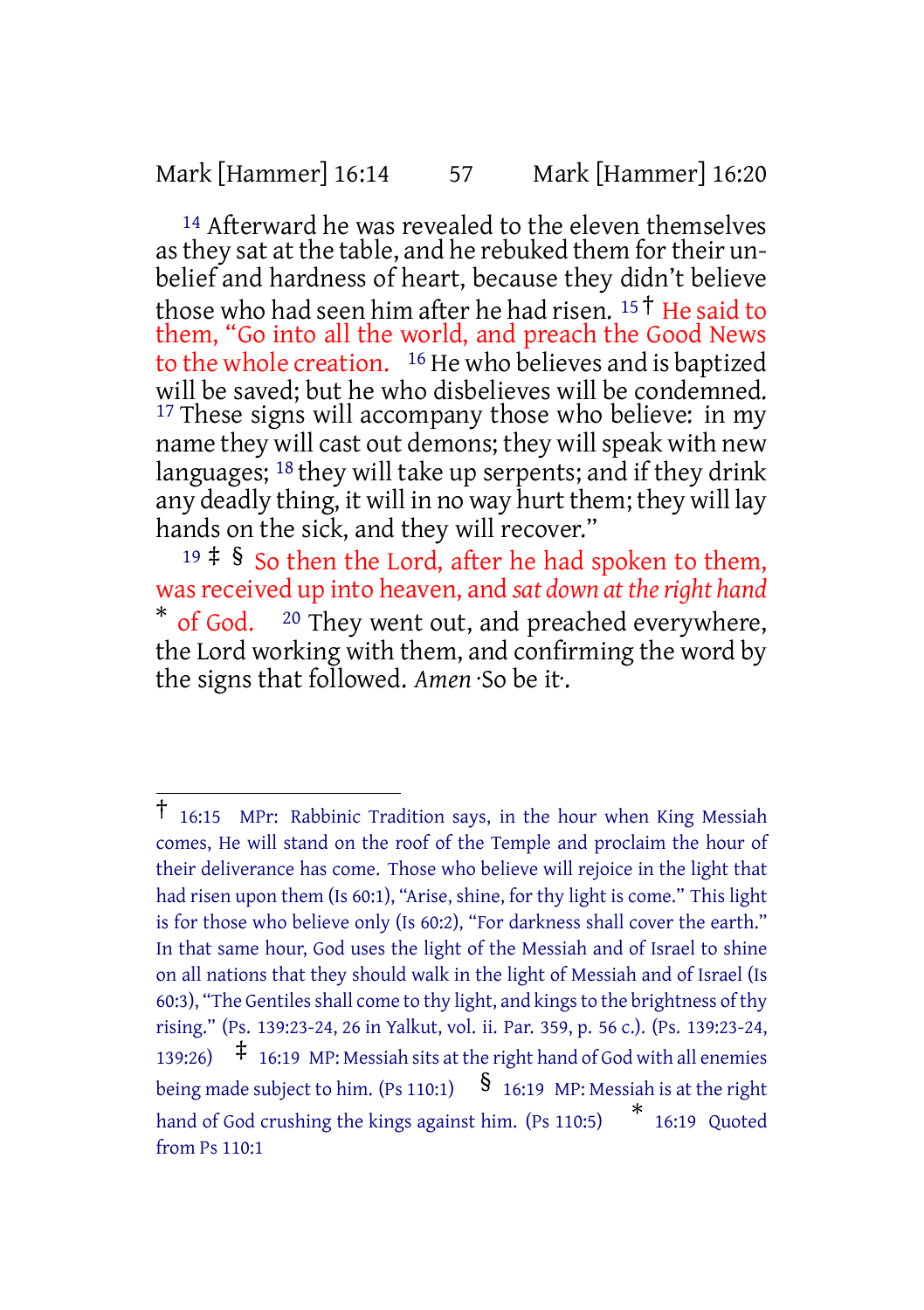[14] Afterward he was revealed to the eleven themselves as they sat at the table, and he rebuked them for their unbelief and hardness of heart, because they didn't believe those who had seen him after he had risen. [15] † He said to them, "Go into all the world, and preach the Good News to the whole creation. [16] He who believes and is baptized will be saved; but he who disbelieves will be condemned. [17] These signs will accompany those who believe: in my name they will cast out demons; they will speak with new languages; [18] they will take up serpents; and if they drink any deadly thing, it will in no way hurt them; they will lay hands on the sick, and they will recover."

[19] ‡ § So then the Lord, after he had spoken to them, was received up into heaven, and *sat down at the right hand* * of God. [20] They went out, and preached everywhere, the Lord working with them, and confirming the word by the signs that followed. *Amen* ·So be it·.

---

† 16:15 MPr: Rabbinic Tradition says, in the hour when King Messiah comes, He will stand on the roof of the Temple and proclaim the hour of their deliverance has come. Those who believe will rejoice in the light that had risen upon them (Is 60:1), "Arise, shine, for thy light is come." This light is for those who believe only (Is 60:2), "For darkness shall cover the earth." In that same hour, God uses the light of the Messiah and of Israel to shine on all nations that they should walk in the light of Messiah and of Israel (Is 60:3), "The Gentiles shall come to thy light, and kings to the brightness of thy rising." (Ps. 139:23-24, 26 in Yalkut, vol. ii. Par. 359, p. 56 c.). (Ps. 139:23-24, 139:26) ‡ 16:19 MP: Messiah sits at the right hand of God with all enemies being made subject to him. (Ps 110:1) § 16:19 MP: Messiah is at the right hand of God crushing the kings against him. (Ps 110:5) * 16:19 Quoted from Ps 110:1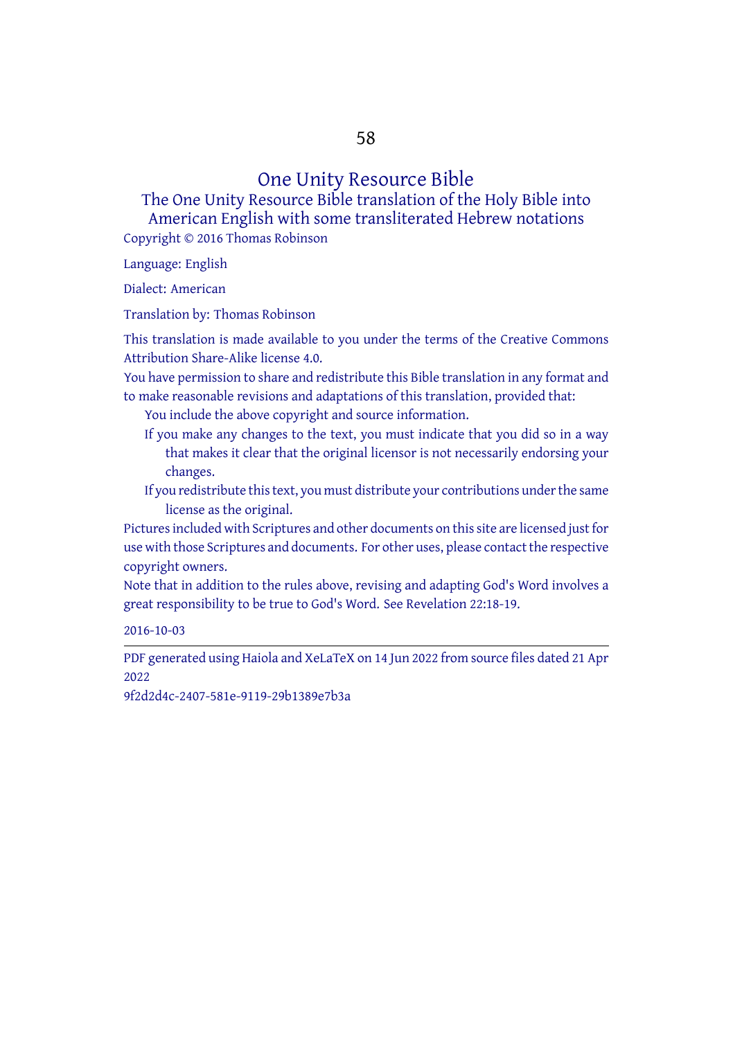# One Unity Resource Bible

## The One Unity Resource Bible translation of the Holy Bible into American English with some transliterated Hebrew notations

Copyright © 2016 Thomas Robinson

Language: English

Dialect: American

Translation by: Thomas Robinson

This translation is made available to you under the terms of the Creative Commons Attribution Share-Alike license 4.0.

You have permission to share and redistribute this Bible translation in any format and to make reasonable revisions and adaptations of this translation, provided that:

- You include the above copyright and source information.
- If you make any changes to the text, you must indicate that you did so in a way that makes it clear that the original licensor is not necessarily endorsing your changes.
- If you redistribute this text, you must distribute your contributions under the same license as the original.

Pictures included with Scriptures and other documents on this site are licensed just for use with those Scriptures and documents. For other uses, please contact the respective copyright owners.

Note that in addition to the rules above, revising and adapting God's Word involves a great responsibility to be true to God's Word. See Revelation 22:18-19.

2016-10-03

---

PDF generated using Haiola and XeLaTeX on 14 Jun 2022 from source files dated 21 Apr 2022

9f2d2d4c-2407-581e-9119-29b1389e7b3a